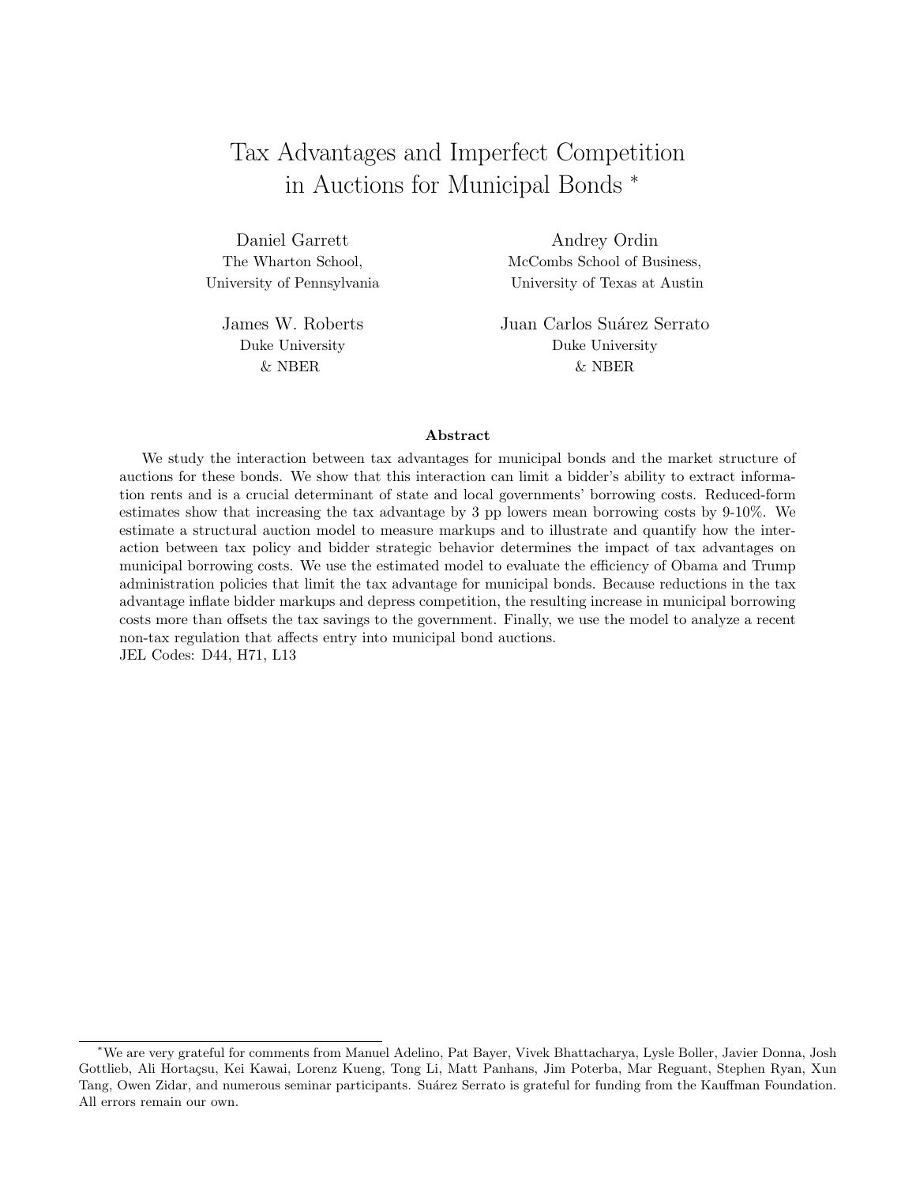# Tax Advantages and Imperfect Competition in Auctions for Municipal Bonds [*]

Daniel Garrett
The Wharton School,
University of Pennsylvania

Andrey Ordin
McCombs School of Business,
University of Texas at Austin

James W. Roberts
Duke University
& NBER

Juan Carlos Suárez Serrato
Duke University
& NBER

**Abstract**

We study the interaction between tax advantages for municipal bonds and the market structure of auctions for these bonds. We show that this interaction can limit a bidder's ability to extract information rents and is a crucial determinant of state and local governments' borrowing costs. Reduced-form estimates show that increasing the tax advantage by 3 pp lowers mean borrowing costs by 9-10%. We estimate a structural auction model to measure markups and to illustrate and quantify how the interaction between tax policy and bidder strategic behavior determines the impact of tax advantages on municipal borrowing costs. We use the estimated model to evaluate the efficiency of Obama and Trump administration policies that limit the tax advantage for municipal bonds. Because reductions in the tax advantage inflate bidder markups and depress competition, the resulting increase in municipal borrowing costs more than offsets the tax savings to the government. Finally, we use the model to analyze a recent non-tax regulation that affects entry into municipal bond auctions.

JEL Codes: D44, H71, L13

[*] We are very grateful for comments from Manuel Adelino, Pat Bayer, Vivek Bhattacharya, Lysle Boller, Javier Donna, Josh Gottlieb, Ali Hortaçsu, Kei Kawai, Lorenz Kueng, Tong Li, Matt Panhans, Jim Poterba, Mar Reguant, Stephen Ryan, Xun Tang, Owen Zidar, and numerous seminar participants. Suárez Serrato is grateful for funding from the Kauffman Foundation. All errors remain our own.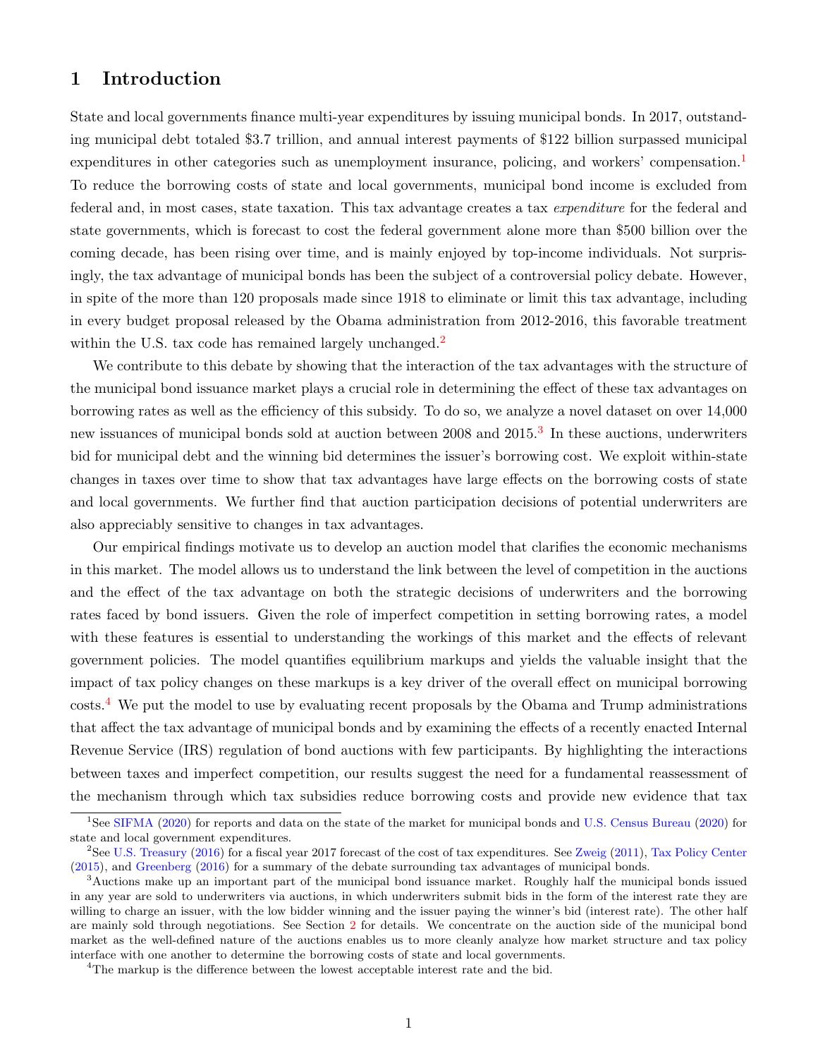# 1 Introduction

State and local governments finance multi-year expenditures by issuing municipal bonds. In 2017, outstanding municipal debt totaled \$3.7 trillion, and annual interest payments of \$122 billion surpassed municipal expenditures in other categories such as unemployment insurance, policing, and workers' compensation.[1] To reduce the borrowing costs of state and local governments, municipal bond income is excluded from federal and, in most cases, state taxation. This tax advantage creates a tax *expenditure* for the federal and state governments, which is forecast to cost the federal government alone more than \$500 billion over the coming decade, has been rising over time, and is mainly enjoyed by top-income individuals. Not surprisingly, the tax advantage of municipal bonds has been the subject of a controversial policy debate. However, in spite of the more than 120 proposals made since 1918 to eliminate or limit this tax advantage, including in every budget proposal released by the Obama administration from 2012-2016, this favorable treatment within the U.S. tax code has remained largely unchanged.[2]

We contribute to this debate by showing that the interaction of the tax advantages with the structure of the municipal bond issuance market plays a crucial role in determining the effect of these tax advantages on borrowing rates as well as the efficiency of this subsidy. To do so, we analyze a novel dataset on over 14,000 new issuances of municipal bonds sold at auction between 2008 and 2015.[3] In these auctions, underwriters bid for municipal debt and the winning bid determines the issuer's borrowing cost. We exploit within-state changes in taxes over time to show that tax advantages have large effects on the borrowing costs of state and local governments. We further find that auction participation decisions of potential underwriters are also appreciably sensitive to changes in tax advantages.

Our empirical findings motivate us to develop an auction model that clarifies the economic mechanisms in this market. The model allows us to understand the link between the level of competition in the auctions and the effect of the tax advantage on both the strategic decisions of underwriters and the borrowing rates faced by bond issuers. Given the role of imperfect competition in setting borrowing rates, a model with these features is essential to understanding the workings of this market and the effects of relevant government policies. The model quantifies equilibrium markups and yields the valuable insight that the impact of tax policy changes on these markups is a key driver of the overall effect on municipal borrowing costs.[4] We put the model to use by evaluating recent proposals by the Obama and Trump administrations that affect the tax advantage of municipal bonds and by examining the effects of a recently enacted Internal Revenue Service (IRS) regulation of bond auctions with few participants. By highlighting the interactions between taxes and imperfect competition, our results suggest the need for a fundamental reassessment of the mechanism through which tax subsidies reduce borrowing costs and provide new evidence that tax

[1] See SIFMA (2020) for reports and data on the state of the market for municipal bonds and U.S. Census Bureau (2020) for state and local government expenditures.

[2] See U.S. Treasury (2016) for a fiscal year 2017 forecast of the cost of tax expenditures. See Zweig (2011), Tax Policy Center (2015), and Greenberg (2016) for a summary of the debate surrounding tax advantages of municipal bonds.

[3] Auctions make up an important part of the municipal bond issuance market. Roughly half the municipal bonds issued in any year are sold to underwriters via auctions, in which underwriters submit bids in the form of the interest rate they are willing to charge an issuer, with the low bidder winning and the issuer paying the winner's bid (interest rate). The other half are mainly sold through negotiations. See Section 2 for details. We concentrate on the auction side of the municipal bond market as the well-defined nature of the auctions enables us to more cleanly analyze how market structure and tax policy interface with one another to determine the borrowing costs of state and local governments.

[4] The markup is the difference between the lowest acceptable interest rate and the bid.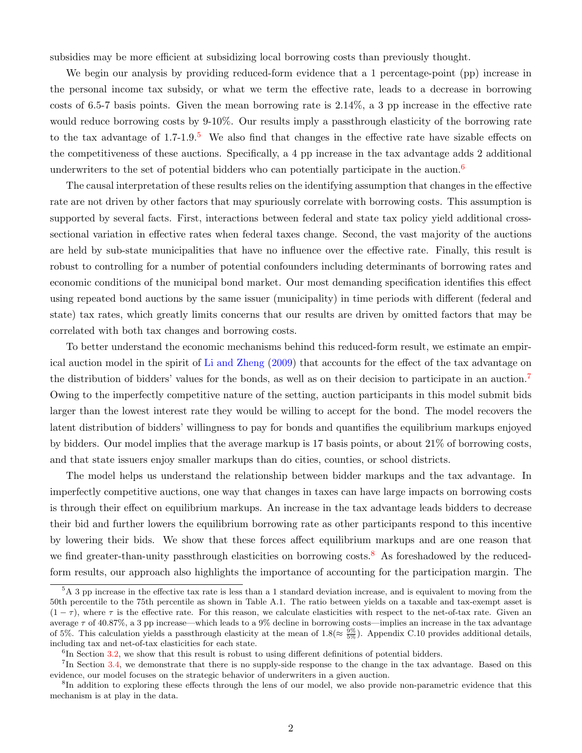subsidies may be more efficient at subsidizing local borrowing costs than previously thought.

We begin our analysis by providing reduced-form evidence that a 1 percentage-point (pp) increase in the personal income tax subsidy, or what we term the effective rate, leads to a decrease in borrowing costs of 6.5-7 basis points. Given the mean borrowing rate is 2.14%, a 3 pp increase in the effective rate would reduce borrowing costs by 9-10%. Our results imply a passthrough elasticity of the borrowing rate to the tax advantage of 1.7-1.9.[5] We also find that changes in the effective rate have sizable effects on the competitiveness of these auctions. Specifically, a 4 pp increase in the tax advantage adds 2 additional underwriters to the set of potential bidders who can potentially participate in the auction.[6]

The causal interpretation of these results relies on the identifying assumption that changes in the effective rate are not driven by other factors that may spuriously correlate with borrowing costs. This assumption is supported by several facts. First, interactions between federal and state tax policy yield additional cross-sectional variation in effective rates when federal taxes change. Second, the vast majority of the auctions are held by sub-state municipalities that have no influence over the effective rate. Finally, this result is robust to controlling for a number of potential confounders including determinants of borrowing rates and economic conditions of the municipal bond market. Our most demanding specification identifies this effect using repeated bond auctions by the same issuer (municipality) in time periods with different (federal and state) tax rates, which greatly limits concerns that our results are driven by omitted factors that may be correlated with both tax changes and borrowing costs.

To better understand the economic mechanisms behind this reduced-form result, we estimate an empirical auction model in the spirit of Li and Zheng (2009) that accounts for the effect of the tax advantage on the distribution of bidders' values for the bonds, as well as on their decision to participate in an auction.[7] Owing to the imperfectly competitive nature of the setting, auction participants in this model submit bids larger than the lowest interest rate they would be willing to accept for the bond. The model recovers the latent distribution of bidders' willingness to pay for bonds and quantifies the equilibrium markups enjoyed by bidders. Our model implies that the average markup is 17 basis points, or about 21% of borrowing costs, and that state issuers enjoy smaller markups than do cities, counties, or school districts.

The model helps us understand the relationship between bidder markups and the tax advantage. In imperfectly competitive auctions, one way that changes in taxes can have large impacts on borrowing costs is through their effect on equilibrium markups. An increase in the tax advantage leads bidders to decrease their bid and further lowers the equilibrium borrowing rate as other participants respond to this incentive by lowering their bids. We show that these forces affect equilibrium markups and are one reason that we find greater-than-unity passthrough elasticities on borrowing costs.[8] As foreshadowed by the reduced-form results, our approach also highlights the importance of accounting for the participation margin. The

---

[5] A 3 pp increase in the effective tax rate is less than a 1 standard deviation increase, and is equivalent to moving from the 50th percentile to the 75th percentile as shown in Table A.1. The ratio between yields on a taxable and tax-exempt asset is $(1 - \tau)$, where $\tau$ is the effective rate. For this reason, we calculate elasticities with respect to the net-of-tax rate. Given an average $\tau$ of 40.87%, a 3 pp increase—which leads to a 9% decline in borrowing costs—implies an increase in the tax advantage of 5%. This calculation yields a passthrough elasticity at the mean of $1.8 (\approx \frac{9\%}{5\%})$. Appendix C.10 provides additional details, including tax and net-of-tax elasticities for each state.

[6] In Section 3.2, we show that this result is robust to using different definitions of potential bidders.

[7] In Section 3.4, we demonstrate that there is no supply-side response to the change in the tax advantage. Based on this evidence, our model focuses on the strategic behavior of underwriters in a given auction.

[8] In addition to exploring these effects through the lens of our model, we also provide non-parametric evidence that this mechanism is at play in the data.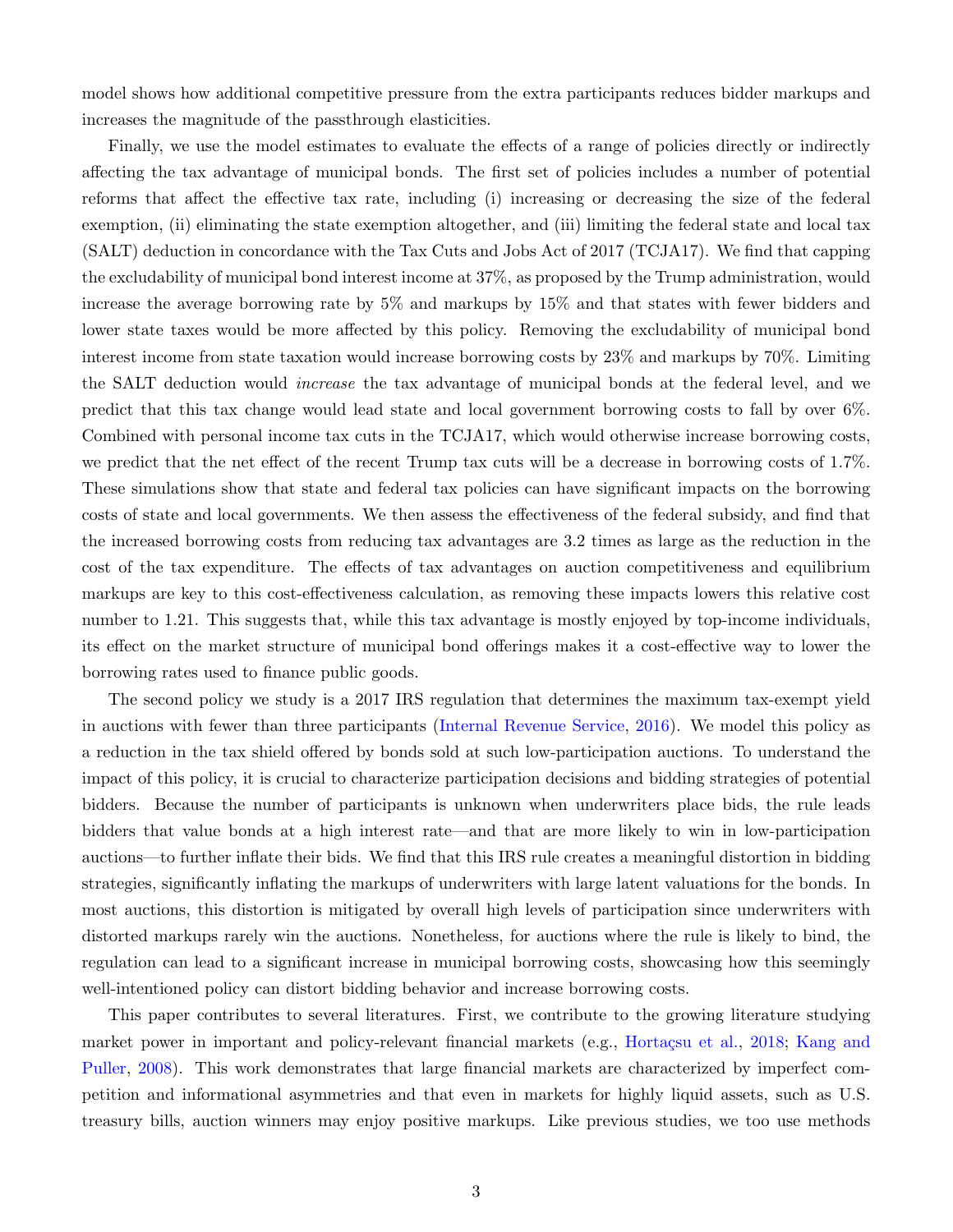model shows how additional competitive pressure from the extra participants reduces bidder markups and increases the magnitude of the passthrough elasticities.

Finally, we use the model estimates to evaluate the effects of a range of policies directly or indirectly affecting the tax advantage of municipal bonds. The first set of policies includes a number of potential reforms that affect the effective tax rate, including (i) increasing or decreasing the size of the federal exemption, (ii) eliminating the state exemption altogether, and (iii) limiting the federal state and local tax (SALT) deduction in concordance with the Tax Cuts and Jobs Act of 2017 (TCJA17). We find that capping the excludability of municipal bond interest income at 37%, as proposed by the Trump administration, would increase the average borrowing rate by 5% and markups by 15% and that states with fewer bidders and lower state taxes would be more affected by this policy. Removing the excludability of municipal bond interest income from state taxation would increase borrowing costs by 23% and markups by 70%. Limiting the SALT deduction would *increase* the tax advantage of municipal bonds at the federal level, and we predict that this tax change would lead state and local government borrowing costs to fall by over 6%. Combined with personal income tax cuts in the TCJA17, which would otherwise increase borrowing costs, we predict that the net effect of the recent Trump tax cuts will be a decrease in borrowing costs of 1.7%. These simulations show that state and federal tax policies can have significant impacts on the borrowing costs of state and local governments. We then assess the effectiveness of the federal subsidy, and find that the increased borrowing costs from reducing tax advantages are 3.2 times as large as the reduction in the cost of the tax expenditure. The effects of tax advantages on auction competitiveness and equilibrium markups are key to this cost-effectiveness calculation, as removing these impacts lowers this relative cost number to 1.21. This suggests that, while this tax advantage is mostly enjoyed by top-income individuals, its effect on the market structure of municipal bond offerings makes it a cost-effective way to lower the borrowing rates used to finance public goods.

The second policy we study is a 2017 IRS regulation that determines the maximum tax-exempt yield in auctions with fewer than three participants (Internal Revenue Service, 2016). We model this policy as a reduction in the tax shield offered by bonds sold at such low-participation auctions. To understand the impact of this policy, it is crucial to characterize participation decisions and bidding strategies of potential bidders. Because the number of participants is unknown when underwriters place bids, the rule leads bidders that value bonds at a high interest rate—and that are more likely to win in low-participation auctions—to further inflate their bids. We find that this IRS rule creates a meaningful distortion in bidding strategies, significantly inflating the markups of underwriters with large latent valuations for the bonds. In most auctions, this distortion is mitigated by overall high levels of participation since underwriters with distorted markups rarely win the auctions. Nonetheless, for auctions where the rule is likely to bind, the regulation can lead to a significant increase in municipal borrowing costs, showcasing how this seemingly well-intentioned policy can distort bidding behavior and increase borrowing costs.

This paper contributes to several literatures. First, we contribute to the growing literature studying market power in important and policy-relevant financial markets (e.g., Hortaçsu et al., 2018; Kang and Puller, 2008). This work demonstrates that large financial markets are characterized by imperfect competition and informational asymmetries and that even in markets for highly liquid assets, such as U.S. treasury bills, auction winners may enjoy positive markups. Like previous studies, we too use methods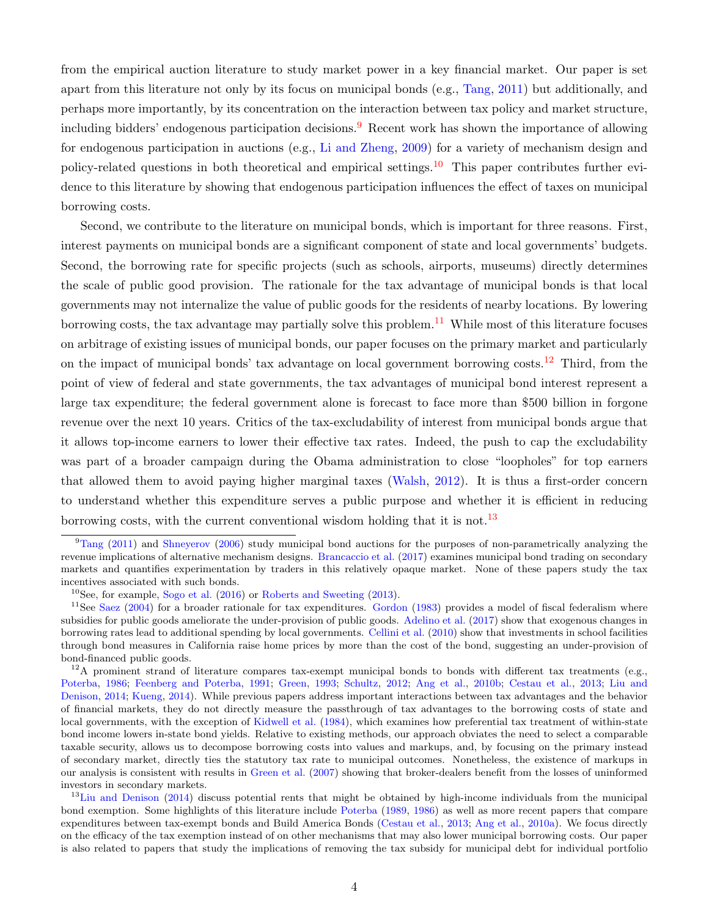from the empirical auction literature to study market power in a key financial market. Our paper is set apart from this literature not only by its focus on municipal bonds (e.g., Tang, 2011) but additionally, and perhaps more importantly, by its concentration on the interaction between tax policy and market structure, including bidders' endogenous participation decisions.[9] Recent work has shown the importance of allowing for endogenous participation in auctions (e.g., Li and Zheng, 2009) for a variety of mechanism design and policy-related questions in both theoretical and empirical settings.[10] This paper contributes further evidence to this literature by showing that endogenous participation influences the effect of taxes on municipal borrowing costs.

Second, we contribute to the literature on municipal bonds, which is important for three reasons. First, interest payments on municipal bonds are a significant component of state and local governments' budgets. Second, the borrowing rate for specific projects (such as schools, airports, museums) directly determines the scale of public good provision. The rationale for the tax advantage of municipal bonds is that local governments may not internalize the value of public goods for the residents of nearby locations. By lowering borrowing costs, the tax advantage may partially solve this problem.[11] While most of this literature focuses on arbitrage of existing issues of municipal bonds, our paper focuses on the primary market and particularly on the impact of municipal bonds' tax advantage on local government borrowing costs.[12] Third, from the point of view of federal and state governments, the tax advantages of municipal bond interest represent a large tax expenditure; the federal government alone is forecast to face more than $500 billion in forgone revenue over the next 10 years. Critics of the tax-excludability of interest from municipal bonds argue that it allows top-income earners to lower their effective tax rates. Indeed, the push to cap the excludability was part of a broader campaign during the Obama administration to close "loopholes" for top earners that allowed them to avoid paying higher marginal taxes (Walsh, 2012). It is thus a first-order concern to understand whether this expenditure serves a public purpose and whether it is efficient in reducing borrowing costs, with the current conventional wisdom holding that it is not.[13]

---

[9] Tang (2011) and Shneyerov (2006) study municipal bond auctions for the purposes of non-parametrically analyzing the revenue implications of alternative mechanism designs. Brancaccio et al. (2017) examines municipal bond trading on secondary markets and quantifies experimentation by traders in this relatively opaque market. None of these papers study the tax incentives associated with such bonds.

[10] See, for example, Sogo et al. (2016) or Roberts and Sweeting (2013).

[11] See Saez (2004) for a broader rationale for tax expenditures. Gordon (1983) provides a model of fiscal federalism where subsidies for public goods ameliorate the under-provision of public goods. Adelino et al. (2017) show that exogenous changes in borrowing rates lead to additional spending by local governments. Cellini et al. (2010) show that investments in school facilities through bond measures in California raise home prices by more than the cost of the bond, suggesting an under-provision of bond-financed public goods.

[12] A prominent strand of literature compares tax-exempt municipal bonds to bonds with different tax treatments (e.g., Poterba, 1986; Feenberg and Poterba, 1991; Green, 1993; Schultz, 2012; Ang et al., 2010b; Cestau et al., 2013; Liu and Denison, 2014; Kueng, 2014). While previous papers address important interactions between tax advantages and the behavior of financial markets, they do not directly measure the passthrough of tax advantages to the borrowing costs of state and local governments, with the exception of Kidwell et al. (1984), which examines how preferential tax treatment of within-state bond income lowers in-state bond yields. Relative to existing methods, our approach obviates the need to select a comparable taxable security, allows us to decompose borrowing costs into values and markups, and, by focusing on the primary instead of secondary market, directly ties the statutory tax rate to municipal outcomes. Nonetheless, the existence of markups in our analysis is consistent with results in Green et al. (2007) showing that broker-dealers benefit from the losses of uninformed investors in secondary markets.

[13] Liu and Denison (2014) discuss potential rents that might be obtained by high-income individuals from the municipal bond exemption. Some highlights of this literature include Poterba (1989, 1986) as well as more recent papers that compare expenditures between tax-exempt bonds and Build America Bonds (Cestau et al., 2013; Ang et al., 2010a). We focus directly on the efficacy of the tax exemption instead of on other mechanisms that may also lower municipal borrowing costs. Our paper is also related to papers that study the implications of removing the tax subsidy for municipal debt for individual portfolio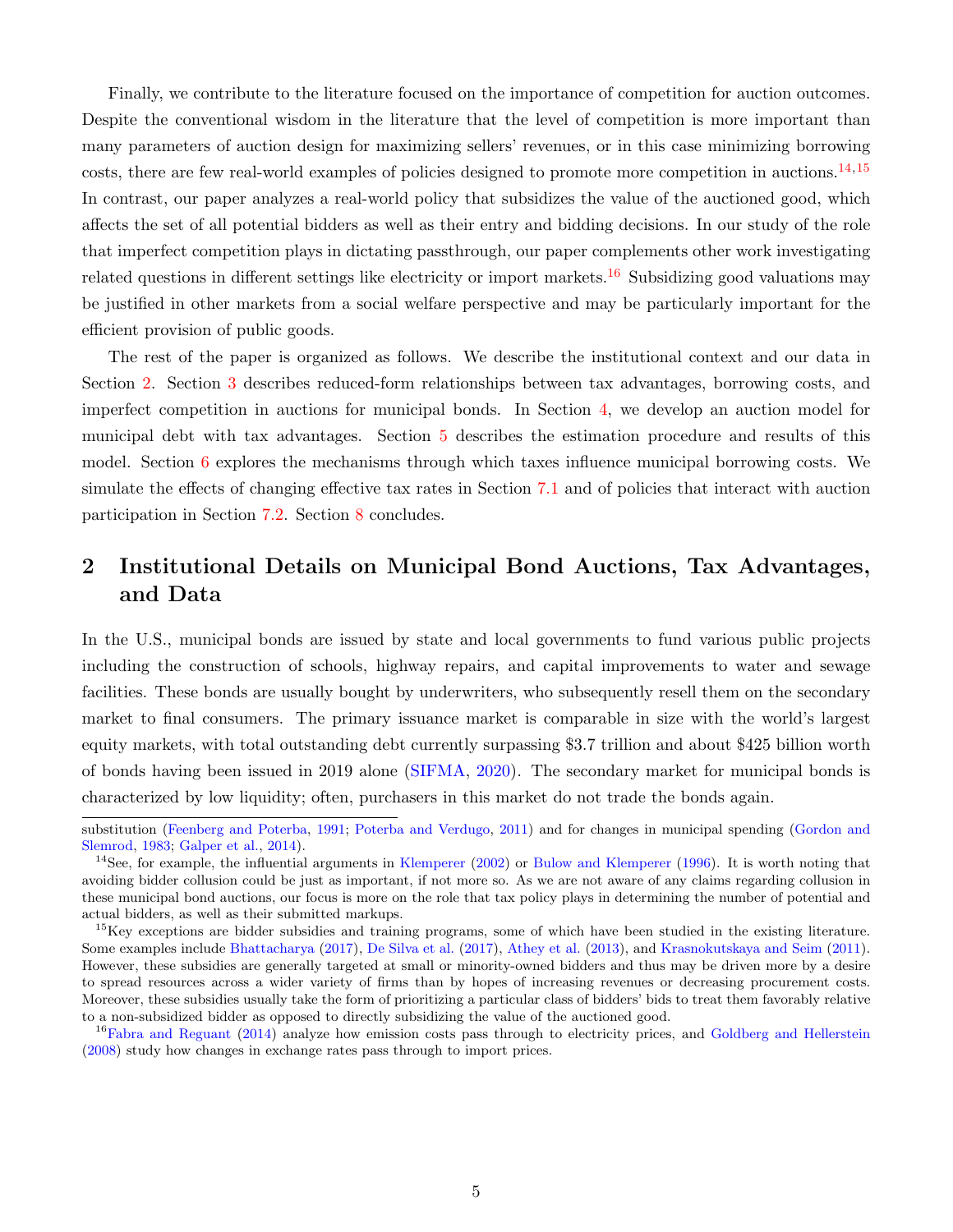Finally, we contribute to the literature focused on the importance of competition for auction outcomes. Despite the conventional wisdom in the literature that the level of competition is more important than many parameters of auction design for maximizing sellers' revenues, or in this case minimizing borrowing costs, there are few real-world examples of policies designed to promote more competition in auctions.[14,15] In contrast, our paper analyzes a real-world policy that subsidizes the value of the auctioned good, which affects the set of all potential bidders as well as their entry and bidding decisions. In our study of the role that imperfect competition plays in dictating passthrough, our paper complements other work investigating related questions in different settings like electricity or import markets.[16] Subsidizing good valuations may be justified in other markets from a social welfare perspective and may be particularly important for the efficient provision of public goods.

The rest of the paper is organized as follows. We describe the institutional context and our data in Section 2. Section 3 describes reduced-form relationships between tax advantages, borrowing costs, and imperfect competition in auctions for municipal bonds. In Section 4, we develop an auction model for municipal debt with tax advantages. Section 5 describes the estimation procedure and results of this model. Section 6 explores the mechanisms through which taxes influence municipal borrowing costs. We simulate the effects of changing effective tax rates in Section 7.1 and of policies that interact with auction participation in Section 7.2. Section 8 concludes.

# 2 Institutional Details on Municipal Bond Auctions, Tax Advantages, and Data

In the U.S., municipal bonds are issued by state and local governments to fund various public projects including the construction of schools, highway repairs, and capital improvements to water and sewage facilities. These bonds are usually bought by underwriters, who subsequently resell them on the secondary market to final consumers. The primary issuance market is comparable in size with the world's largest equity markets, with total outstanding debt currently surpassing \$3.7 trillion and about \$425 billion worth of bonds having been issued in 2019 alone (SIFMA, 2020). The secondary market for municipal bonds is characterized by low liquidity; often, purchasers in this market do not trade the bonds again.

---

substitution (Feenberg and Poterba, 1991; Poterba and Verdugo, 2011) and for changes in municipal spending (Gordon and Slemrod, 1983; Galper et al., 2014).

[14] See, for example, the influential arguments in Klemperer (2002) or Bulow and Klemperer (1996). It is worth noting that avoiding bidder collusion could be just as important, if not more so. As we are not aware of any claims regarding collusion in these municipal bond auctions, our focus is more on the role that tax policy plays in determining the number of potential and actual bidders, as well as their submitted markups.

[15] Key exceptions are bidder subsidies and training programs, some of which have been studied in the existing literature. Some examples include Bhattacharya (2017), De Silva et al. (2017), Athey et al. (2013), and Krasnokutskaya and Seim (2011). However, these subsidies are generally targeted at small or minority-owned bidders and thus may be driven more by a desire to spread resources across a wider variety of firms than by hopes of increasing revenues or decreasing procurement costs. Moreover, these subsidies usually take the form of prioritizing a particular class of bidders' bids to treat them favorably relative to a non-subsidized bidder as opposed to directly subsidizing the value of the auctioned good.

[16] Fabra and Reguant (2014) analyze how emission costs pass through to electricity prices, and Goldberg and Hellerstein (2008) study how changes in exchange rates pass through to import prices.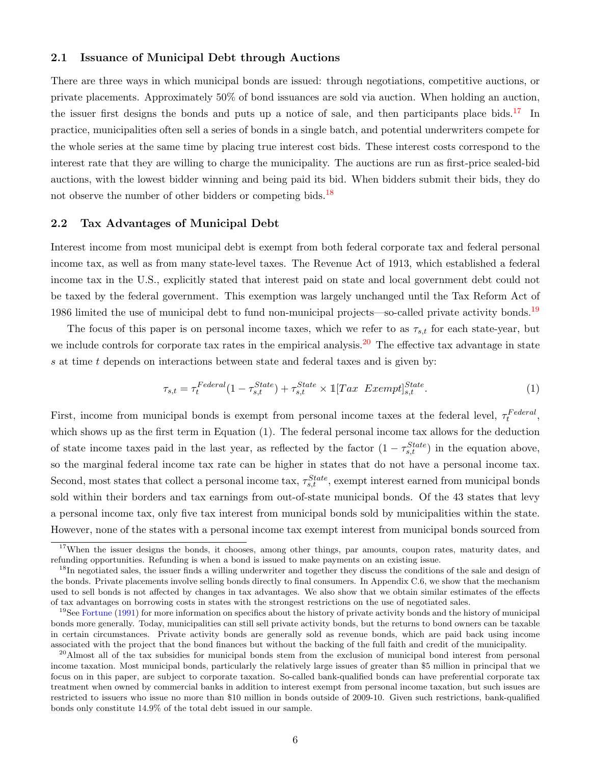### 2.1 Issuance of Municipal Debt through Auctions

There are three ways in which municipal bonds are issued: through negotiations, competitive auctions, or private placements. Approximately 50% of bond issuances are sold via auction. When holding an auction, the issuer first designs the bonds and puts up a notice of sale, and then participants place bids.[17] In practice, municipalities often sell a series of bonds in a single batch, and potential underwriters compete for the whole series at the same time by placing true interest cost bids. These interest costs correspond to the interest rate that they are willing to charge the municipality. The auctions are run as first-price sealed-bid auctions, with the lowest bidder winning and being paid its bid. When bidders submit their bids, they do not observe the number of other bidders or competing bids.[18]

### 2.2 Tax Advantages of Municipal Debt

Interest income from most municipal debt is exempt from both federal corporate tax and federal personal income tax, as well as from many state-level taxes. The Revenue Act of 1913, which established a federal income tax in the U.S., explicitly stated that interest paid on state and local government debt could not be taxed by the federal government. This exemption was largely unchanged until the Tax Reform Act of 1986 limited the use of municipal debt to fund non-municipal projects—so-called private activity bonds.[19]

The focus of this paper is on personal income taxes, which we refer to as $\tau_{s,t}$ for each state-year, but we include controls for corporate tax rates in the empirical analysis.[20] The effective tax advantage in state $s$ at time $t$ depends on interactions between state and federal taxes and is given by:

$$\tau_{s,t} = \tau_t^{Federal}(1 - \tau_{s,t}^{State}) + \tau_{s,t}^{State} \times \mathbb{1}[Tax\ \ Exempt]_{s,t}^{State}. \tag{1}$$

First, income from municipal bonds is exempt from personal income taxes at the federal level, $\tau_t^{Federal}$, which shows up as the first term in Equation (1). The federal personal income tax allows for the deduction of state income taxes paid in the last year, as reflected by the factor $(1 - \tau_{s,t}^{State})$ in the equation above, so the marginal federal income tax rate can be higher in states that do not have a personal income tax. Second, most states that collect a personal income tax, $\tau_{s,t}^{State}$, exempt interest earned from municipal bonds sold within their borders and tax earnings from out-of-state municipal bonds. Of the 43 states that levy a personal income tax, only five tax interest from municipal bonds sold by municipalities within the state. However, none of the states with a personal income tax exempt interest from municipal bonds sourced from

[17] When the issuer designs the bonds, it chooses, among other things, par amounts, coupon rates, maturity dates, and refunding opportunities. Refunding is when a bond is issued to make payments on an existing issue.

[18] In negotiated sales, the issuer finds a willing underwriter and together they discuss the conditions of the sale and design of the bonds. Private placements involve selling bonds directly to final consumers. In Appendix C.6, we show that the mechanism used to sell bonds is not affected by changes in tax advantages. We also show that we obtain similar estimates of the effects of tax advantages on borrowing costs in states with the strongest restrictions on the use of negotiated sales.

[19] See Fortune (1991) for more information on specifics about the history of private activity bonds and the history of municipal bonds more generally. Today, municipalities can still sell private activity bonds, but the returns to bond owners can be taxable in certain circumstances. Private activity bonds are generally sold as revenue bonds, which are paid back using income associated with the project that the bond finances but without the backing of the full faith and credit of the municipality.

[20] Almost all of the tax subsidies for municipal bonds stem from the exclusion of municipal bond interest from personal income taxation. Most municipal bonds, particularly the relatively large issues of greater than \$5 million in principal that we focus on in this paper, are subject to corporate taxation. So-called bank-qualified bonds can have preferential corporate tax treatment when owned by commercial banks in addition to interest exempt from personal income taxation, but such issues are restricted to issuers who issue no more than \$10 million in bonds outside of 2009-10. Given such restrictions, bank-qualified bonds only constitute 14.9% of the total debt issued in our sample.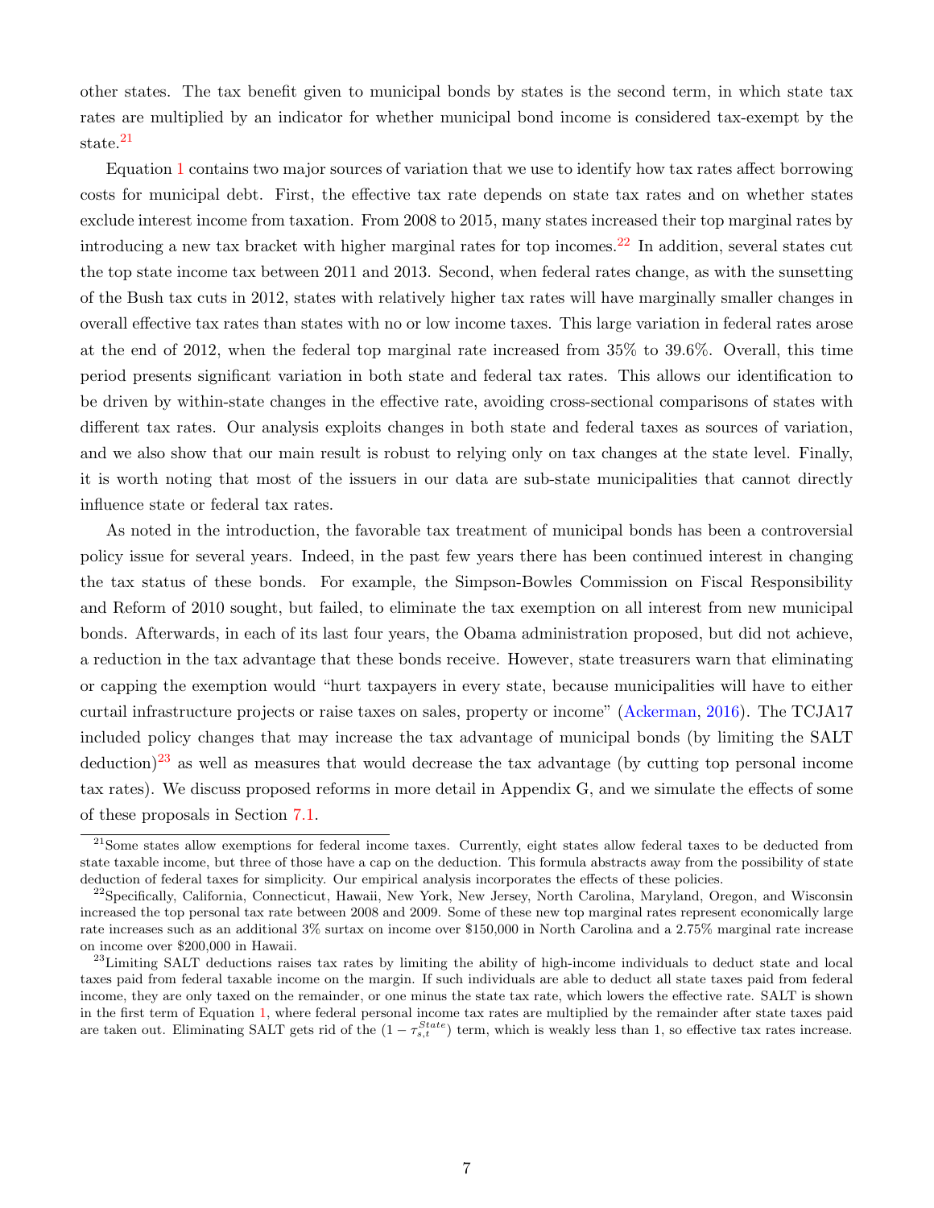other states. The tax benefit given to municipal bonds by states is the second term, in which state tax rates are multiplied by an indicator for whether municipal bond income is considered tax-exempt by the state.[21]

Equation 1 contains two major sources of variation that we use to identify how tax rates affect borrowing costs for municipal debt. First, the effective tax rate depends on state tax rates and on whether states exclude interest income from taxation. From 2008 to 2015, many states increased their top marginal rates by introducing a new tax bracket with higher marginal rates for top incomes.[22] In addition, several states cut the top state income tax between 2011 and 2013. Second, when federal rates change, as with the sunsetting of the Bush tax cuts in 2012, states with relatively higher tax rates will have marginally smaller changes in overall effective tax rates than states with no or low income taxes. This large variation in federal rates arose at the end of 2012, when the federal top marginal rate increased from 35% to 39.6%. Overall, this time period presents significant variation in both state and federal tax rates. This allows our identification to be driven by within-state changes in the effective rate, avoiding cross-sectional comparisons of states with different tax rates. Our analysis exploits changes in both state and federal taxes as sources of variation, and we also show that our main result is robust to relying only on tax changes at the state level. Finally, it is worth noting that most of the issuers in our data are sub-state municipalities that cannot directly influence state or federal tax rates.

As noted in the introduction, the favorable tax treatment of municipal bonds has been a controversial policy issue for several years. Indeed, in the past few years there has been continued interest in changing the tax status of these bonds. For example, the Simpson-Bowles Commission on Fiscal Responsibility and Reform of 2010 sought, but failed, to eliminate the tax exemption on all interest from new municipal bonds. Afterwards, in each of its last four years, the Obama administration proposed, but did not achieve, a reduction in the tax advantage that these bonds receive. However, state treasurers warn that eliminating or capping the exemption would "hurt taxpayers in every state, because municipalities will have to either curtail infrastructure projects or raise taxes on sales, property or income" (Ackerman, 2016). The TCJA17 included policy changes that may increase the tax advantage of municipal bonds (by limiting the SALT deduction)[23] as well as measures that would decrease the tax advantage (by cutting top personal income tax rates). We discuss proposed reforms in more detail in Appendix G, and we simulate the effects of some of these proposals in Section 7.1.

[21] Some states allow exemptions for federal income taxes. Currently, eight states allow federal taxes to be deducted from state taxable income, but three of those have a cap on the deduction. This formula abstracts away from the possibility of state deduction of federal taxes for simplicity. Our empirical analysis incorporates the effects of these policies.

[22] Specifically, California, Connecticut, Hawaii, New York, New Jersey, North Carolina, Maryland, Oregon, and Wisconsin increased the top personal tax rate between 2008 and 2009. Some of these new top marginal rates represent economically large rate increases such as an additional 3% surtax on income over \$150,000 in North Carolina and a 2.75% marginal rate increase on income over \$200,000 in Hawaii.

[23] Limiting SALT deductions raises tax rates by limiting the ability of high-income individuals to deduct state and local taxes paid from federal taxable income on the margin. If such individuals are able to deduct all state taxes paid from federal income, they are only taxed on the remainder, or one minus the state tax rate, which lowers the effective rate. SALT is shown in the first term of Equation 1, where federal personal income tax rates are multiplied by the remainder after state taxes paid are taken out. Eliminating SALT gets rid of the $(1 - \tau_{s,t}^{State})$ term, which is weakly less than 1, so effective tax rates increase.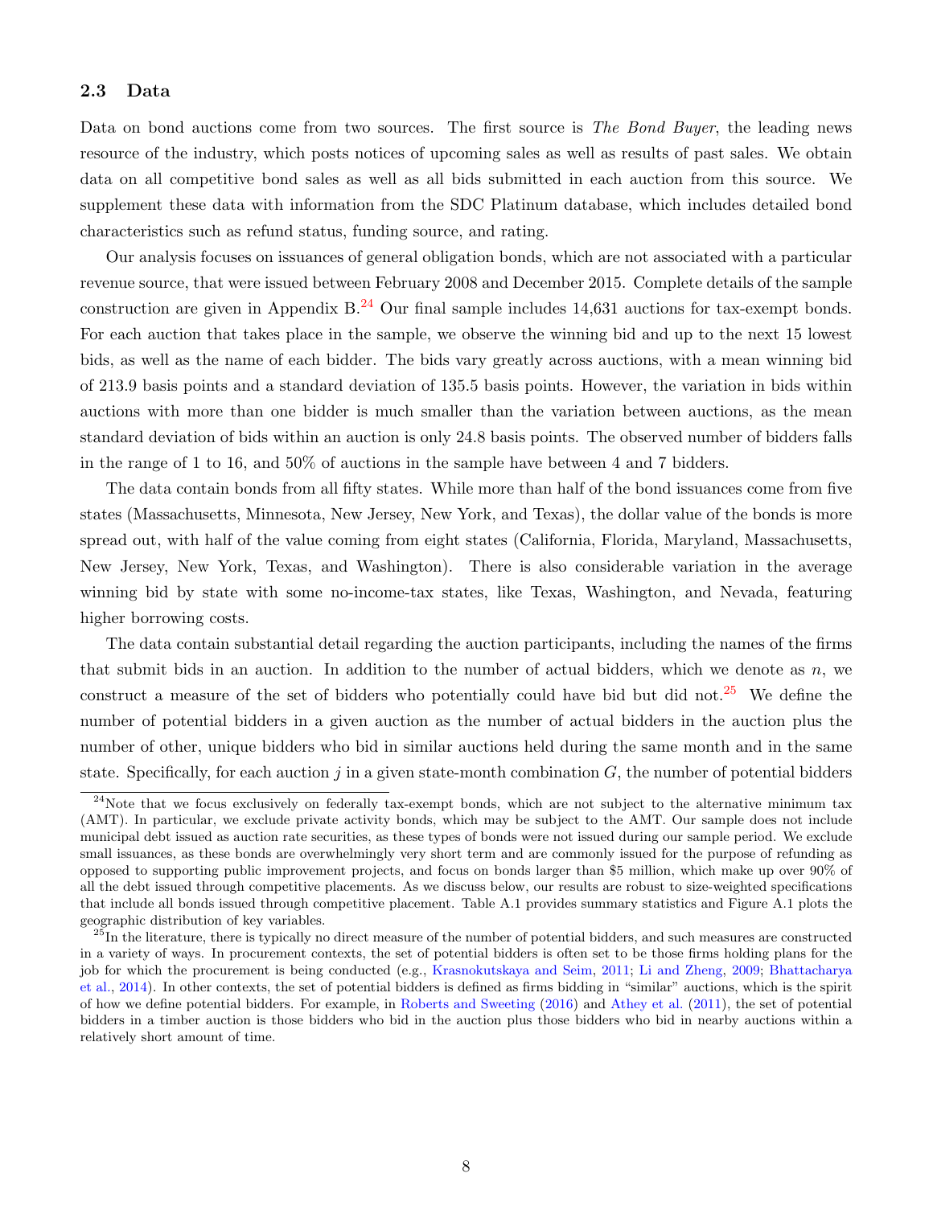### 2.3 Data

Data on bond auctions come from two sources. The first source is *The Bond Buyer*, the leading news resource of the industry, which posts notices of upcoming sales as well as results of past sales. We obtain data on all competitive bond sales as well as all bids submitted in each auction from this source. We supplement these data with information from the SDC Platinum database, which includes detailed bond characteristics such as refund status, funding source, and rating.

Our analysis focuses on issuances of general obligation bonds, which are not associated with a particular revenue source, that were issued between February 2008 and December 2015. Complete details of the sample construction are given in Appendix B.[24] Our final sample includes 14,631 auctions for tax-exempt bonds. For each auction that takes place in the sample, we observe the winning bid and up to the next 15 lowest bids, as well as the name of each bidder. The bids vary greatly across auctions, with a mean winning bid of 213.9 basis points and a standard deviation of 135.5 basis points. However, the variation in bids within auctions with more than one bidder is much smaller than the variation between auctions, as the mean standard deviation of bids within an auction is only 24.8 basis points. The observed number of bidders falls in the range of 1 to 16, and 50% of auctions in the sample have between 4 and 7 bidders.

The data contain bonds from all fifty states. While more than half of the bond issuances come from five states (Massachusetts, Minnesota, New Jersey, New York, and Texas), the dollar value of the bonds is more spread out, with half of the value coming from eight states (California, Florida, Maryland, Massachusetts, New Jersey, New York, Texas, and Washington). There is also considerable variation in the average winning bid by state with some no-income-tax states, like Texas, Washington, and Nevada, featuring higher borrowing costs.

The data contain substantial detail regarding the auction participants, including the names of the firms that submit bids in an auction. In addition to the number of actual bidders, which we denote as $n$, we construct a measure of the set of bidders who potentially could have bid but did not.[25] We define the number of potential bidders in a given auction as the number of actual bidders in the auction plus the number of other, unique bidders who bid in similar auctions held during the same month and in the same state. Specifically, for each auction $j$ in a given state-month combination $G$, the number of potential bidders

[24] Note that we focus exclusively on federally tax-exempt bonds, which are not subject to the alternative minimum tax (AMT). In particular, we exclude private activity bonds, which may be subject to the AMT. Our sample does not include municipal debt issued as auction rate securities, as these types of bonds were not issued during our sample period. We exclude small issuances, as these bonds are overwhelmingly very short term and are commonly issued for the purpose of refunding as opposed to supporting public improvement projects, and focus on bonds larger than \$5 million, which make up over 90% of all the debt issued through competitive placements. As we discuss below, our results are robust to size-weighted specifications that include all bonds issued through competitive placement. Table A.1 provides summary statistics and Figure A.1 plots the geographic distribution of key variables.

[25] In the literature, there is typically no direct measure of the number of potential bidders, and such measures are constructed in a variety of ways. In procurement contexts, the set of potential bidders is often set to be those firms holding plans for the job for which the procurement is being conducted (e.g., Krasnokutskaya and Seim, 2011; Li and Zheng, 2009; Bhattacharya et al., 2014). In other contexts, the set of potential bidders is defined as firms bidding in "similar" auctions, which is the spirit of how we define potential bidders. For example, in Roberts and Sweeting (2016) and Athey et al. (2011), the set of potential bidders in a timber auction is those bidders who bid in the auction plus those bidders who bid in nearby auctions within a relatively short amount of time.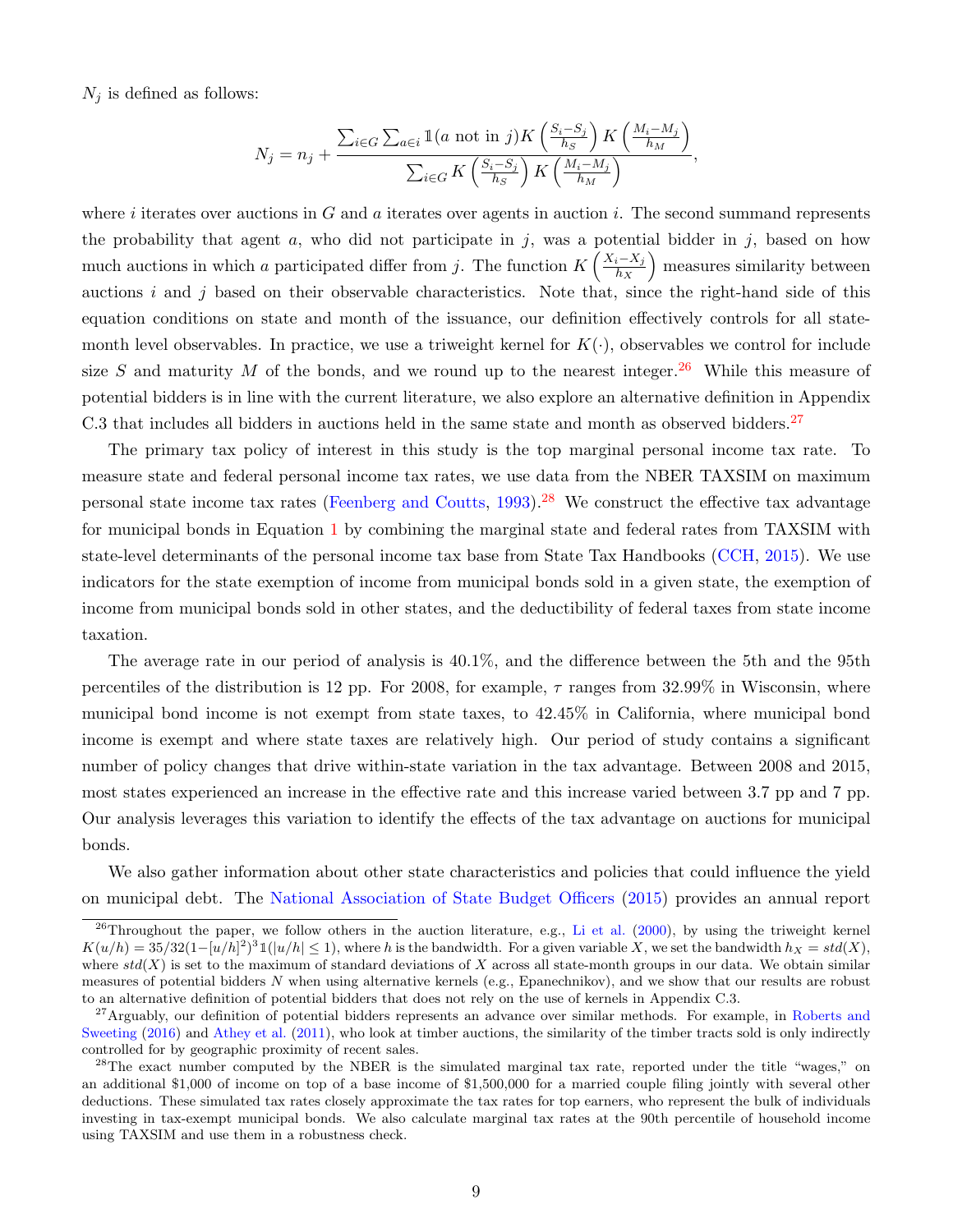$N_j$ is defined as follows:

$$N_j = n_j + \frac{\sum_{i \in G} \sum_{a \in i} \mathbb{1}(a \text{ not in } j) K\left(\frac{S_i - S_j}{h_S}\right) K\left(\frac{M_i - M_j}{h_M}\right)}{\sum_{i \in G} K\left(\frac{S_i - S_j}{h_S}\right) K\left(\frac{M_i - M_j}{h_M}\right)},$$

where $i$ iterates over auctions in $G$ and $a$ iterates over agents in auction $i$. The second summand represents the probability that agent $a$, who did not participate in $j$, was a potential bidder in $j$, based on how much auctions in which $a$ participated differ from $j$. The function $K\left(\frac{X_i - X_j}{h_X}\right)$ measures similarity between auctions $i$ and $j$ based on their observable characteristics. Note that, since the right-hand side of this equation conditions on state and month of the issuance, our definition effectively controls for all state-month level observables. In practice, we use a triweight kernel for $K(\cdot)$, observables we control for include size $S$ and maturity $M$ of the bonds, and we round up to the nearest integer.[26] While this measure of potential bidders is in line with the current literature, we also explore an alternative definition in Appendix C.3 that includes all bidders in auctions held in the same state and month as observed bidders.[27]

The primary tax policy of interest in this study is the top marginal personal income tax rate. To measure state and federal personal income tax rates, we use data from the NBER TAXSIM on maximum personal state income tax rates (Feenberg and Coutts, 1993).[28] We construct the effective tax advantage for municipal bonds in Equation 1 by combining the marginal state and federal rates from TAXSIM with state-level determinants of the personal income tax base from State Tax Handbooks (CCH, 2015). We use indicators for the state exemption of income from municipal bonds sold in a given state, the exemption of income from municipal bonds sold in other states, and the deductibility of federal taxes from state income taxation.

The average rate in our period of analysis is 40.1%, and the difference between the 5th and the 95th percentiles of the distribution is 12 pp. For 2008, for example, $\tau$ ranges from 32.99% in Wisconsin, where municipal bond income is not exempt from state taxes, to 42.45% in California, where municipal bond income is exempt and where state taxes are relatively high. Our period of study contains a significant number of policy changes that drive within-state variation in the tax advantage. Between 2008 and 2015, most states experienced an increase in the effective rate and this increase varied between 3.7 pp and 7 pp. Our analysis leverages this variation to identify the effects of the tax advantage on auctions for municipal bonds.

We also gather information about other state characteristics and policies that could influence the yield on municipal debt. The National Association of State Budget Officers (2015) provides an annual report

---

[26] Throughout the paper, we follow others in the auction literature, e.g., Li et al. (2000), by using the triweight kernel $K(u/h) = 35/32(1 - [u/h]^2)^3 \mathbb{1}(|u/h| \leq 1)$, where $h$ is the bandwidth. For a given variable $X$, we set the bandwidth $h_X = std(X)$, where $std(X)$ is set to the maximum of standard deviations of $X$ across all state-month groups in our data. We obtain similar measures of potential bidders $N$ when using alternative kernels (e.g., Epanechnikov), and we show that our results are robust to an alternative definition of potential bidders that does not rely on the use of kernels in Appendix C.3.

[27] Arguably, our definition of potential bidders represents an advance over similar methods. For example, in Roberts and Sweeting (2016) and Athey et al. (2011), who look at timber auctions, the similarity of the timber tracts sold is only indirectly controlled for by geographic proximity of recent sales.

[28] The exact number computed by the NBER is the simulated marginal tax rate, reported under the title "wages," on an additional \$1,000 of income on top of a base income of \$1,500,000 for a married couple filing jointly with several other deductions. These simulated tax rates closely approximate the tax rates for top earners, who represent the bulk of individuals investing in tax-exempt municipal bonds. We also calculate marginal tax rates at the 90th percentile of household income using TAXSIM and use them in a robustness check.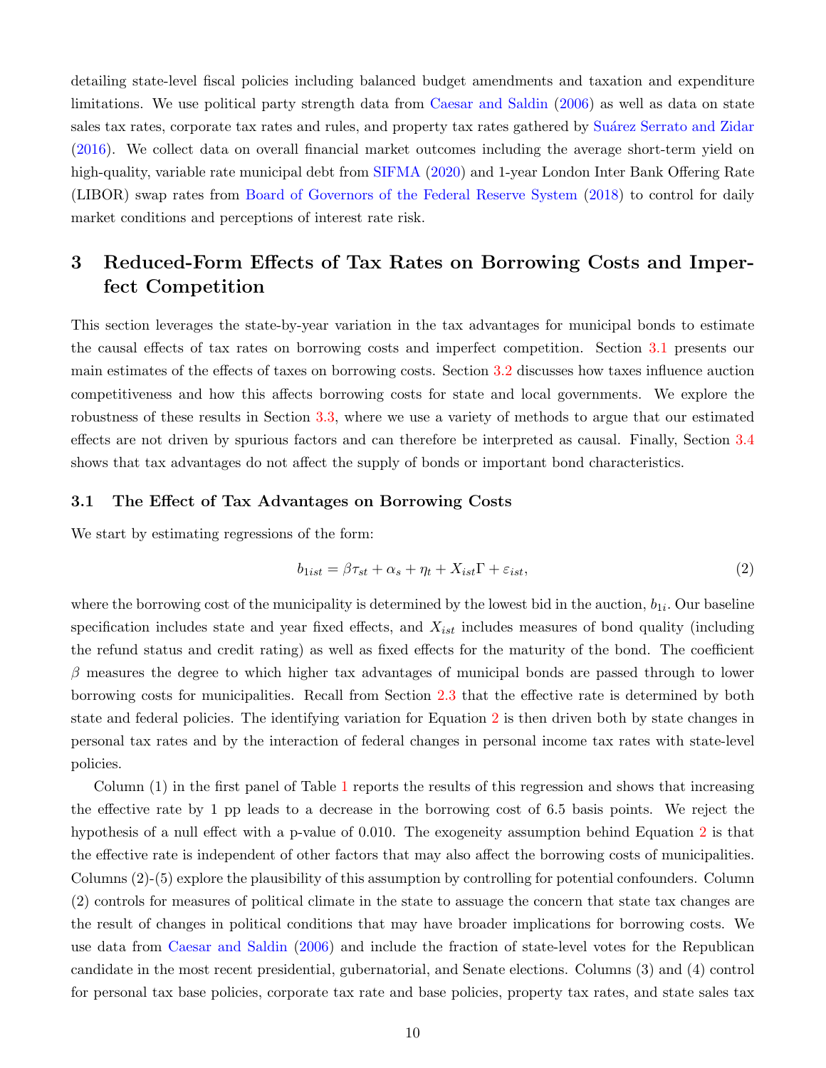detailing state-level fiscal policies including balanced budget amendments and taxation and expenditure limitations. We use political party strength data from Caesar and Saldin (2006) as well as data on state sales tax rates, corporate tax rates and rules, and property tax rates gathered by Suárez Serrato and Zidar (2016). We collect data on overall financial market outcomes including the average short-term yield on high-quality, variable rate municipal debt from SIFMA (2020) and 1-year London Inter Bank Offering Rate (LIBOR) swap rates from Board of Governors of the Federal Reserve System (2018) to control for daily market conditions and perceptions of interest rate risk.

# 3 Reduced-Form Effects of Tax Rates on Borrowing Costs and Imperfect Competition

This section leverages the state-by-year variation in the tax advantages for municipal bonds to estimate the causal effects of tax rates on borrowing costs and imperfect competition. Section 3.1 presents our main estimates of the effects of taxes on borrowing costs. Section 3.2 discusses how taxes influence auction competitiveness and how this affects borrowing costs for state and local governments. We explore the robustness of these results in Section 3.3, where we use a variety of methods to argue that our estimated effects are not driven by spurious factors and can therefore be interpreted as causal. Finally, Section 3.4 shows that tax advantages do not affect the supply of bonds or important bond characteristics.

## 3.1 The Effect of Tax Advantages on Borrowing Costs

We start by estimating regressions of the form:

$$b_{1ist} = \beta\tau_{st} + \alpha_s + \eta_t + X_{ist}\Gamma + \varepsilon_{ist}, \tag{2}$$

where the borrowing cost of the municipality is determined by the lowest bid in the auction, $b_{1i}$. Our baseline specification includes state and year fixed effects, and $X_{ist}$ includes measures of bond quality (including the refund status and credit rating) as well as fixed effects for the maturity of the bond. The coefficient $\beta$ measures the degree to which higher tax advantages of municipal bonds are passed through to lower borrowing costs for municipalities. Recall from Section 2.3 that the effective rate is determined by both state and federal policies. The identifying variation for Equation 2 is then driven both by state changes in personal tax rates and by the interaction of federal changes in personal income tax rates with state-level policies.

Column (1) in the first panel of Table 1 reports the results of this regression and shows that increasing the effective rate by 1 pp leads to a decrease in the borrowing cost of 6.5 basis points. We reject the hypothesis of a null effect with a p-value of 0.010. The exogeneity assumption behind Equation 2 is that the effective rate is independent of other factors that may also affect the borrowing costs of municipalities. Columns (2)-(5) explore the plausibility of this assumption by controlling for potential confounders. Column (2) controls for measures of political climate in the state to assuage the concern that state tax changes are the result of changes in political conditions that may have broader implications for borrowing costs. We use data from Caesar and Saldin (2006) and include the fraction of state-level votes for the Republican candidate in the most recent presidential, gubernatorial, and Senate elections. Columns (3) and (4) control for personal tax base policies, corporate tax rate and base policies, property tax rates, and state sales tax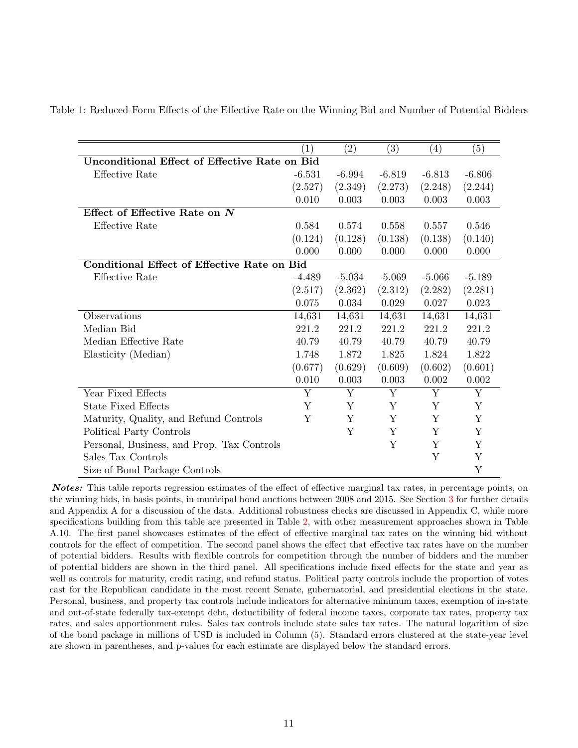Table 1: Reduced-Form Effects of the Effective Rate on the Winning Bid and Number of Potential Bidders

| | (1) | (2) | (3) | (4) | (5) |
|---|---|---|---|---|---|
| **Unconditional Effect of Effective Rate on Bid** | | | | | |
| Effective Rate | -6.531 | -6.994 | -6.819 | -6.813 | -6.806 |
| | (2.527) | (2.349) | (2.273) | (2.248) | (2.244) |
| | 0.010 | 0.003 | 0.003 | 0.003 | 0.003 |
| **Effect of Effective Rate on *N*** | | | | | |
| Effective Rate | 0.584 | 0.574 | 0.558 | 0.557 | 0.546 |
| | (0.124) | (0.128) | (0.138) | (0.138) | (0.140) |
| | 0.000 | 0.000 | 0.000 | 0.000 | 0.000 |
| **Conditional Effect of Effective Rate on Bid** | | | | | |
| Effective Rate | -4.489 | -5.034 | -5.069 | -5.066 | -5.189 |
| | (2.517) | (2.362) | (2.312) | (2.282) | (2.281) |
| | 0.075 | 0.034 | 0.029 | 0.027 | 0.023 |
| Observations | 14,631 | 14,631 | 14,631 | 14,631 | 14,631 |
| Median Bid | 221.2 | 221.2 | 221.2 | 221.2 | 221.2 |
| Median Effective Rate | 40.79 | 40.79 | 40.79 | 40.79 | 40.79 |
| Elasticity (Median) | 1.748 | 1.872 | 1.825 | 1.824 | 1.822 |
| | (0.677) | (0.629) | (0.609) | (0.602) | (0.601) |
| | 0.010 | 0.003 | 0.003 | 0.002 | 0.002 |
| Year Fixed Effects | Y | Y | Y | Y | Y |
| State Fixed Effects | Y | Y | Y | Y | Y |
| Maturity, Quality, and Refund Controls | Y | Y | Y | Y | Y |
| Political Party Controls | | Y | Y | Y | Y |
| Personal, Business, and Prop. Tax Controls | | | Y | Y | Y |
| Sales Tax Controls | | | | Y | Y |
| Size of Bond Package Controls | | | | | Y |

***Notes:*** This table reports regression estimates of the effect of effective marginal tax rates, in percentage points, on the winning bids, in basis points, in municipal bond auctions between 2008 and 2015. See Section 3 for further details and Appendix A for a discussion of the data. Additional robustness checks are discussed in Appendix C, while more specifications building from this table are presented in Table 2, with other measurement approaches shown in Table A.10. The first panel showcases estimates of the effect of effective marginal tax rates on the winning bid without controls for the effect of competition. The second panel shows the effect that effective tax rates have on the number of potential bidders. Results with flexible controls for competition through the number of bidders and the number of potential bidders are shown in the third panel. All specifications include fixed effects for the state and year as well as controls for maturity, credit rating, and refund status. Political party controls include the proportion of votes cast for the Republican candidate in the most recent Senate, gubernatorial, and presidential elections in the state. Personal, business, and property tax controls include indicators for alternative minimum taxes, exemption of in-state and out-of-state federally tax-exempt debt, deductibility of federal income taxes, corporate tax rates, property tax rates, and sales apportionment rules. Sales tax controls include state sales tax rates. The natural logarithm of size of the bond package in millions of USD is included in Column (5). Standard errors clustered at the state-year level are shown in parentheses, and p-values for each estimate are displayed below the standard errors.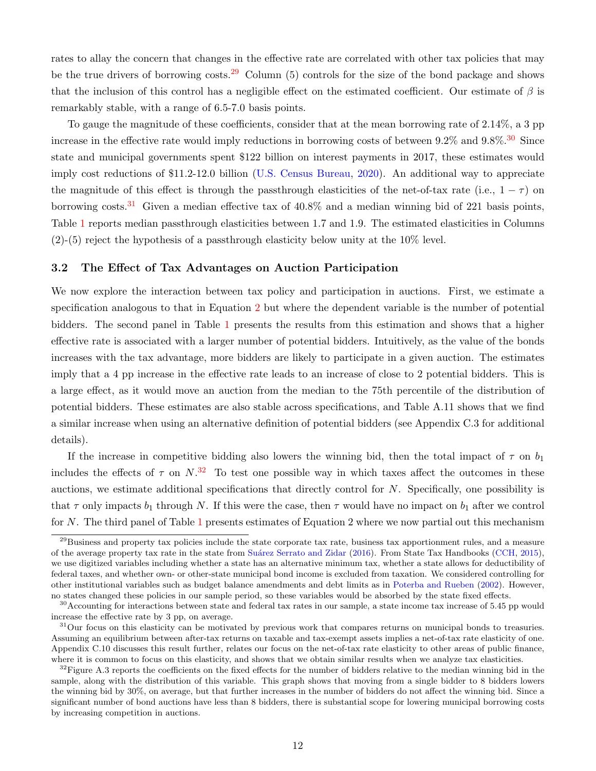rates to allay the concern that changes in the effective rate are correlated with other tax policies that may be the true drivers of borrowing costs.[29] Column (5) controls for the size of the bond package and shows that the inclusion of this control has a negligible effect on the estimated coefficient. Our estimate of $\beta$ is remarkably stable, with a range of 6.5-7.0 basis points.

To gauge the magnitude of these coefficients, consider that at the mean borrowing rate of 2.14%, a 3 pp increase in the effective rate would imply reductions in borrowing costs of between 9.2% and 9.8%.[30] Since state and municipal governments spent $122 billion on interest payments in 2017, these estimates would imply cost reductions of $11.2-12.0 billion (U.S. Census Bureau, 2020). An additional way to appreciate the magnitude of this effect is through the passthrough elasticities of the net-of-tax rate (i.e., $1 - \tau$) on borrowing costs.[31] Given a median effective tax of 40.8% and a median winning bid of 221 basis points, Table 1 reports median passthrough elasticities between 1.7 and 1.9. The estimated elasticities in Columns (2)-(5) reject the hypothesis of a passthrough elasticity below unity at the 10% level.

### 3.2 The Effect of Tax Advantages on Auction Participation

We now explore the interaction between tax policy and participation in auctions. First, we estimate a specification analogous to that in Equation 2 but where the dependent variable is the number of potential bidders. The second panel in Table 1 presents the results from this estimation and shows that a higher effective rate is associated with a larger number of potential bidders. Intuitively, as the value of the bonds increases with the tax advantage, more bidders are likely to participate in a given auction. The estimates imply that a 4 pp increase in the effective rate leads to an increase of close to 2 potential bidders. This is a large effect, as it would move an auction from the median to the 75th percentile of the distribution of potential bidders. These estimates are also stable across specifications, and Table A.11 shows that we find a similar increase when using an alternative definition of potential bidders (see Appendix C.3 for additional details).

If the increase in competitive bidding also lowers the winning bid, then the total impact of $\tau$ on $b_1$ includes the effects of $\tau$ on $N$.[32] To test one possible way in which taxes affect the outcomes in these auctions, we estimate additional specifications that directly control for $N$. Specifically, one possibility is that $\tau$ only impacts $b_1$ through $N$. If this were the case, then $\tau$ would have no impact on $b_1$ after we control for $N$. The third panel of Table 1 presents estimates of Equation 2 where we now partial out this mechanism

---

[29] Business and property tax policies include the state corporate tax rate, business tax apportionment rules, and a measure of the average property tax rate in the state from Suárez Serrato and Zidar (2016). From State Tax Handbooks (CCH, 2015), we use digitized variables including whether a state has an alternative minimum tax, whether a state allows for deductibility of federal taxes, and whether own- or other-state municipal bond income is excluded from taxation. We considered controlling for other institutional variables such as budget balance amendments and debt limits as in Poterba and Rueben (2002). However, no states changed these policies in our sample period, so these variables would be absorbed by the state fixed effects.

[30] Accounting for interactions between state and federal tax rates in our sample, a state income tax increase of 5.45 pp would increase the effective rate by 3 pp, on average.

[31] Our focus on this elasticity can be motivated by previous work that compares returns on municipal bonds to treasuries. Assuming an equilibrium between after-tax returns on taxable and tax-exempt assets implies a net-of-tax rate elasticity of one. Appendix C.10 discusses this result further, relates our focus on the net-of-tax rate elasticity to other areas of public finance, where it is common to focus on this elasticity, and shows that we obtain similar results when we analyze tax elasticities.

[32] Figure A.3 reports the coefficients on the fixed effects for the number of bidders relative to the median winning bid in the sample, along with the distribution of this variable. This graph shows that moving from a single bidder to 8 bidders lowers the winning bid by 30%, on average, but that further increases in the number of bidders do not affect the winning bid. Since a significant number of bond auctions have less than 8 bidders, there is substantial scope for lowering municipal borrowing costs by increasing competition in auctions.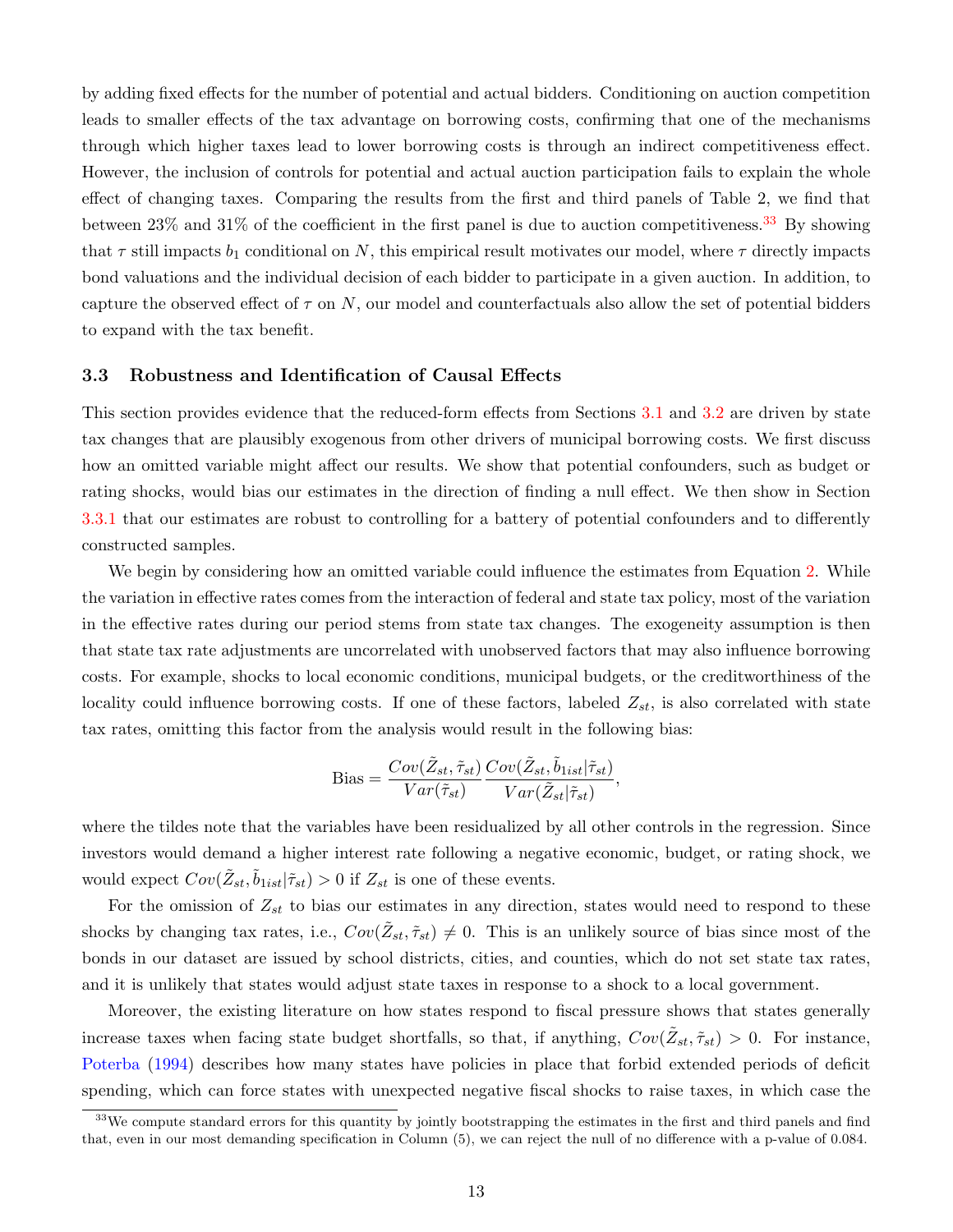by adding fixed effects for the number of potential and actual bidders. Conditioning on auction competition leads to smaller effects of the tax advantage on borrowing costs, confirming that one of the mechanisms through which higher taxes lead to lower borrowing costs is through an indirect competitiveness effect. However, the inclusion of controls for potential and actual auction participation fails to explain the whole effect of changing taxes. Comparing the results from the first and third panels of Table 2, we find that between 23% and 31% of the coefficient in the first panel is due to auction competitiveness.[33] By showing that $\tau$ still impacts $b_1$ conditional on $N$, this empirical result motivates our model, where $\tau$ directly impacts bond valuations and the individual decision of each bidder to participate in a given auction. In addition, to capture the observed effect of $\tau$ on $N$, our model and counterfactuals also allow the set of potential bidders to expand with the tax benefit.

### 3.3 Robustness and Identification of Causal Effects

This section provides evidence that the reduced-form effects from Sections 3.1 and 3.2 are driven by state tax changes that are plausibly exogenous from other drivers of municipal borrowing costs. We first discuss how an omitted variable might affect our results. We show that potential confounders, such as budget or rating shocks, would bias our estimates in the direction of finding a null effect. We then show in Section 3.3.1 that our estimates are robust to controlling for a battery of potential confounders and to differently constructed samples.

We begin by considering how an omitted variable could influence the estimates from Equation 2. While the variation in effective rates comes from the interaction of federal and state tax policy, most of the variation in the effective rates during our period stems from state tax changes. The exogeneity assumption is then that state tax rate adjustments are uncorrelated with unobserved factors that may also influence borrowing costs. For example, shocks to local economic conditions, municipal budgets, or the creditworthiness of the locality could influence borrowing costs. If one of these factors, labeled $Z_{st}$, is also correlated with state tax rates, omitting this factor from the analysis would result in the following bias:

$$\text{Bias} = \frac{Cov(\tilde{Z}_{st}, \tilde{\tau}_{st})}{Var(\tilde{\tau}_{st})} \frac{Cov(\tilde{Z}_{st}, \tilde{b}_{1ist}|\tilde{\tau}_{st})}{Var(\tilde{Z}_{st}|\tilde{\tau}_{st})},$$

where the tildes note that the variables have been residualized by all other controls in the regression. Since investors would demand a higher interest rate following a negative economic, budget, or rating shock, we would expect $Cov(\tilde{Z}_{st}, \tilde{b}_{1ist}|\tilde{\tau}_{st}) > 0$ if $Z_{st}$ is one of these events.

For the omission of $Z_{st}$ to bias our estimates in any direction, states would need to respond to these shocks by changing tax rates, i.e., $Cov(\tilde{Z}_{st}, \tilde{\tau}_{st}) \neq 0$. This is an unlikely source of bias since most of the bonds in our dataset are issued by school districts, cities, and counties, which do not set state tax rates, and it is unlikely that states would adjust state taxes in response to a shock to a local government.

Moreover, the existing literature on how states respond to fiscal pressure shows that states generally increase taxes when facing state budget shortfalls, so that, if anything, $Cov(\tilde{Z}_{st}, \tilde{\tau}_{st}) > 0$. For instance, Poterba (1994) describes how many states have policies in place that forbid extended periods of deficit spending, which can force states with unexpected negative fiscal shocks to raise taxes, in which case the

[33] We compute standard errors for this quantity by jointly bootstrapping the estimates in the first and third panels and find that, even in our most demanding specification in Column (5), we can reject the null of no difference with a p-value of 0.084.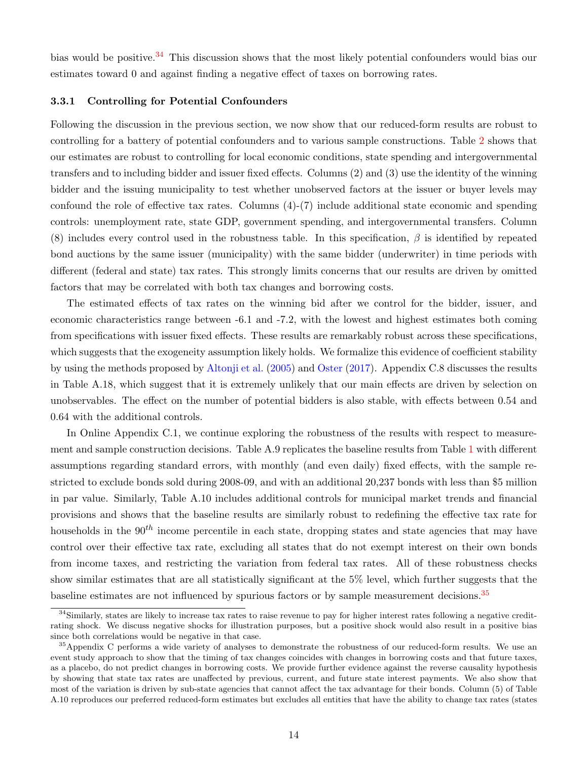bias would be positive.[34] This discussion shows that the most likely potential confounders would bias our estimates toward 0 and against finding a negative effect of taxes on borrowing rates.

### 3.3.1 Controlling for Potential Confounders

Following the discussion in the previous section, we now show that our reduced-form results are robust to controlling for a battery of potential confounders and to various sample constructions. Table 2 shows that our estimates are robust to controlling for local economic conditions, state spending and intergovernmental transfers and to including bidder and issuer fixed effects. Columns (2) and (3) use the identity of the winning bidder and the issuing municipality to test whether unobserved factors at the issuer or buyer levels may confound the role of effective tax rates. Columns (4)-(7) include additional state economic and spending controls: unemployment rate, state GDP, government spending, and intergovernmental transfers. Column (8) includes every control used in the robustness table. In this specification, $\beta$ is identified by repeated bond auctions by the same issuer (municipality) with the same bidder (underwriter) in time periods with different (federal and state) tax rates. This strongly limits concerns that our results are driven by omitted factors that may be correlated with both tax changes and borrowing costs.

The estimated effects of tax rates on the winning bid after we control for the bidder, issuer, and economic characteristics range between -6.1 and -7.2, with the lowest and highest estimates both coming from specifications with issuer fixed effects. These results are remarkably robust across these specifications, which suggests that the exogeneity assumption likely holds. We formalize this evidence of coefficient stability by using the methods proposed by Altonji et al. (2005) and Oster (2017). Appendix C.8 discusses the results in Table A.18, which suggest that it is extremely unlikely that our main effects are driven by selection on unobservables. The effect on the number of potential bidders is also stable, with effects between 0.54 and 0.64 with the additional controls.

In Online Appendix C.1, we continue exploring the robustness of the results with respect to measurement and sample construction decisions. Table A.9 replicates the baseline results from Table 1 with different assumptions regarding standard errors, with monthly (and even daily) fixed effects, with the sample restricted to exclude bonds sold during 2008-09, and with an additional 20,237 bonds with less than $5 million in par value. Similarly, Table A.10 includes additional controls for municipal market trends and financial provisions and shows that the baseline results are similarly robust to redefining the effective tax rate for households in the $90^{th}$ income percentile in each state, dropping states and state agencies that may have control over their effective tax rate, excluding all states that do not exempt interest on their own bonds from income taxes, and restricting the variation from federal tax rates. All of these robustness checks show similar estimates that are all statistically significant at the 5% level, which further suggests that the baseline estimates are not influenced by spurious factors or by sample measurement decisions.[35]

---

[34] Similarly, states are likely to increase tax rates to raise revenue to pay for higher interest rates following a negative credit-rating shock. We discuss negative shocks for illustration purposes, but a positive shock would also result in a positive bias since both correlations would be negative in that case.

[35] Appendix C performs a wide variety of analyses to demonstrate the robustness of our reduced-form results. We use an event study approach to show that the timing of tax changes coincides with changes in borrowing costs and that future taxes, as a placebo, do not predict changes in borrowing costs. We provide further evidence against the reverse causality hypothesis by showing that state tax rates are unaffected by previous, current, and future state interest payments. We also show that most of the variation is driven by sub-state agencies that cannot affect the tax advantage for their bonds. Column (5) of Table A.10 reproduces our preferred reduced-form estimates but excludes all entities that have the ability to change tax rates (states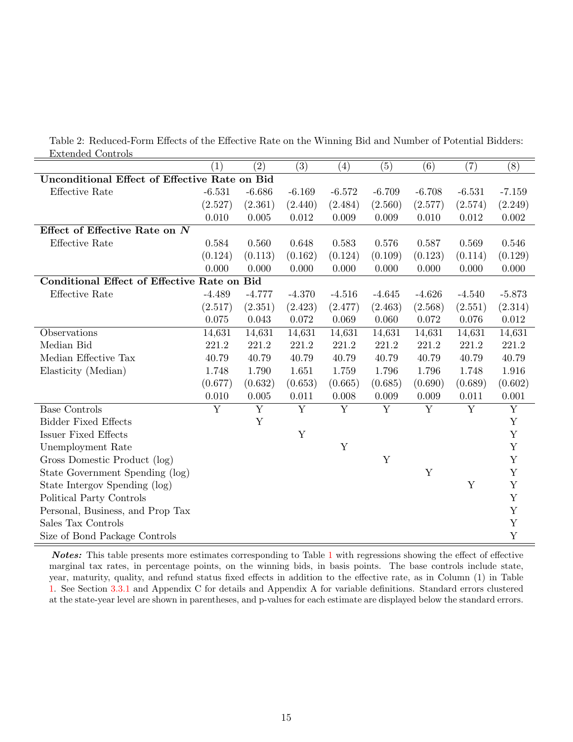Table 2: Reduced-Form Effects of the Effective Rate on the Winning Bid and Number of Potential Bidders: Extended Controls

| | (1) | (2) | (3) | (4) | (5) | (6) | (7) | (8) |
|---|---|---|---|---|---|---|---|---|
| **Unconditional Effect of Effective Rate on Bid** | | | | | | | | |
| Effective Rate | -6.531 | -6.686 | -6.169 | -6.572 | -6.709 | -6.708 | -6.531 | -7.159 |
| | (2.527) | (2.361) | (2.440) | (2.484) | (2.560) | (2.577) | (2.574) | (2.249) |
| | 0.010 | 0.005 | 0.012 | 0.009 | 0.009 | 0.010 | 0.012 | 0.002 |
| **Effect of Effective Rate on $N$** | | | | | | | | |
| Effective Rate | 0.584 | 0.560 | 0.648 | 0.583 | 0.576 | 0.587 | 0.569 | 0.546 |
| | (0.124) | (0.113) | (0.162) | (0.124) | (0.109) | (0.123) | (0.114) | (0.129) |
| | 0.000 | 0.000 | 0.000 | 0.000 | 0.000 | 0.000 | 0.000 | 0.000 |
| **Conditional Effect of Effective Rate on Bid** | | | | | | | | |
| Effective Rate | -4.489 | -4.777 | -4.370 | -4.516 | -4.645 | -4.626 | -4.540 | -5.873 |
| | (2.517) | (2.351) | (2.423) | (2.477) | (2.463) | (2.568) | (2.551) | (2.314) |
| | 0.075 | 0.043 | 0.072 | 0.069 | 0.060 | 0.072 | 0.076 | 0.012 |
| Observations | 14,631 | 14,631 | 14,631 | 14,631 | 14,631 | 14,631 | 14,631 | 14,631 |
| Median Bid | 221.2 | 221.2 | 221.2 | 221.2 | 221.2 | 221.2 | 221.2 | 221.2 |
| Median Effective Tax | 40.79 | 40.79 | 40.79 | 40.79 | 40.79 | 40.79 | 40.79 | 40.79 |
| Elasticity (Median) | 1.748 | 1.790 | 1.651 | 1.759 | 1.796 | 1.796 | 1.748 | 1.916 |
| | (0.677) | (0.632) | (0.653) | (0.665) | (0.685) | (0.690) | (0.689) | (0.602) |
| | 0.010 | 0.005 | 0.011 | 0.008 | 0.009 | 0.009 | 0.011 | 0.001 |
| Base Controls | Y | Y | Y | Y | Y | Y | Y | Y |
| Bidder Fixed Effects | | Y | | | | | | Y |
| Issuer Fixed Effects | | | Y | | | | | Y |
| Unemployment Rate | | | | Y | | | | Y |
| Gross Domestic Product (log) | | | | | Y | | | Y |
| State Government Spending (log) | | | | | | Y | | Y |
| State Intergov Spending (log) | | | | | | | Y | Y |
| Political Party Controls | | | | | | | | Y |
| Personal, Business, and Prop Tax | | | | | | | | Y |
| Sales Tax Controls | | | | | | | | Y |
| Size of Bond Package Controls | | | | | | | | Y |

***Notes:*** This table presents more estimates corresponding to Table 1 with regressions showing the effect of effective marginal tax rates, in percentage points, on the winning bids, in basis points. The base controls include state, year, maturity, quality, and refund status fixed effects in addition to the effective rate, as in Column (1) in Table 1. See Section 3.3.1 and Appendix C for details and Appendix A for variable definitions. Standard errors clustered at the state-year level are shown in parentheses, and p-values for each estimate are displayed below the standard errors.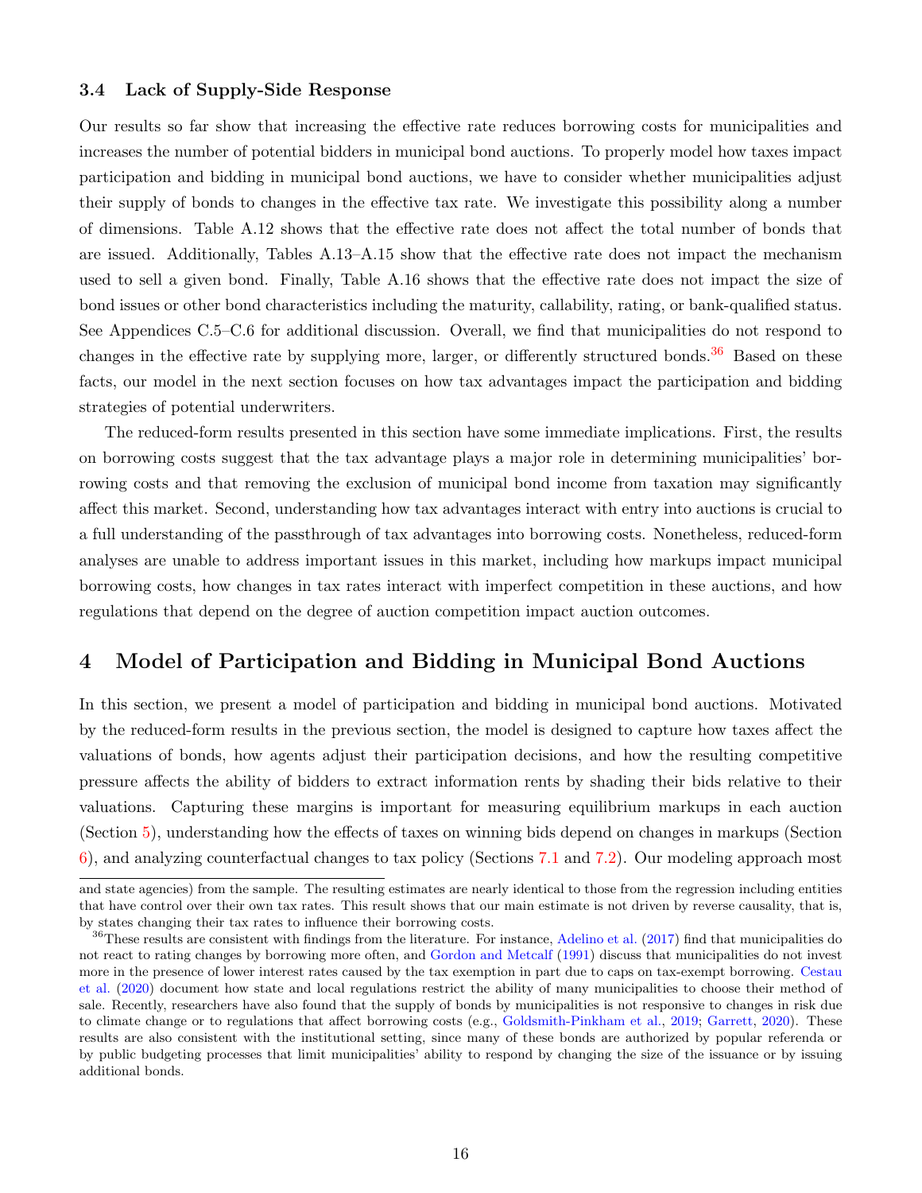### 3.4 Lack of Supply-Side Response

Our results so far show that increasing the effective rate reduces borrowing costs for municipalities and increases the number of potential bidders in municipal bond auctions. To properly model how taxes impact participation and bidding in municipal bond auctions, we have to consider whether municipalities adjust their supply of bonds to changes in the effective tax rate. We investigate this possibility along a number of dimensions. Table A.12 shows that the effective rate does not affect the total number of bonds that are issued. Additionally, Tables A.13–A.15 show that the effective rate does not impact the mechanism used to sell a given bond. Finally, Table A.16 shows that the effective rate does not impact the size of bond issues or other bond characteristics including the maturity, callability, rating, or bank-qualified status. See Appendices C.5–C.6 for additional discussion. Overall, we find that municipalities do not respond to changes in the effective rate by supplying more, larger, or differently structured bonds.[36] Based on these facts, our model in the next section focuses on how tax advantages impact the participation and bidding strategies of potential underwriters.

The reduced-form results presented in this section have some immediate implications. First, the results on borrowing costs suggest that the tax advantage plays a major role in determining municipalities' borrowing costs and that removing the exclusion of municipal bond income from taxation may significantly affect this market. Second, understanding how tax advantages interact with entry into auctions is crucial to a full understanding of the passthrough of tax advantages into borrowing costs. Nonetheless, reduced-form analyses are unable to address important issues in this market, including how markups impact municipal borrowing costs, how changes in tax rates interact with imperfect competition in these auctions, and how regulations that depend on the degree of auction competition impact auction outcomes.

## 4 Model of Participation and Bidding in Municipal Bond Auctions

In this section, we present a model of participation and bidding in municipal bond auctions. Motivated by the reduced-form results in the previous section, the model is designed to capture how taxes affect the valuations of bonds, how agents adjust their participation decisions, and how the resulting competitive pressure affects the ability of bidders to extract information rents by shading their bids relative to their valuations. Capturing these margins is important for measuring equilibrium markups in each auction (Section 5), understanding how the effects of taxes on winning bids depend on changes in markups (Section 6), and analyzing counterfactual changes to tax policy (Sections 7.1 and 7.2). Our modeling approach most

and state agencies) from the sample. The resulting estimates are nearly identical to those from the regression including entities that have control over their own tax rates. This result shows that our main estimate is not driven by reverse causality, that is, by states changing their tax rates to influence their borrowing costs.

[36] These results are consistent with findings from the literature. For instance, Adelino et al. (2017) find that municipalities do not react to rating changes by borrowing more often, and Gordon and Metcalf (1991) discuss that municipalities do not invest more in the presence of lower interest rates caused by the tax exemption in part due to caps on tax-exempt borrowing. Cestau et al. (2020) document how state and local regulations restrict the ability of many municipalities to choose their method of sale. Recently, researchers have also found that the supply of bonds by municipalities is not responsive to changes in risk due to climate change or to regulations that affect borrowing costs (e.g., Goldsmith-Pinkham et al., 2019; Garrett, 2020). These results are also consistent with the institutional setting, since many of these bonds are authorized by popular referenda or by public budgeting processes that limit municipalities' ability to respond by changing the size of the issuance or by issuing additional bonds.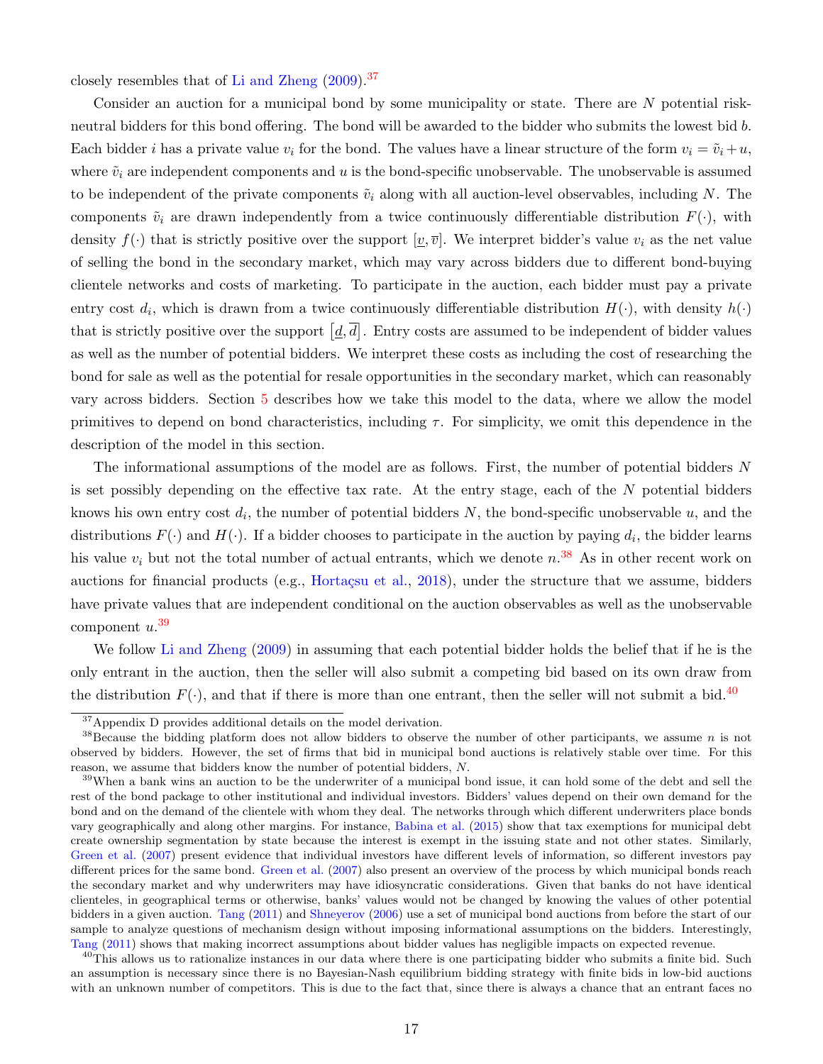closely resembles that of Li and Zheng (2009).[37]

Consider an auction for a municipal bond by some municipality or state. There are $N$ potential risk-neutral bidders for this bond offering. The bond will be awarded to the bidder who submits the lowest bid $b$. Each bidder $i$ has a private value $v_i$ for the bond. The values have a linear structure of the form $v_i = \tilde{v}_i + u$, where $\tilde{v}_i$ are independent components and $u$ is the bond-specific unobservable. The unobservable is assumed to be independent of the private components $\tilde{v}_i$ along with all auction-level observables, including $N$. The components $\tilde{v}_i$ are drawn independently from a twice continuously differentiable distribution $F(\cdot)$, with density $f(\cdot)$ that is strictly positive over the support $[\underline{v}, \overline{v}]$. We interpret bidder's value $v_i$ as the net value of selling the bond in the secondary market, which may vary across bidders due to different bond-buying clientele networks and costs of marketing. To participate in the auction, each bidder must pay a private entry cost $d_i$, which is drawn from a twice continuously differentiable distribution $H(\cdot)$, with density $h(\cdot)$ that is strictly positive over the support $\left[\underline{d}, \overline{d}\right]$. Entry costs are assumed to be independent of bidder values as well as the number of potential bidders. We interpret these costs as including the cost of researching the bond for sale as well as the potential for resale opportunities in the secondary market, which can reasonably vary across bidders. Section 5 describes how we take this model to the data, where we allow the model primitives to depend on bond characteristics, including $\tau$. For simplicity, we omit this dependence in the description of the model in this section.

The informational assumptions of the model are as follows. First, the number of potential bidders $N$ is set possibly depending on the effective tax rate. At the entry stage, each of the $N$ potential bidders knows his own entry cost $d_i$, the number of potential bidders $N$, the bond-specific unobservable $u$, and the distributions $F(\cdot)$ and $H(\cdot)$. If a bidder chooses to participate in the auction by paying $d_i$, the bidder learns his value $v_i$ but not the total number of actual entrants, which we denote $n$.[38] As in other recent work on auctions for financial products (e.g., Hortaçsu et al., 2018), under the structure that we assume, bidders have private values that are independent conditional on the auction observables as well as the unobservable component $u$.[39]

We follow Li and Zheng (2009) in assuming that each potential bidder holds the belief that if he is the only entrant in the auction, then the seller will also submit a competing bid based on its own draw from the distribution $F(\cdot)$, and that if there is more than one entrant, then the seller will not submit a bid.[40]

[37] Appendix D provides additional details on the model derivation.

[38] Because the bidding platform does not allow bidders to observe the number of other participants, we assume $n$ is not observed by bidders. However, the set of firms that bid in municipal bond auctions is relatively stable over time. For this reason, we assume that bidders know the number of potential bidders, $N$.

[39] When a bank wins an auction to be the underwriter of a municipal bond issue, it can hold some of the debt and sell the rest of the bond package to other institutional and individual investors. Bidders' values depend on their own demand for the bond and on the demand of the clientele with whom they deal. The networks through which different underwriters place bonds vary geographically and along other margins. For instance, Babina et al. (2015) show that tax exemptions for municipal debt create ownership segmentation by state because the interest is exempt in the issuing state and not other states. Similarly, Green et al. (2007) present evidence that individual investors have different levels of information, so different investors pay different prices for the same bond. Green et al. (2007) also present an overview of the process by which municipal bonds reach the secondary market and why underwriters may have idiosyncratic considerations. Given that banks do not have identical clienteles, in geographical terms or otherwise, banks' values would not be changed by knowing the values of other potential bidders in a given auction. Tang (2011) and Shneyerov (2006) use a set of municipal bond auctions from before the start of our sample to analyze questions of mechanism design without imposing informational assumptions on the bidders. Interestingly, Tang (2011) shows that making incorrect assumptions about bidder values has negligible impacts on expected revenue.

[40] This allows us to rationalize instances in our data where there is one participating bidder who submits a finite bid. Such an assumption is necessary since there is no Bayesian-Nash equilibrium bidding strategy with finite bids in low-bid auctions with an unknown number of competitors. This is due to the fact that, since there is always a chance that an entrant faces no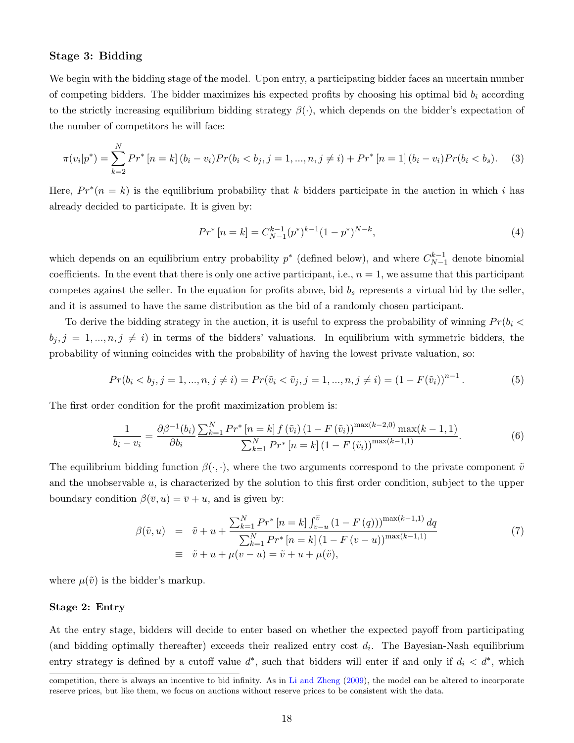**Stage 3: Bidding**

We begin with the bidding stage of the model. Upon entry, a participating bidder faces an uncertain number of competing bidders. The bidder maximizes his expected profits by choosing his optimal bid $b_i$ according to the strictly increasing equilibrium bidding strategy $\beta(\cdot)$, which depends on the bidder's expectation of the number of competitors he will face:

$$\pi(v_i|p^*) = \sum_{k=2}^{N} Pr^*\left[n=k\right](b_i - v_i)Pr(b_i < b_j, j=1,...,n, j \neq i) + Pr^*\left[n=1\right](b_i - v_i)Pr(b_i < b_s). \quad (3)$$

Here, $Pr^*(n=k)$ is the equilibrium probability that $k$ bidders participate in the auction in which $i$ has already decided to participate. It is given by:

$$Pr^*\left[n=k\right] = C_{N-1}^{k-1}(p^*)^{k-1}(1-p^*)^{N-k}, \quad (4)$$

which depends on an equilibrium entry probability $p^*$ (defined below), and where $C_{N-1}^{k-1}$ denote binomial coefficients. In the event that there is only one active participant, i.e., $n=1$, we assume that this participant competes against the seller. In the equation for profits above, bid $b_s$ represents a virtual bid by the seller, and it is assumed to have the same distribution as the bid of a randomly chosen participant.

To derive the bidding strategy in the auction, it is useful to express the probability of winning $Pr(b_i < b_j, j=1,...,n, j \neq i)$ in terms of the bidders' valuations. In equilibrium with symmetric bidders, the probability of winning coincides with the probability of having the lowest private valuation, so:

$$Pr(b_i < b_j, j=1,...,n, j \neq i) = Pr(\tilde{v}_i < \tilde{v}_j, j=1,...,n, j \neq i) = \left(1 - F(\tilde{v}_i)\right)^{n-1}. \quad (5)$$

The first order condition for the profit maximization problem is:

$$\frac{1}{b_i - v_i} = \frac{\partial \beta^{-1}(b_i)}{\partial b_i} \frac{\sum_{k=1}^{N} Pr^*\left[n=k\right] f\left(\tilde{v}_i\right)\left(1 - F\left(\tilde{v}_i\right)\right)^{\max(k-2,0)} \max(k-1,1)}{\sum_{k=1}^{N} Pr^*\left[n=k\right]\left(1 - F\left(\tilde{v}_i\right)\right)^{\max(k-1,1)}}. \quad (6)$$

The equilibrium bidding function $\beta(\cdot,\cdot)$, where the two arguments correspond to the private component $\tilde{v}$ and the unobservable $u$, is characterized by the solution to this first order condition, subject to the upper boundary condition $\beta(\overline{v}, u) = \overline{v} + u$, and is given by:

$$\begin{aligned} \beta(\tilde{v}, u) &= \tilde{v} + u + \frac{\sum_{k=1}^{N} Pr^*\left[n=k\right] \int_{v-u}^{\overline{v}} \left(1 - F\left(q\right)\right)^{\max(k-1,1)} dq}{\sum_{k=1}^{N} Pr^*\left[n=k\right]\left(1 - F\left(v-u\right)\right)^{\max(k-1,1)}} \\ &\equiv \tilde{v} + u + \mu(v-u) = \tilde{v} + u + \mu(\tilde{v}), \end{aligned} \quad (7)$$

where $\mu(\tilde{v})$ is the bidder's markup.

**Stage 2: Entry**

At the entry stage, bidders will decide to enter based on whether the expected payoff from participating (and bidding optimally thereafter) exceeds their realized entry cost $d_i$. The Bayesian-Nash equilibrium entry strategy is defined by a cutoff value $d^*$, such that bidders will enter if and only if $d_i < d^*$, which

competition, there is always an incentive to bid infinity. As in Li and Zheng (2009), the model can be altered to incorporate reserve prices, but like them, we focus on auctions without reserve prices to be consistent with the data.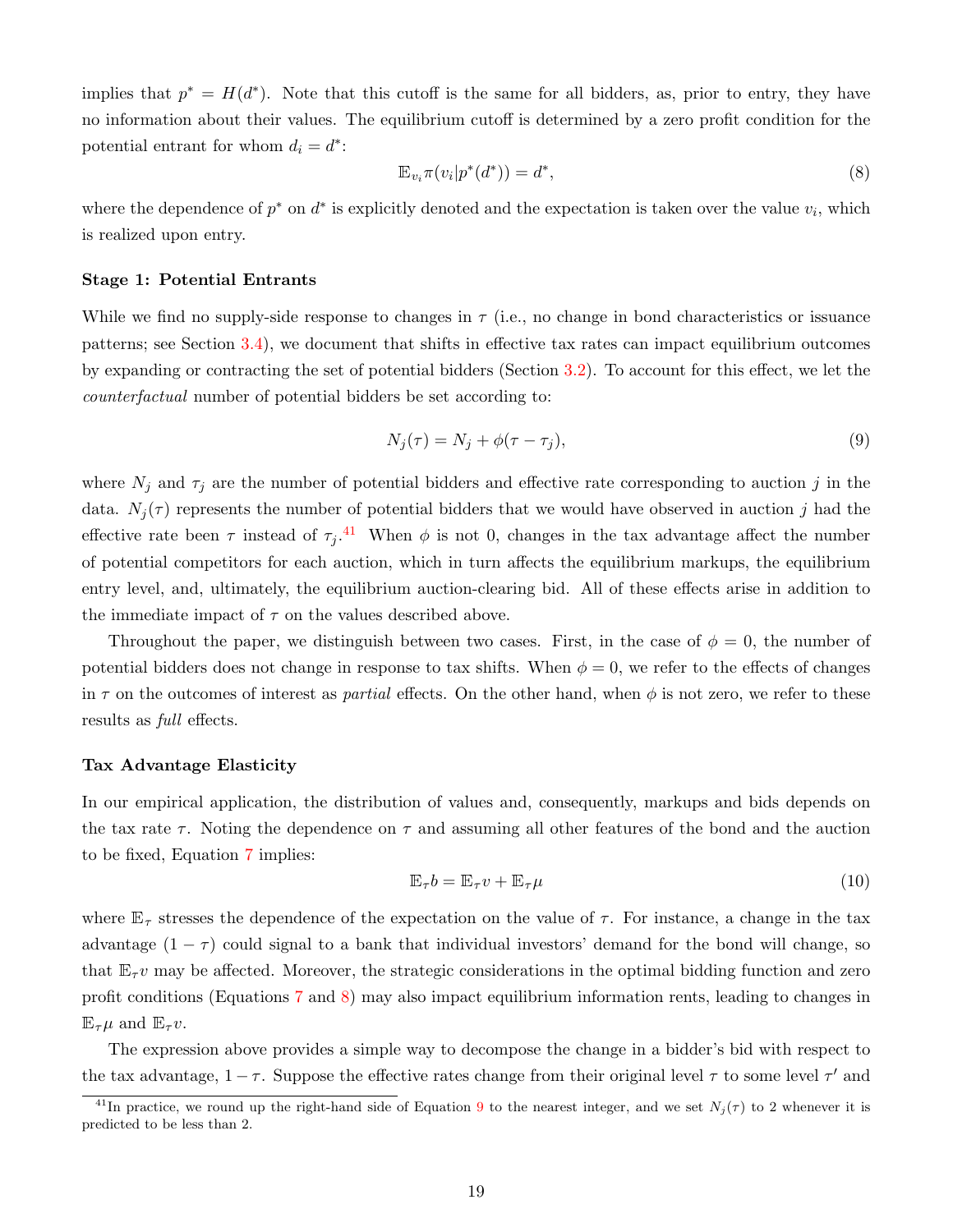implies that $p^* = H(d^*)$. Note that this cutoff is the same for all bidders, as, prior to entry, they have no information about their values. The equilibrium cutoff is determined by a zero profit condition for the potential entrant for whom $d_i = d^*$:

$$\mathbb{E}_{v_i}\pi(v_i|p^*(d^*)) = d^*, \tag{8}$$

where the dependence of $p^*$ on $d^*$ is explicitly denoted and the expectation is taken over the value $v_i$, which is realized upon entry.

**Stage 1: Potential Entrants**

While we find no supply-side response to changes in $\tau$ (i.e., no change in bond characteristics or issuance patterns; see Section 3.4), we document that shifts in effective tax rates can impact equilibrium outcomes by expanding or contracting the set of potential bidders (Section 3.2). To account for this effect, we let the *counterfactual* number of potential bidders be set according to:

$$N_j(\tau) = N_j + \phi(\tau - \tau_j), \tag{9}$$

where $N_j$ and $\tau_j$ are the number of potential bidders and effective rate corresponding to auction $j$ in the data. $N_j(\tau)$ represents the number of potential bidders that we would have observed in auction $j$ had the effective rate been $\tau$ instead of $\tau_j$.[41] When $\phi$ is not 0, changes in the tax advantage affect the number of potential competitors for each auction, which in turn affects the equilibrium markups, the equilibrium entry level, and, ultimately, the equilibrium auction-clearing bid. All of these effects arise in addition to the immediate impact of $\tau$ on the values described above.

Throughout the paper, we distinguish between two cases. First, in the case of $\phi = 0$, the number of potential bidders does not change in response to tax shifts. When $\phi = 0$, we refer to the effects of changes in $\tau$ on the outcomes of interest as *partial* effects. On the other hand, when $\phi$ is not zero, we refer to these results as *full* effects.

**Tax Advantage Elasticity**

In our empirical application, the distribution of values and, consequently, markups and bids depends on the tax rate $\tau$. Noting the dependence on $\tau$ and assuming all other features of the bond and the auction to be fixed, Equation 7 implies:

$$\mathbb{E}_\tau b = \mathbb{E}_\tau v + \mathbb{E}_\tau \mu \tag{10}$$

where $\mathbb{E}_\tau$ stresses the dependence of the expectation on the value of $\tau$. For instance, a change in the tax advantage $(1 - \tau)$ could signal to a bank that individual investors' demand for the bond will change, so that $\mathbb{E}_\tau v$ may be affected. Moreover, the strategic considerations in the optimal bidding function and zero profit conditions (Equations 7 and 8) may also impact equilibrium information rents, leading to changes in $\mathbb{E}_\tau \mu$ and $\mathbb{E}_\tau v$.

The expression above provides a simple way to decompose the change in a bidder's bid with respect to the tax advantage, $1 - \tau$. Suppose the effective rates change from their original level $\tau$ to some level $\tau'$ and

[41] In practice, we round up the right-hand side of Equation 9 to the nearest integer, and we set $N_j(\tau)$ to 2 whenever it is predicted to be less than 2.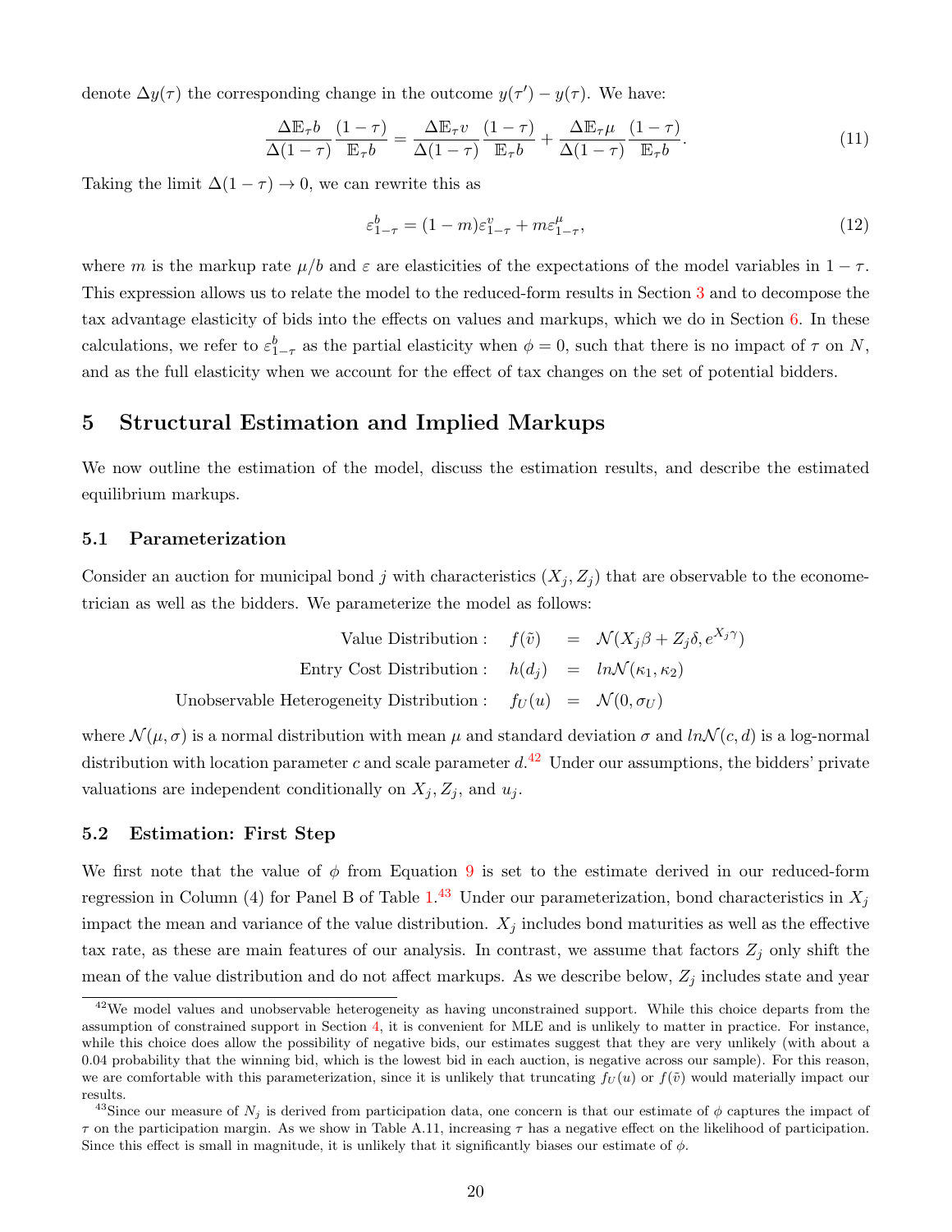denote $\Delta y(\tau)$ the corresponding change in the outcome $y(\tau') - y(\tau)$. We have:

$$\frac{\Delta \mathbb{E}_\tau b}{\Delta(1-\tau)} \frac{(1-\tau)}{\mathbb{E}_\tau b} = \frac{\Delta \mathbb{E}_\tau v}{\Delta(1-\tau)} \frac{(1-\tau)}{\mathbb{E}_\tau b} + \frac{\Delta \mathbb{E}_\tau \mu}{\Delta(1-\tau)} \frac{(1-\tau)}{\mathbb{E}_\tau b}. \tag{11}$$

Taking the limit $\Delta(1-\tau) \to 0$, we can rewrite this as

$$\varepsilon^b_{1-\tau} = (1-m)\varepsilon^v_{1-\tau} + m\varepsilon^\mu_{1-\tau}, \tag{12}$$

where $m$ is the markup rate $\mu/b$ and $\varepsilon$ are elasticities of the expectations of the model variables in $1-\tau$. This expression allows us to relate the model to the reduced-form results in Section 3 and to decompose the tax advantage elasticity of bids into the effects on values and markups, which we do in Section 6. In these calculations, we refer to $\varepsilon^b_{1-\tau}$ as the partial elasticity when $\phi = 0$, such that there is no impact of $\tau$ on $N$, and as the full elasticity when we account for the effect of tax changes on the set of potential bidders.

## 5 Structural Estimation and Implied Markups

We now outline the estimation of the model, discuss the estimation results, and describe the estimated equilibrium markups.

### 5.1 Parameterization

Consider an auction for municipal bond $j$ with characteristics $(X_j, Z_j)$ that are observable to the econometrician as well as the bidders. We parameterize the model as follows:

$$\begin{aligned}
\text{Value Distribution}: \quad f(\tilde{v}) \quad &= \quad \mathcal{N}(X_j\beta + Z_j\delta, e^{X_j\gamma}) \\
\text{Entry Cost Distribution}: \quad h(d_j) \quad &= \quad ln\mathcal{N}(\kappa_1, \kappa_2) \\
\text{Unobservable Heterogeneity Distribution}: \quad f_U(u) \quad &= \quad \mathcal{N}(0, \sigma_U)
\end{aligned}$$

where $\mathcal{N}(\mu, \sigma)$ is a normal distribution with mean $\mu$ and standard deviation $\sigma$ and $ln\mathcal{N}(c, d)$ is a log-normal distribution with location parameter $c$ and scale parameter $d$.[42] Under our assumptions, the bidders' private valuations are independent conditionally on $X_j$, $Z_j$, and $u_j$.

### 5.2 Estimation: First Step

We first note that the value of $\phi$ from Equation 9 is set to the estimate derived in our reduced-form regression in Column (4) for Panel B of Table 1.[43] Under our parameterization, bond characteristics in $X_j$ impact the mean and variance of the value distribution. $X_j$ includes bond maturities as well as the effective tax rate, as these are main features of our analysis. In contrast, we assume that factors $Z_j$ only shift the mean of the value distribution and do not affect markups. As we describe below, $Z_j$ includes state and year

[42] We model values and unobservable heterogeneity as having unconstrained support. While this choice departs from the assumption of constrained support in Section 4, it is convenient for MLE and is unlikely to matter in practice. For instance, while this choice does allow the possibility of negative bids, our estimates suggest that they are very unlikely (with about a 0.04 probability that the winning bid, which is the lowest bid in each auction, is negative across our sample). For this reason, we are comfortable with this parameterization, since it is unlikely that truncating $f_U(u)$ or $f(\tilde{v})$ would materially impact our results.

[43] Since our measure of $N_j$ is derived from participation data, one concern is that our estimate of $\phi$ captures the impact of $\tau$ on the participation margin. As we show in Table A.11, increasing $\tau$ has a negative effect on the likelihood of participation. Since this effect is small in magnitude, it is unlikely that it significantly biases our estimate of $\phi$.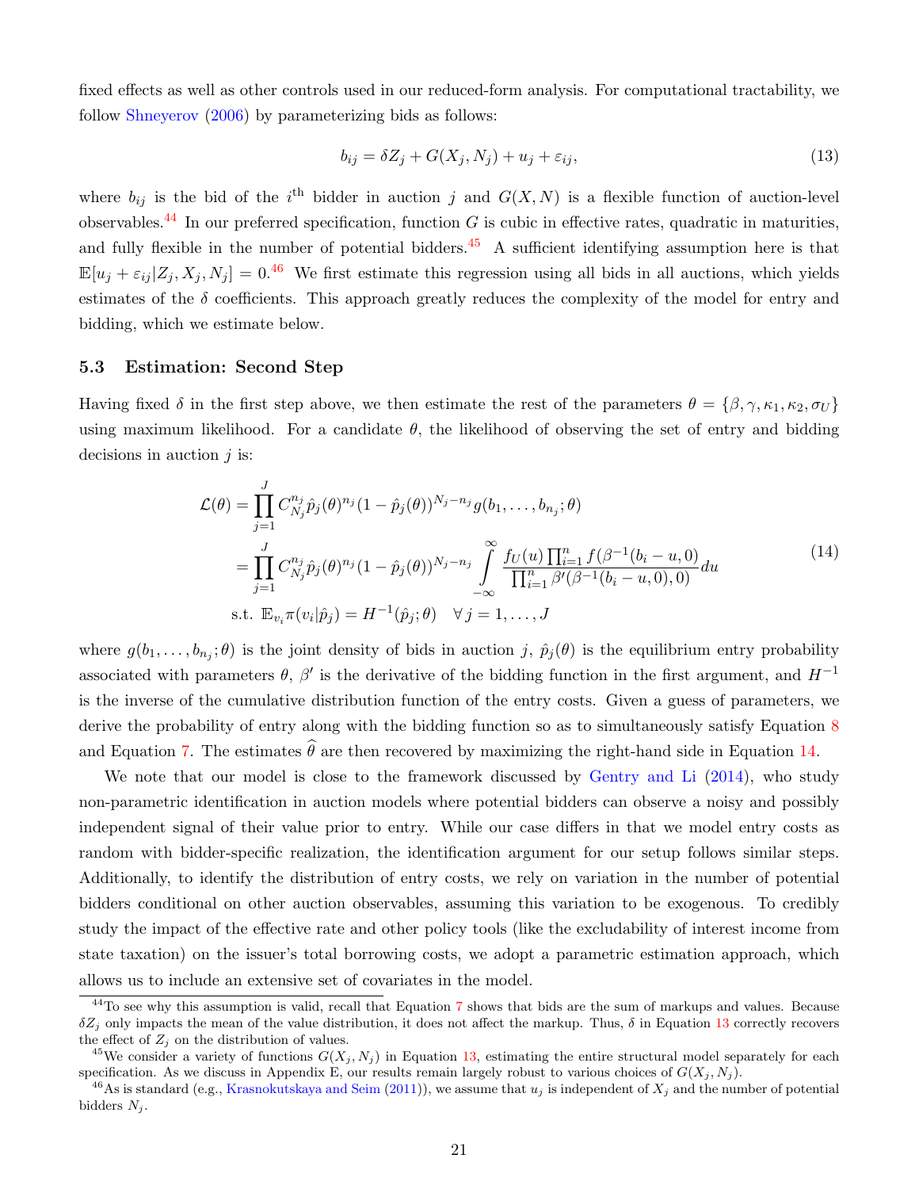fixed effects as well as other controls used in our reduced-form analysis. For computational tractability, we follow Shneyerov (2006) by parameterizing bids as follows:

$$b_{ij} = \delta Z_j + G(X_j, N_j) + u_j + \varepsilon_{ij}, \tag{13}$$

where $b_{ij}$ is the bid of the $i^{\text{th}}$ bidder in auction $j$ and $G(X, N)$ is a flexible function of auction-level observables.[44] In our preferred specification, function $G$ is cubic in effective rates, quadratic in maturities, and fully flexible in the number of potential bidders.[45] A sufficient identifying assumption here is that $\mathbb{E}[u_j + \varepsilon_{ij}|Z_j, X_j, N_j] = 0$.[46] We first estimate this regression using all bids in all auctions, which yields estimates of the $\delta$ coefficients. This approach greatly reduces the complexity of the model for entry and bidding, which we estimate below.

### 5.3 Estimation: Second Step

Having fixed $\delta$ in the first step above, we then estimate the rest of the parameters $\theta = \{\beta, \gamma, \kappa_1, \kappa_2, \sigma_U\}$ using maximum likelihood. For a candidate $\theta$, the likelihood of observing the set of entry and bidding decisions in auction $j$ is:

$$\begin{aligned}
\mathcal{L}(\theta) &= \prod_{j=1}^{J} C_{N_j}^{n_j} \hat{p}_j(\theta)^{n_j} (1 - \hat{p}_j(\theta))^{N_j - n_j} g(b_1, \ldots, b_{n_j}; \theta) \\
&= \prod_{j=1}^{J} C_{N_j}^{n_j} \hat{p}_j(\theta)^{n_j} (1 - \hat{p}_j(\theta))^{N_j - n_j} \int_{-\infty}^{\infty} \frac{f_U(u) \prod_{i=1}^{n} f(\beta^{-1}(b_i - u, 0)}{\prod_{i=1}^{n} \beta'(\beta^{-1}(b_i - u, 0), 0)} du \\
&\text{s.t. } \mathbb{E}_{v_i} \pi(v_i|\hat{p}_j) = H^{-1}(\hat{p}_j; \theta) \quad \forall\, j = 1, \ldots, J
\end{aligned} \tag{14}$$

where $g(b_1, \ldots, b_{n_j}; \theta)$ is the joint density of bids in auction $j$, $\hat{p}_j(\theta)$ is the equilibrium entry probability associated with parameters $\theta$, $\beta'$ is the derivative of the bidding function in the first argument, and $H^{-1}$ is the inverse of the cumulative distribution function of the entry costs. Given a guess of parameters, we derive the probability of entry along with the bidding function so as to simultaneously satisfy Equation 8 and Equation 7. The estimates $\widehat{\theta}$ are then recovered by maximizing the right-hand side in Equation 14.

We note that our model is close to the framework discussed by Gentry and Li (2014), who study non-parametric identification in auction models where potential bidders can observe a noisy and possibly independent signal of their value prior to entry. While our case differs in that we model entry costs as random with bidder-specific realization, the identification argument for our setup follows similar steps. Additionally, to identify the distribution of entry costs, we rely on variation in the number of potential bidders conditional on other auction observables, assuming this variation to be exogenous. To credibly study the impact of the effective rate and other policy tools (like the excludability of interest income from state taxation) on the issuer's total borrowing costs, we adopt a parametric estimation approach, which allows us to include an extensive set of covariates in the model.

---

[44] To see why this assumption is valid, recall that Equation 7 shows that bids are the sum of markups and values. Because $\delta Z_j$ only impacts the mean of the value distribution, it does not affect the markup. Thus, $\delta$ in Equation 13 correctly recovers the effect of $Z_j$ on the distribution of values.

[45] We consider a variety of functions $G(X_j, N_j)$ in Equation 13, estimating the entire structural model separately for each specification. As we discuss in Appendix E, our results remain largely robust to various choices of $G(X_j, N_j)$.

[46] As is standard (e.g., Krasnokutskaya and Seim (2011)), we assume that $u_j$ is independent of $X_j$ and the number of potential bidders $N_j$.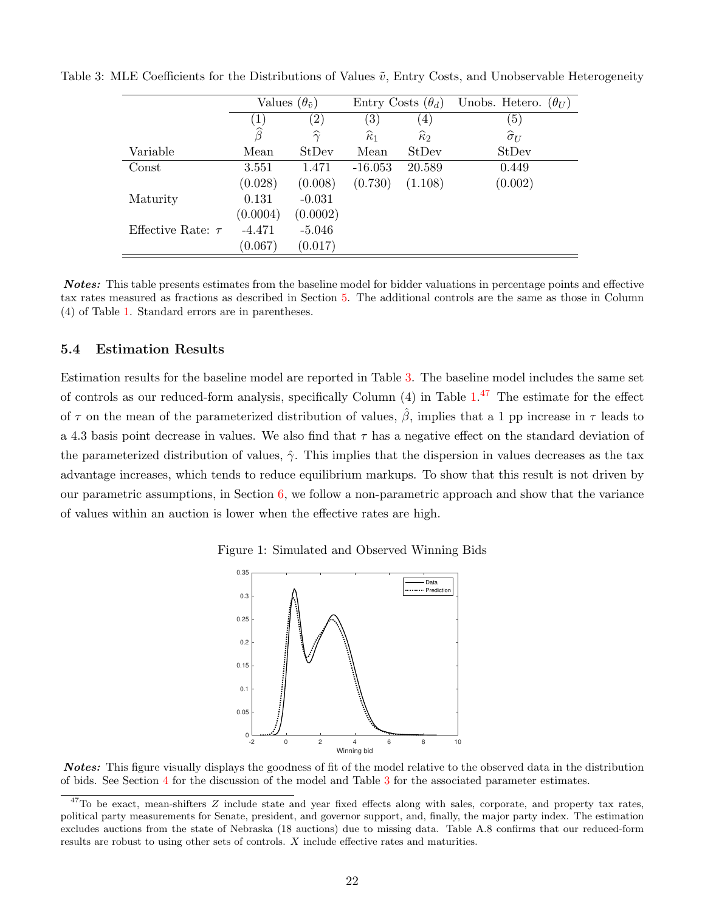Table 3: MLE Coefficients for the Distributions of Values $\tilde{v}$, Entry Costs, and Unobservable Heterogeneity

| | Values ($\theta_{\tilde{v}}$) | | Entry Costs ($\theta_d$) | | Unobs. Hetero. ($\theta_U$) |
|---|---|---|---|---|---|
| | (1) | (2) | (3) | (4) | (5) |
| | $\widehat{\beta}$ | $\widehat{\gamma}$ | $\widehat{\kappa}_1$ | $\widehat{\kappa}_2$ | $\widehat{\sigma}_U$ |
| Variable | Mean | StDev | Mean | StDev | StDev |
| Const | 3.551 | 1.471 | -16.053 | 20.589 | 0.449 |
| | (0.028) | (0.008) | (0.730) | (1.108) | (0.002) |
| Maturity | 0.131 | -0.031 | | | |
| | (0.0004) | (0.0002) | | | |
| Effective Rate: $\tau$ | -4.471 | -5.046 | | | |
| | (0.067) | (0.017) | | | |

***Notes:*** This table presents estimates from the baseline model for bidder valuations in percentage points and effective tax rates measured as fractions as described in Section 5. The additional controls are the same as those in Column (4) of Table 1. Standard errors are in parentheses.

### 5.4 Estimation Results

Estimation results for the baseline model are reported in Table 3. The baseline model includes the same set of controls as our reduced-form analysis, specifically Column (4) in Table 1.[47] The estimate for the effect of $\tau$ on the mean of the parameterized distribution of values, $\hat{\beta}$, implies that a 1 pp increase in $\tau$ leads to a 4.3 basis point decrease in values. We also find that $\tau$ has a negative effect on the standard deviation of the parameterized distribution of values, $\hat{\gamma}$. This implies that the dispersion in values decreases as the tax advantage increases, which tends to reduce equilibrium markups. To show that this result is not driven by our parametric assumptions, in Section 6, we follow a non-parametric approach and show that the variance of values within an auction is lower when the effective rates are high.

Figure 1: Simulated and Observed Winning Bids

***Notes:*** This figure visually displays the goodness of fit of the model relative to the observed data in the distribution of bids. See Section 4 for the discussion of the model and Table 3 for the associated parameter estimates.

[47] To be exact, mean-shifters $Z$ include state and year fixed effects along with sales, corporate, and property tax rates, political party measurements for Senate, president, and governor support, and, finally, the major party index. The estimation excludes auctions from the state of Nebraska (18 auctions) due to missing data. Table A.8 confirms that our reduced-form results are robust to using other sets of controls. $X$ include effective rates and maturities.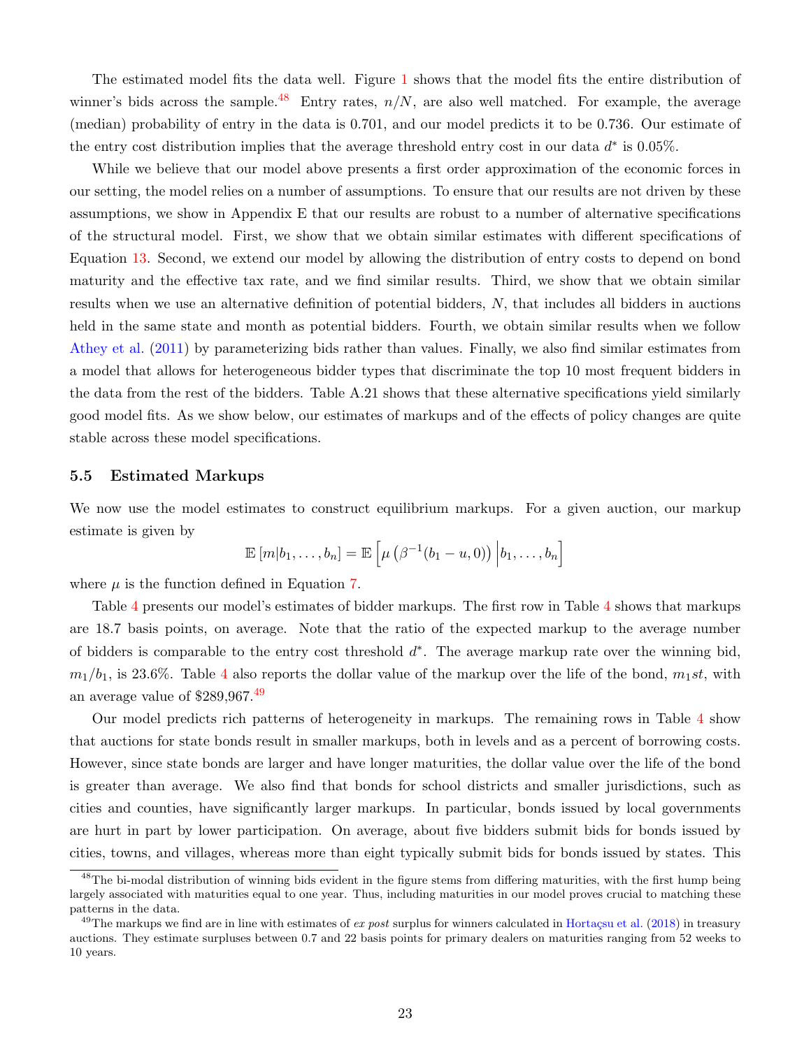The estimated model fits the data well. Figure 1 shows that the model fits the entire distribution of winner's bids across the sample.[48] Entry rates, $n/N$, are also well matched. For example, the average (median) probability of entry in the data is 0.701, and our model predicts it to be 0.736. Our estimate of the entry cost distribution implies that the average threshold entry cost in our data $d^*$ is 0.05%.

While we believe that our model above presents a first order approximation of the economic forces in our setting, the model relies on a number of assumptions. To ensure that our results are not driven by these assumptions, we show in Appendix E that our results are robust to a number of alternative specifications of the structural model. First, we show that we obtain similar estimates with different specifications of Equation 13. Second, we extend our model by allowing the distribution of entry costs to depend on bond maturity and the effective tax rate, and we find similar results. Third, we show that we obtain similar results when we use an alternative definition of potential bidders, $N$, that includes all bidders in auctions held in the same state and month as potential bidders. Fourth, we obtain similar results when we follow Athey et al. (2011) by parameterizing bids rather than values. Finally, we also find similar estimates from a model that allows for heterogeneous bidder types that discriminate the top 10 most frequent bidders in the data from the rest of the bidders. Table A.21 shows that these alternative specifications yield similarly good model fits. As we show below, our estimates of markups and of the effects of policy changes are quite stable across these model specifications.

### 5.5 Estimated Markups

We now use the model estimates to construct equilibrium markups. For a given auction, our markup estimate is given by

$$\mathbb{E}\left[m|b_1,\ldots,b_n\right] = \mathbb{E}\left[\mu\left(\beta^{-1}(b_1-u,0)\right)\Big|b_1,\ldots,b_n\right]$$

where $\mu$ is the function defined in Equation 7.

Table 4 presents our model's estimates of bidder markups. The first row in Table 4 shows that markups are 18.7 basis points, on average. Note that the ratio of the expected markup to the average number of bidders is comparable to the entry cost threshold $d^*$. The average markup rate over the winning bid, $m_1/b_1$, is 23.6%. Table 4 also reports the dollar value of the markup over the life of the bond, $m_1st$, with an average value of $289,967.[49]

Our model predicts rich patterns of heterogeneity in markups. The remaining rows in Table 4 show that auctions for state bonds result in smaller markups, both in levels and as a percent of borrowing costs. However, since state bonds are larger and have longer maturities, the dollar value over the life of the bond is greater than average. We also find that bonds for school districts and smaller jurisdictions, such as cities and counties, have significantly larger markups. In particular, bonds issued by local governments are hurt in part by lower participation. On average, about five bidders submit bids for bonds issued by cities, towns, and villages, whereas more than eight typically submit bids for bonds issued by states. This

[48] The bi-modal distribution of winning bids evident in the figure stems from differing maturities, with the first hump being largely associated with maturities equal to one year. Thus, including maturities in our model proves crucial to matching these patterns in the data.

[49] The markups we find are in line with estimates of *ex post* surplus for winners calculated in Hortaçsu et al. (2018) in treasury auctions. They estimate surpluses between 0.7 and 22 basis points for primary dealers on maturities ranging from 52 weeks to 10 years.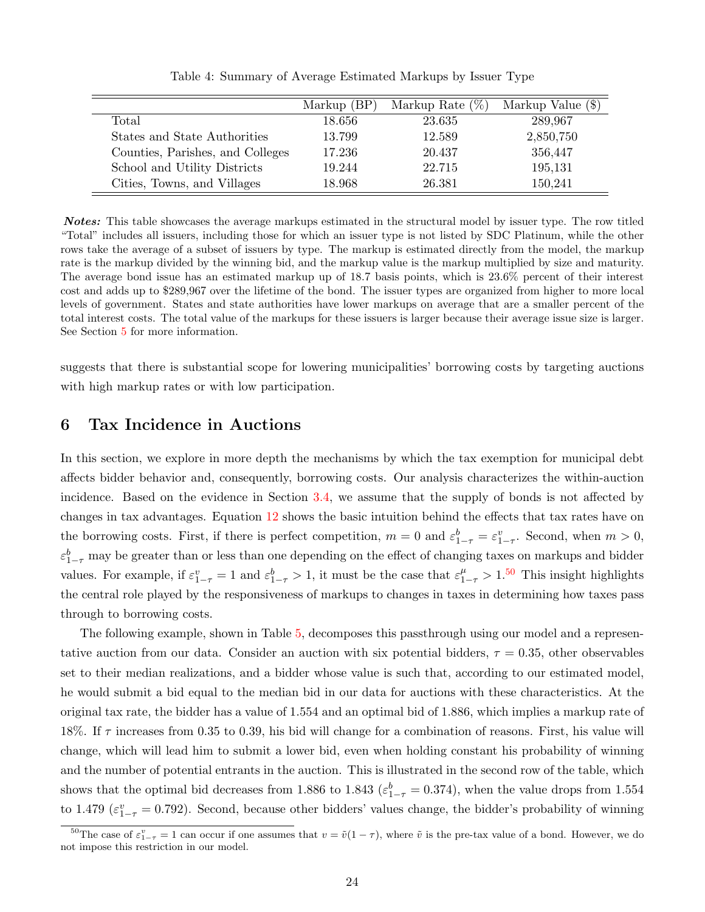Table 4: Summary of Average Estimated Markups by Issuer Type

| | Markup (BP) | Markup Rate (%) | Markup Value ($) |
|---|---|---|---|
| Total | 18.656 | 23.635 | 289,967 |
| States and State Authorities | 13.799 | 12.589 | 2,850,750 |
| Counties, Parishes, and Colleges | 17.236 | 20.437 | 356,447 |
| School and Utility Districts | 19.244 | 22.715 | 195,131 |
| Cities, Towns, and Villages | 18.968 | 26.381 | 150,241 |

***Notes:*** This table showcases the average markups estimated in the structural model by issuer type. The row titled "Total" includes all issuers, including those for which an issuer type is not listed by SDC Platinum, while the other rows take the average of a subset of issuers by type. The markup is estimated directly from the model, the markup rate is the markup divided by the winning bid, and the markup value is the markup multiplied by size and maturity. The average bond issue has an estimated markup up of 18.7 basis points, which is 23.6% percent of their interest cost and adds up to $289,967 over the lifetime of the bond. The issuer types are organized from higher to more local levels of government. States and state authorities have lower markups on average that are a smaller percent of the total interest costs. The total value of the markups for these issuers is larger because their average issue size is larger. See Section 5 for more information.

suggests that there is substantial scope for lowering municipalities' borrowing costs by targeting auctions with high markup rates or with low participation.

# 6 Tax Incidence in Auctions

In this section, we explore in more depth the mechanisms by which the tax exemption for municipal debt affects bidder behavior and, consequently, borrowing costs. Our analysis characterizes the within-auction incidence. Based on the evidence in Section 3.4, we assume that the supply of bonds is not affected by changes in tax advantages. Equation 12 shows the basic intuition behind the effects that tax rates have on the borrowing costs. First, if there is perfect competition, $m = 0$ and $\varepsilon^b_{1-\tau} = \varepsilon^v_{1-\tau}$. Second, when $m > 0$, $\varepsilon^b_{1-\tau}$ may be greater than or less than one depending on the effect of changing taxes on markups and bidder values. For example, if $\varepsilon^v_{1-\tau} = 1$ and $\varepsilon^b_{1-\tau} > 1$, it must be the case that $\varepsilon^\mu_{1-\tau} > 1$.[50] This insight highlights the central role played by the responsiveness of markups to changes in taxes in determining how taxes pass through to borrowing costs.

The following example, shown in Table 5, decomposes this passthrough using our model and a representative auction from our data. Consider an auction with six potential bidders, $\tau = 0.35$, other observables set to their median realizations, and a bidder whose value is such that, according to our estimated model, he would submit a bid equal to the median bid in our data for auctions with these characteristics. At the original tax rate, the bidder has a value of 1.554 and an optimal bid of 1.886, which implies a markup rate of 18%. If $\tau$ increases from 0.35 to 0.39, his bid will change for a combination of reasons. First, his value will change, which will lead him to submit a lower bid, even when holding constant his probability of winning and the number of potential entrants in the auction. This is illustrated in the second row of the table, which shows that the optimal bid decreases from 1.886 to 1.843 ($\varepsilon^b_{1-\tau} = 0.374$), when the value drops from 1.554 to 1.479 ($\varepsilon^v_{1-\tau} = 0.792$). Second, because other bidders' values change, the bidder's probability of winning

[50] The case of $\varepsilon^v_{1-\tau} = 1$ can occur if one assumes that $v = \tilde{v}(1-\tau)$, where $\tilde{v}$ is the pre-tax value of a bond. However, we do not impose this restriction in our model.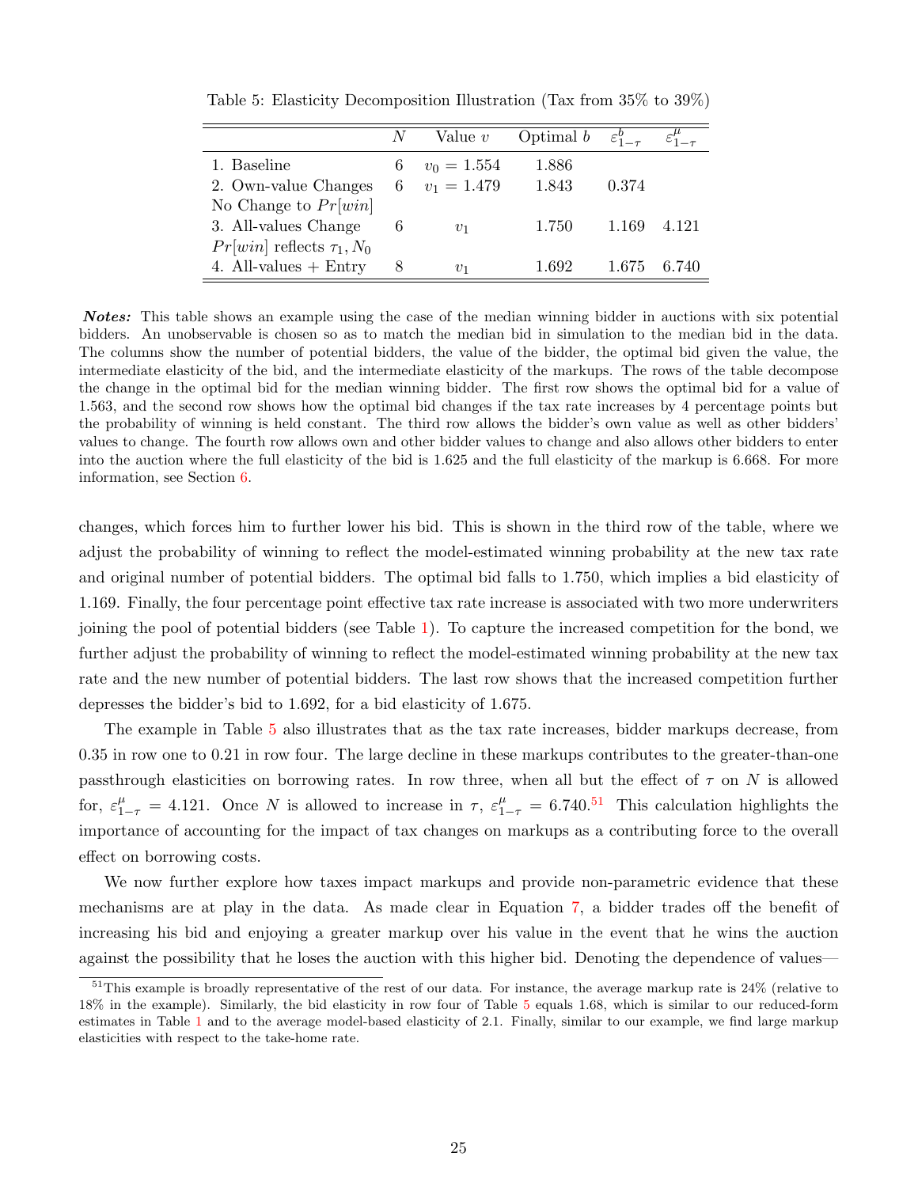Table 5: Elasticity Decomposition Illustration (Tax from 35% to 39%)

| | $N$ | Value $v$ | Optimal $b$ | $\varepsilon^b_{1-\tau}$ | $\varepsilon^\mu_{1-\tau}$ |
|---|---|---|---|---|---|
| 1. Baseline | 6 | $v_0 = 1.554$ | 1.886 | | |
| 2. Own-value Changes | 6 | $v_1 = 1.479$ | 1.843 | 0.374 | |
| No Change to $Pr[win]$ | | | | | |
| 3. All-values Change | 6 | $v_1$ | 1.750 | 1.169 | 4.121 |
| $Pr[win]$ reflects $\tau_1, N_0$ | | | | | |
| 4. All-values + Entry | 8 | $v_1$ | 1.692 | 1.675 | 6.740 |

***Notes:*** This table shows an example using the case of the median winning bidder in auctions with six potential bidders. An unobservable is chosen so as to match the median bid in simulation to the median bid in the data. The columns show the number of potential bidders, the value of the bidder, the optimal bid given the value, the intermediate elasticity of the bid, and the intermediate elasticity of the markups. The rows of the table decompose the change in the optimal bid for the median winning bidder. The first row shows the optimal bid for a value of 1.563, and the second row shows how the optimal bid changes if the tax rate increases by 4 percentage points but the probability of winning is held constant. The third row allows the bidder's own value as well as other bidders' values to change. The fourth row allows own and other bidder values to change and also allows other bidders to enter into the auction where the full elasticity of the bid is 1.625 and the full elasticity of the markup is 6.668. For more information, see Section 6.

changes, which forces him to further lower his bid. This is shown in the third row of the table, where we adjust the probability of winning to reflect the model-estimated winning probability at the new tax rate and original number of potential bidders. The optimal bid falls to 1.750, which implies a bid elasticity of 1.169. Finally, the four percentage point effective tax rate increase is associated with two more underwriters joining the pool of potential bidders (see Table 1). To capture the increased competition for the bond, we further adjust the probability of winning to reflect the model-estimated winning probability at the new tax rate and the new number of potential bidders. The last row shows that the increased competition further depresses the bidder's bid to 1.692, for a bid elasticity of 1.675.

The example in Table 5 also illustrates that as the tax rate increases, bidder markups decrease, from 0.35 in row one to 0.21 in row four. The large decline in these markups contributes to the greater-than-one passthrough elasticities on borrowing rates. In row three, when all but the effect of $\tau$ on $N$ is allowed for, $\varepsilon^\mu_{1-\tau} = 4.121$. Once $N$ is allowed to increase in $\tau$, $\varepsilon^\mu_{1-\tau} = 6.740$.[51] This calculation highlights the importance of accounting for the impact of tax changes on markups as a contributing force to the overall effect on borrowing costs.

We now further explore how taxes impact markups and provide non-parametric evidence that these mechanisms are at play in the data. As made clear in Equation 7, a bidder trades off the benefit of increasing his bid and enjoying a greater markup over his value in the event that he wins the auction against the possibility that he loses the auction with this higher bid. Denoting the dependence of values—

[51] This example is broadly representative of the rest of our data. For instance, the average markup rate is 24% (relative to 18% in the example). Similarly, the bid elasticity in row four of Table 5 equals 1.68, which is similar to our reduced-form estimates in Table 1 and to the average model-based elasticity of 2.1. Finally, similar to our example, we find large markup elasticities with respect to the take-home rate.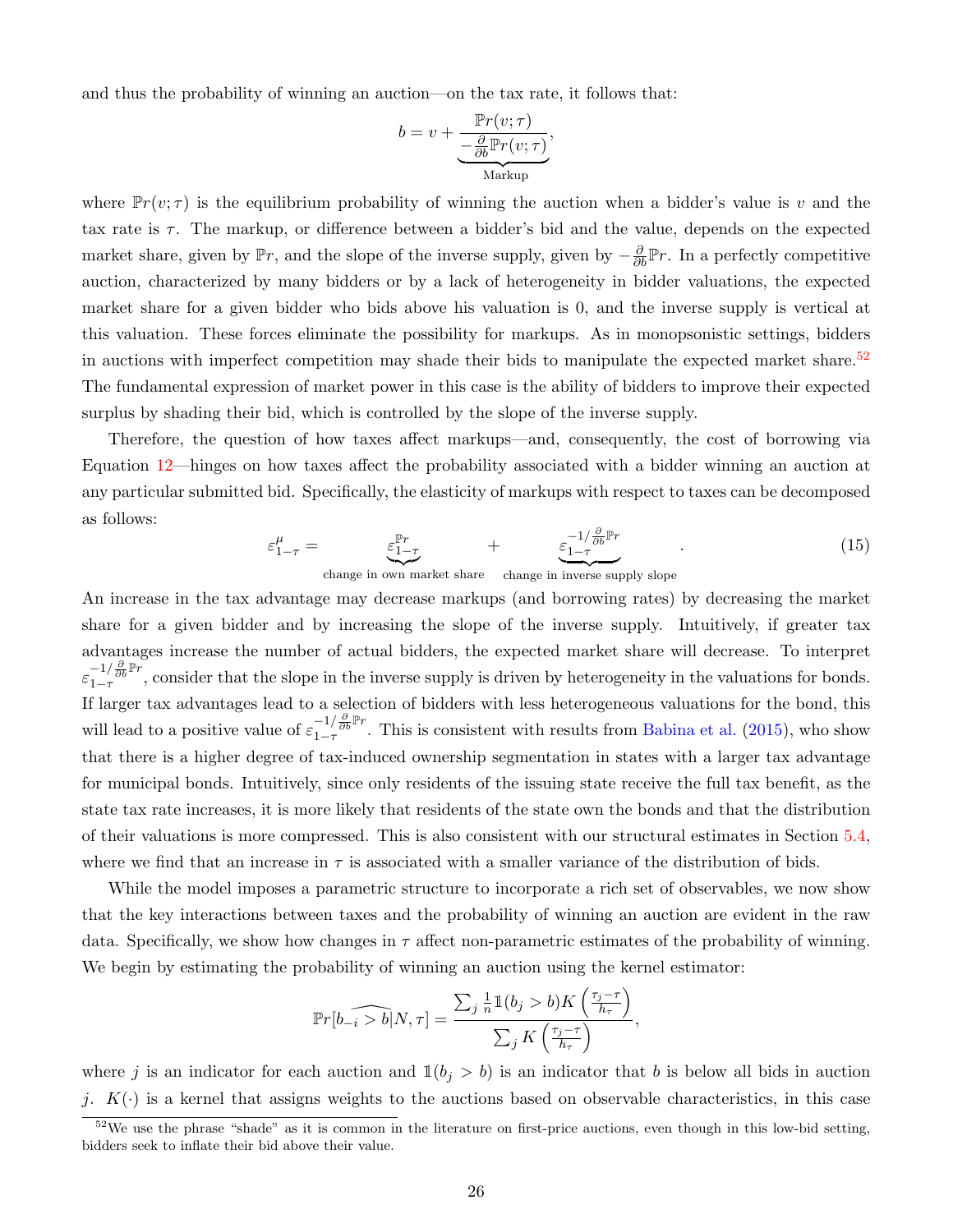and thus the probability of winning an auction—on the tax rate, it follows that:

$$b = v + \underbrace{\frac{\mathbb{P}r(v;\tau)}{-\frac{\partial}{\partial b}\mathbb{P}r(v;\tau)}}_{\text{Markup}},$$

where $\mathbb{P}r(v;\tau)$ is the equilibrium probability of winning the auction when a bidder's value is $v$ and the tax rate is $\tau$. The markup, or difference between a bidder's bid and the value, depends on the expected market share, given by $\mathbb{P}r$, and the slope of the inverse supply, given by $-\frac{\partial}{\partial b}\mathbb{P}r$. In a perfectly competitive auction, characterized by many bidders or by a lack of heterogeneity in bidder valuations, the expected market share for a given bidder who bids above his valuation is 0, and the inverse supply is vertical at this valuation. These forces eliminate the possibility for markups. As in monopsonistic settings, bidders in auctions with imperfect competition may shade their bids to manipulate the expected market share.[52] The fundamental expression of market power in this case is the ability of bidders to improve their expected surplus by shading their bid, which is controlled by the slope of the inverse supply.

Therefore, the question of how taxes affect markups—and, consequently, the cost of borrowing via Equation 12—hinges on how taxes affect the probability associated with a bidder winning an auction at any particular submitted bid. Specifically, the elasticity of markups with respect to taxes can be decomposed as follows:

$$\varepsilon^{\mu}_{1-\tau} = \underbrace{\varepsilon^{\mathbb{P}r}_{1-\tau}}_{\text{change in own market share}} + \underbrace{\varepsilon^{-1/\frac{\partial}{\partial b}\mathbb{P}r}_{1-\tau}}_{\text{change in inverse supply slope}}. \tag{15}$$

An increase in the tax advantage may decrease markups (and borrowing rates) by decreasing the market share for a given bidder and by increasing the slope of the inverse supply. Intuitively, if greater tax advantages increase the number of actual bidders, the expected market share will decrease. To interpret $\varepsilon^{-1/\frac{\partial}{\partial b}\mathbb{P}r}_{1-\tau}$, consider that the slope in the inverse supply is driven by heterogeneity in the valuations for bonds. If larger tax advantages lead to a selection of bidders with less heterogeneous valuations for the bond, this will lead to a positive value of $\varepsilon^{-1/\frac{\partial}{\partial b}\mathbb{P}r}_{1-\tau}$. This is consistent with results from Babina et al. (2015), who show that there is a higher degree of tax-induced ownership segmentation in states with a larger tax advantage for municipal bonds. Intuitively, since only residents of the issuing state receive the full tax benefit, as the state tax rate increases, it is more likely that residents of the state own the bonds and that the distribution of their valuations is more compressed. This is also consistent with our structural estimates in Section 5.4, where we find that an increase in $\tau$ is associated with a smaller variance of the distribution of bids.

While the model imposes a parametric structure to incorporate a rich set of observables, we now show that the key interactions between taxes and the probability of winning an auction are evident in the raw data. Specifically, we show how changes in $\tau$ affect non-parametric estimates of the probability of winning. We begin by estimating the probability of winning an auction using the kernel estimator:

$$\widehat{\mathbb{P}r[b_{-i} > b|N,\tau]} = \frac{\sum_j \frac{1}{n}\mathbb{1}(b_j > b) K\left(\frac{\tau_j - \tau}{h_\tau}\right)}{\sum_j K\left(\frac{\tau_j - \tau}{h_\tau}\right)},$$

where $j$ is an indicator for each auction and $\mathbb{1}(b_j > b)$ is an indicator that $b$ is below all bids in auction $j$. $K(\cdot)$ is a kernel that assigns weights to the auctions based on observable characteristics, in this case

[52] We use the phrase "shade" as it is common in the literature on first-price auctions, even though in this low-bid setting, bidders seek to inflate their bid above their value.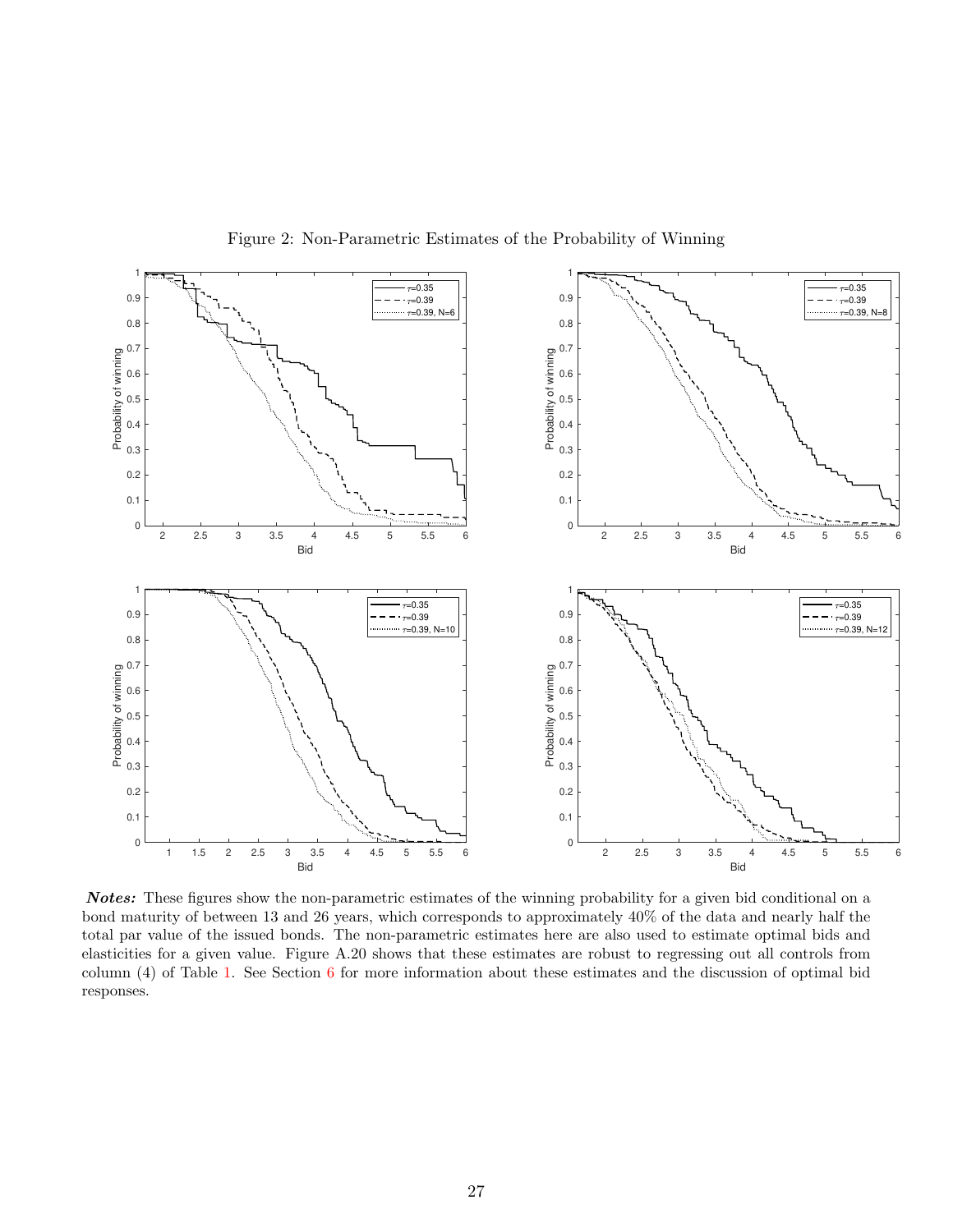Figure 2: Non-Parametric Estimates of the Probability of Winning

***Notes:*** These figures show the non-parametric estimates of the winning probability for a given bid conditional on a bond maturity of between 13 and 26 years, which corresponds to approximately 40% of the data and nearly half the total par value of the issued bonds. The non-parametric estimates here are also used to estimate optimal bids and elasticities for a given value. Figure A.20 shows that these estimates are robust to regressing out all controls from column (4) of Table 1. See Section 6 for more information about these estimates and the discussion of optimal bid responses.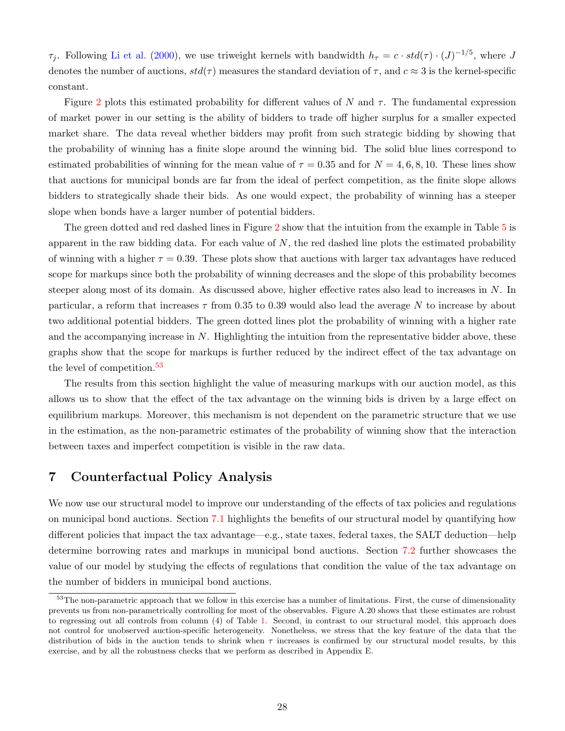$\tau_j$. Following Li et al. (2000), we use triweight kernels with bandwidth $h_\tau = c \cdot std(\tau) \cdot (J)^{-1/5}$, where $J$ denotes the number of auctions, $std(\tau)$ measures the standard deviation of $\tau$, and $c \approx 3$ is the kernel-specific constant.

Figure 2 plots this estimated probability for different values of $N$ and $\tau$. The fundamental expression of market power in our setting is the ability of bidders to trade off higher surplus for a smaller expected market share. The data reveal whether bidders may profit from such strategic bidding by showing that the probability of winning has a finite slope around the winning bid. The solid blue lines correspond to estimated probabilities of winning for the mean value of $\tau = 0.35$ and for $N = 4, 6, 8, 10$. These lines show that auctions for municipal bonds are far from the ideal of perfect competition, as the finite slope allows bidders to strategically shade their bids. As one would expect, the probability of winning has a steeper slope when bonds have a larger number of potential bidders.

The green dotted and red dashed lines in Figure 2 show that the intuition from the example in Table 5 is apparent in the raw bidding data. For each value of $N$, the red dashed line plots the estimated probability of winning with a higher $\tau = 0.39$. These plots show that auctions with larger tax advantages have reduced scope for markups since both the probability of winning decreases and the slope of this probability becomes steeper along most of its domain. As discussed above, higher effective rates also lead to increases in $N$. In particular, a reform that increases $\tau$ from 0.35 to 0.39 would also lead the average $N$ to increase by about two additional potential bidders. The green dotted lines plot the probability of winning with a higher rate and the accompanying increase in $N$. Highlighting the intuition from the representative bidder above, these graphs show that the scope for markups is further reduced by the indirect effect of the tax advantage on the level of competition.[53]

The results from this section highlight the value of measuring markups with our auction model, as this allows us to show that the effect of the tax advantage on the winning bids is driven by a large effect on equilibrium markups. Moreover, this mechanism is not dependent on the parametric structure that we use in the estimation, as the non-parametric estimates of the probability of winning show that the interaction between taxes and imperfect competition is visible in the raw data.

# 7 Counterfactual Policy Analysis

We now use our structural model to improve our understanding of the effects of tax policies and regulations on municipal bond auctions. Section 7.1 highlights the benefits of our structural model by quantifying how different policies that impact the tax advantage—e.g., state taxes, federal taxes, the SALT deduction—help determine borrowing rates and markups in municipal bond auctions. Section 7.2 further showcases the value of our model by studying the effects of regulations that condition the value of the tax advantage on the number of bidders in municipal bond auctions.

[53] The non-parametric approach that we follow in this exercise has a number of limitations. First, the curse of dimensionality prevents us from non-parametrically controlling for most of the observables. Figure A.20 shows that these estimates are robust to regressing out all controls from column (4) of Table 1. Second, in contrast to our structural model, this approach does not control for unobserved auction-specific heterogeneity. Nonetheless, we stress that the key feature of the data that the distribution of bids in the auction tends to shrink when $\tau$ increases is confirmed by our structural model results, by this exercise, and by all the robustness checks that we perform as described in Appendix E.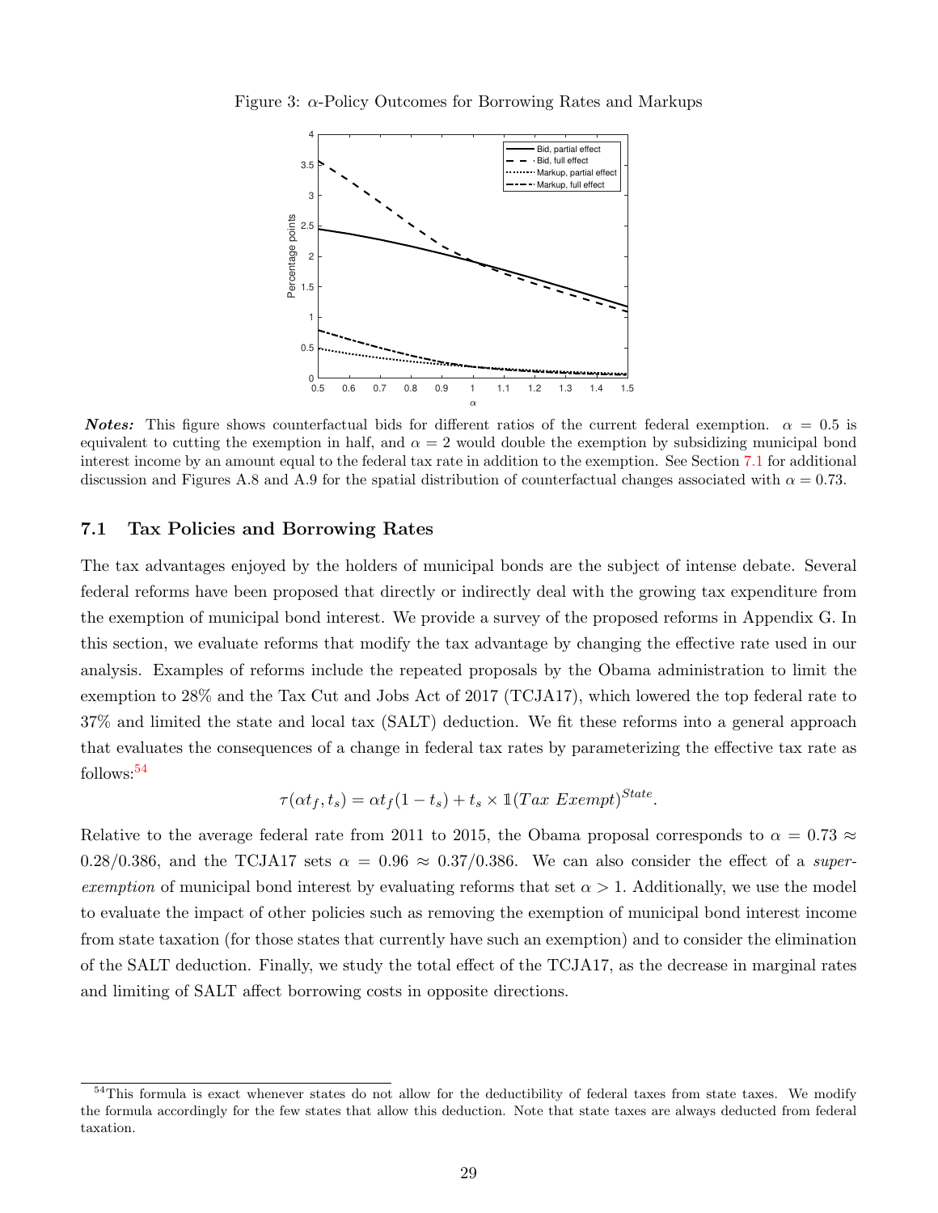Figure 3: $\alpha$-Policy Outcomes for Borrowing Rates and Markups

***Notes:*** This figure shows counterfactual bids for different ratios of the current federal exemption. $\alpha = 0.5$ is equivalent to cutting the exemption in half, and $\alpha = 2$ would double the exemption by subsidizing municipal bond interest income by an amount equal to the federal tax rate in addition to the exemption. See Section 7.1 for additional discussion and Figures A.8 and A.9 for the spatial distribution of counterfactual changes associated with $\alpha = 0.73$.

### 7.1 Tax Policies and Borrowing Rates

The tax advantages enjoyed by the holders of municipal bonds are the subject of intense debate. Several federal reforms have been proposed that directly or indirectly deal with the growing tax expenditure from the exemption of municipal bond interest. We provide a survey of the proposed reforms in Appendix G. In this section, we evaluate reforms that modify the tax advantage by changing the effective rate used in our analysis. Examples of reforms include the repeated proposals by the Obama administration to limit the exemption to 28% and the Tax Cut and Jobs Act of 2017 (TCJA17), which lowered the top federal rate to 37% and limited the state and local tax (SALT) deduction. We fit these reforms into a general approach that evaluates the consequences of a change in federal tax rates by parameterizing the effective tax rate as follows:[54]

$$\tau(\alpha t_f, t_s) = \alpha t_f(1 - t_s) + t_s \times \mathbb{1}(Tax\ Exempt)^{State}.$$

Relative to the average federal rate from 2011 to 2015, the Obama proposal corresponds to $\alpha = 0.73 \approx 0.28/0.386$, and the TCJA17 sets $\alpha = 0.96 \approx 0.37/0.386$. We can also consider the effect of a *super-exemption* of municipal bond interest by evaluating reforms that set $\alpha > 1$. Additionally, we use the model to evaluate the impact of other policies such as removing the exemption of municipal bond interest income from state taxation (for those states that currently have such an exemption) and to consider the elimination of the SALT deduction. Finally, we study the total effect of the TCJA17, as the decrease in marginal rates and limiting of SALT affect borrowing costs in opposite directions.

---

[54] This formula is exact whenever states do not allow for the deductibility of federal taxes from state taxes. We modify the formula accordingly for the few states that allow this deduction. Note that state taxes are always deducted from federal taxation.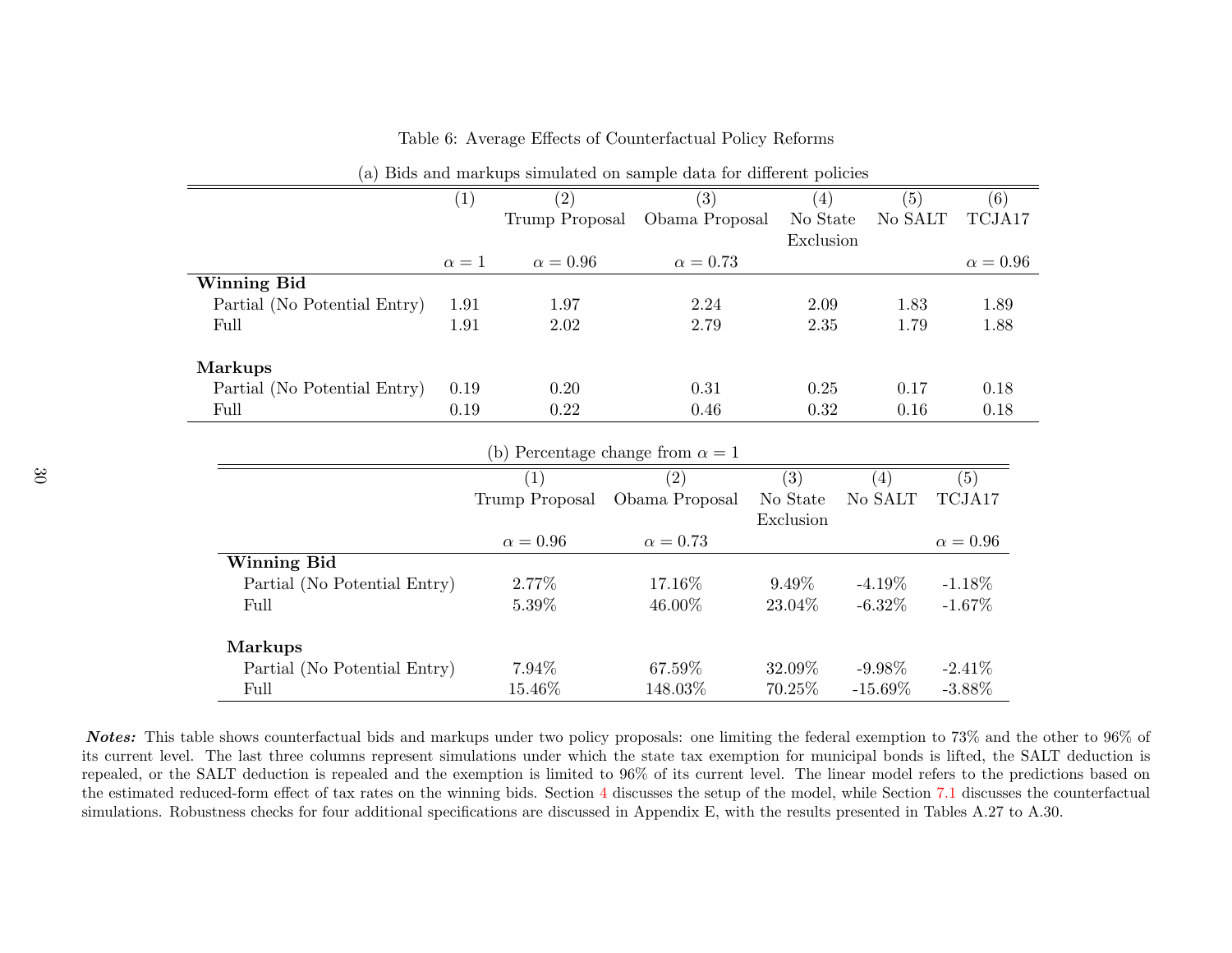Table 6: Average Effects of Counterfactual Policy Reforms

(a) Bids and markups simulated on sample data for different policies

| | (1) | (2) Trump Proposal | (3) Obama Proposal | (4) No State Exclusion | (5) No SALT | (6) TCJA17 |
|---|---|---|---|---|---|---|
| | $\alpha = 1$ | $\alpha = 0.96$ | $\alpha = 0.73$ | | | $\alpha = 0.96$ |
| **Winning Bid** | | | | | | |
| Partial (No Potential Entry) | 1.91 | 1.97 | 2.24 | 2.09 | 1.83 | 1.89 |
| Full | 1.91 | 2.02 | 2.79 | 2.35 | 1.79 | 1.88 |
| **Markups** | | | | | | |
| Partial (No Potential Entry) | 0.19 | 0.20 | 0.31 | 0.25 | 0.17 | 0.18 |
| Full | 0.19 | 0.22 | 0.46 | 0.32 | 0.16 | 0.18 |

(b) Percentage change from $\alpha = 1$

| | (1) Trump Proposal | (2) Obama Proposal | (3) No State Exclusion | (4) No SALT | (5) TCJA17 |
|---|---|---|---|---|---|
| | $\alpha = 0.96$ | $\alpha = 0.73$ | | | $\alpha = 0.96$ |
| **Winning Bid** | | | | | |
| Partial (No Potential Entry) | 2.77% | 17.16% | 9.49% | -4.19% | -1.18% |
| Full | 5.39% | 46.00% | 23.04% | -6.32% | -1.67% |
| **Markups** | | | | | |
| Partial (No Potential Entry) | 7.94% | 67.59% | 32.09% | -9.98% | -2.41% |
| Full | 15.46% | 148.03% | 70.25% | -15.69% | -3.88% |

***Notes:*** This table shows counterfactual bids and markups under two policy proposals: one limiting the federal exemption to 73% and the other to 96% of its current level. The last three columns represent simulations under which the state tax exemption for municipal bonds is lifted, the SALT deduction is repealed, or the SALT deduction is repealed and the exemption is limited to 96% of its current level. The linear model refers to the predictions based on the estimated reduced-form effect of tax rates on the winning bids. Section 4 discusses the setup of the model, while Section 7.1 discusses the counterfactual simulations. Robustness checks for four additional specifications are discussed in Appendix E, with the results presented in Tables A.27 to A.30.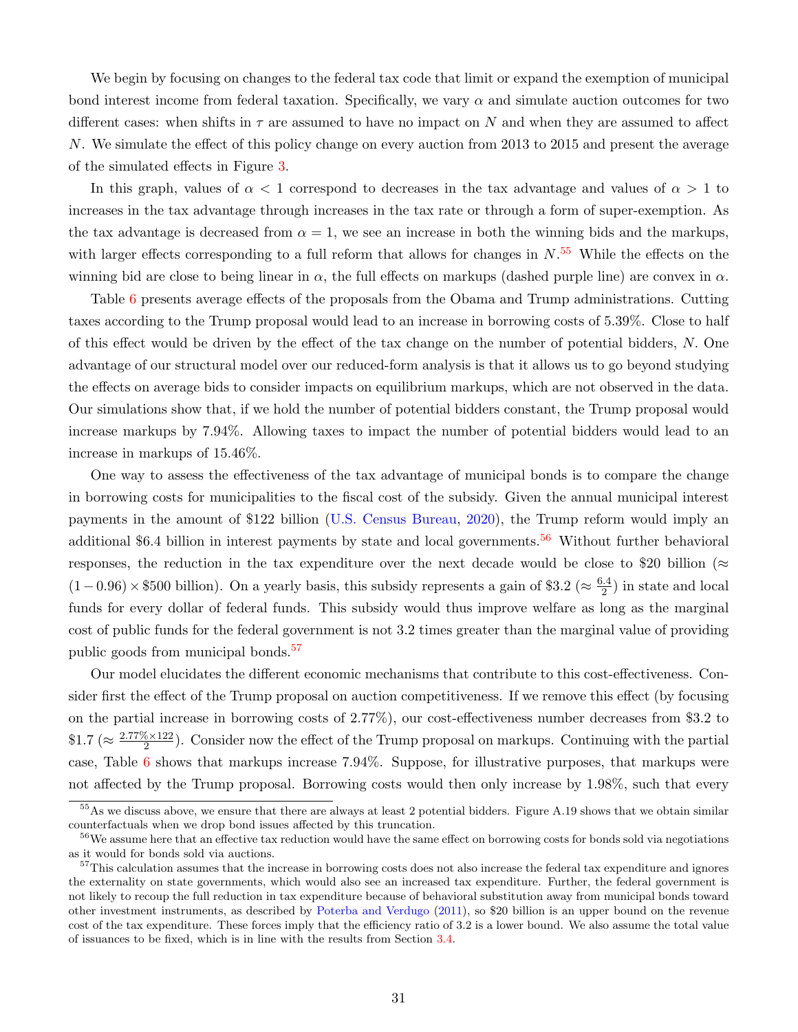We begin by focusing on changes to the federal tax code that limit or expand the exemption of municipal bond interest income from federal taxation. Specifically, we vary $\alpha$ and simulate auction outcomes for two different cases: when shifts in $\tau$ are assumed to have no impact on $N$ and when they are assumed to affect $N$. We simulate the effect of this policy change on every auction from 2013 to 2015 and present the average of the simulated effects in Figure 3.

In this graph, values of $\alpha < 1$ correspond to decreases in the tax advantage and values of $\alpha > 1$ to increases in the tax advantage through increases in the tax rate or through a form of super-exemption. As the tax advantage is decreased from $\alpha = 1$, we see an increase in both the winning bids and the markups, with larger effects corresponding to a full reform that allows for changes in $N$.[55] While the effects on the winning bid are close to being linear in $\alpha$, the full effects on markups (dashed purple line) are convex in $\alpha$.

Table 6 presents average effects of the proposals from the Obama and Trump administrations. Cutting taxes according to the Trump proposal would lead to an increase in borrowing costs of 5.39%. Close to half of this effect would be driven by the effect of the tax change on the number of potential bidders, $N$. One advantage of our structural model over our reduced-form analysis is that it allows us to go beyond studying the effects on average bids to consider impacts on equilibrium markups, which are not observed in the data. Our simulations show that, if we hold the number of potential bidders constant, the Trump proposal would increase markups by 7.94%. Allowing taxes to impact the number of potential bidders would lead to an increase in markups of 15.46%.

One way to assess the effectiveness of the tax advantage of municipal bonds is to compare the change in borrowing costs for municipalities to the fiscal cost of the subsidy. Given the annual municipal interest payments in the amount of \$122 billion (U.S. Census Bureau, 2020), the Trump reform would imply an additional \$6.4 billion in interest payments by state and local governments.[56] Without further behavioral responses, the reduction in the tax expenditure over the next decade would be close to \$20 billion ($\approx (1 - 0.96) \times \$500$ billion). On a yearly basis, this subsidy represents a gain of \$3.2 ($\approx \frac{6.4}{2}$) in state and local funds for every dollar of federal funds. This subsidy would thus improve welfare as long as the marginal cost of public funds for the federal government is not 3.2 times greater than the marginal value of providing public goods from municipal bonds.[57]

Our model elucidates the different economic mechanisms that contribute to this cost-effectiveness. Consider first the effect of the Trump proposal on auction competitiveness. If we remove this effect (by focusing on the partial increase in borrowing costs of 2.77%), our cost-effectiveness number decreases from \$3.2 to \$1.7 ($\approx \frac{2.77\% \times 122}{2}$). Consider now the effect of the Trump proposal on markups. Continuing with the partial case, Table 6 shows that markups increase 7.94%. Suppose, for illustrative purposes, that markups were not affected by the Trump proposal. Borrowing costs would then only increase by 1.98%, such that every

[55] As we discuss above, we ensure that there are always at least 2 potential bidders. Figure A.19 shows that we obtain similar counterfactuals when we drop bond issues affected by this truncation.

[56] We assume here that an effective tax reduction would have the same effect on borrowing costs for bonds sold via negotiations as it would for bonds sold via auctions.

[57] This calculation assumes that the increase in borrowing costs does not also increase the federal tax expenditure and ignores the externality on state governments, which would also see an increased tax expenditure. Further, the federal government is not likely to recoup the full reduction in tax expenditure because of behavioral substitution away from municipal bonds toward other investment instruments, as described by Poterba and Verdugo (2011), so \$20 billion is an upper bound on the revenue cost of the tax expenditure. These forces imply that the efficiency ratio of 3.2 is a lower bound. We also assume the total value of issuances to be fixed, which is in line with the results from Section 3.4.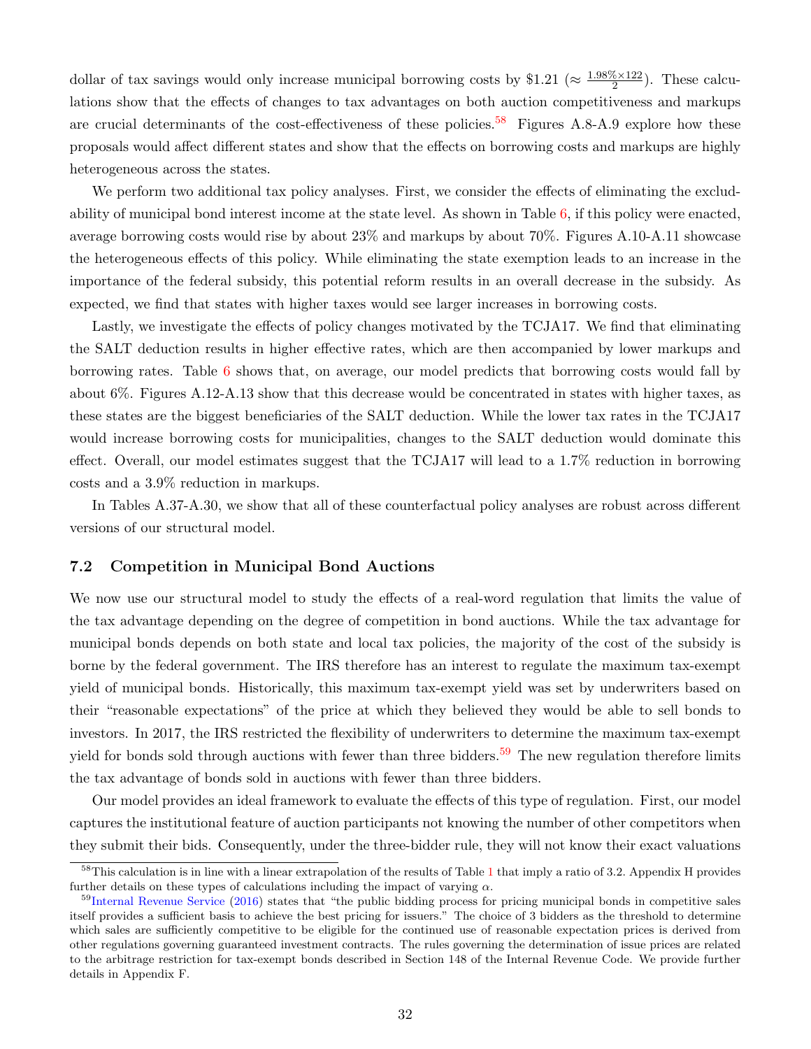dollar of tax savings would only increase municipal borrowing costs by \$1.21 ($\approx \frac{1.98\% \times 122}{2}$). These calculations show that the effects of changes to tax advantages on both auction competitiveness and markups are crucial determinants of the cost-effectiveness of these policies.[58] Figures A.8-A.9 explore how these proposals would affect different states and show that the effects on borrowing costs and markups are highly heterogeneous across the states.

We perform two additional tax policy analyses. First, we consider the effects of eliminating the excludability of municipal bond interest income at the state level. As shown in Table 6, if this policy were enacted, average borrowing costs would rise by about 23% and markups by about 70%. Figures A.10-A.11 showcase the heterogeneous effects of this policy. While eliminating the state exemption leads to an increase in the importance of the federal subsidy, this potential reform results in an overall decrease in the subsidy. As expected, we find that states with higher taxes would see larger increases in borrowing costs.

Lastly, we investigate the effects of policy changes motivated by the TCJA17. We find that eliminating the SALT deduction results in higher effective rates, which are then accompanied by lower markups and borrowing rates. Table 6 shows that, on average, our model predicts that borrowing costs would fall by about 6%. Figures A.12-A.13 show that this decrease would be concentrated in states with higher taxes, as these states are the biggest beneficiaries of the SALT deduction. While the lower tax rates in the TCJA17 would increase borrowing costs for municipalities, changes to the SALT deduction would dominate this effect. Overall, our model estimates suggest that the TCJA17 will lead to a 1.7% reduction in borrowing costs and a 3.9% reduction in markups.

In Tables A.37-A.30, we show that all of these counterfactual policy analyses are robust across different versions of our structural model.

### 7.2 Competition in Municipal Bond Auctions

We now use our structural model to study the effects of a real-word regulation that limits the value of the tax advantage depending on the degree of competition in bond auctions. While the tax advantage for municipal bonds depends on both state and local tax policies, the majority of the cost of the subsidy is borne by the federal government. The IRS therefore has an interest to regulate the maximum tax-exempt yield of municipal bonds. Historically, this maximum tax-exempt yield was set by underwriters based on their "reasonable expectations" of the price at which they believed they would be able to sell bonds to investors. In 2017, the IRS restricted the flexibility of underwriters to determine the maximum tax-exempt yield for bonds sold through auctions with fewer than three bidders.[59] The new regulation therefore limits the tax advantage of bonds sold in auctions with fewer than three bidders.

Our model provides an ideal framework to evaluate the effects of this type of regulation. First, our model captures the institutional feature of auction participants not knowing the number of other competitors when they submit their bids. Consequently, under the three-bidder rule, they will not know their exact valuations

[58] This calculation is in line with a linear extrapolation of the results of Table 1 that imply a ratio of 3.2. Appendix H provides further details on these types of calculations including the impact of varying $\alpha$.

[59] Internal Revenue Service (2016) states that "the public bidding process for pricing municipal bonds in competitive sales itself provides a sufficient basis to achieve the best pricing for issuers." The choice of 3 bidders as the threshold to determine which sales are sufficiently competitive to be eligible for the continued use of reasonable expectation prices is derived from other regulations governing guaranteed investment contracts. The rules governing the determination of issue prices are related to the arbitrage restriction for tax-exempt bonds described in Section 148 of the Internal Revenue Code. We provide further details in Appendix F.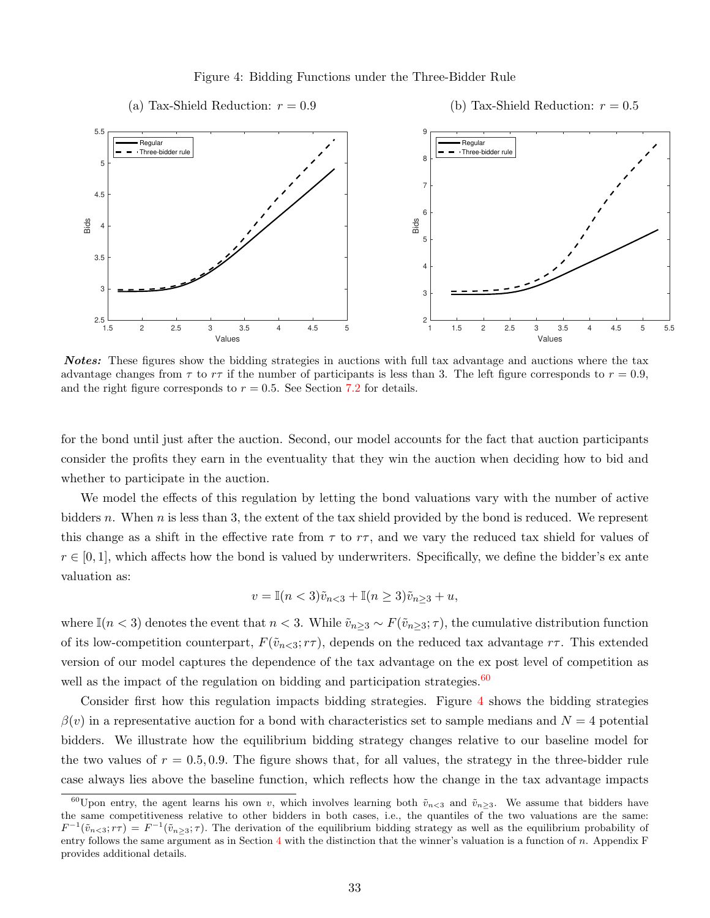Figure 4: Bidding Functions under the Three-Bidder Rule

(a) Tax-Shield Reduction: $r = 0.9$

(b) Tax-Shield Reduction: $r = 0.5$

***Notes:*** These figures show the bidding strategies in auctions with full tax advantage and auctions where the tax advantage changes from $\tau$ to $r\tau$ if the number of participants is less than 3. The left figure corresponds to $r = 0.9$, and the right figure corresponds to $r = 0.5$. See Section 7.2 for details.

for the bond until just after the auction. Second, our model accounts for the fact that auction participants consider the profits they earn in the eventuality that they win the auction when deciding how to bid and whether to participate in the auction.

We model the effects of this regulation by letting the bond valuations vary with the number of active bidders $n$. When $n$ is less than 3, the extent of the tax shield provided by the bond is reduced. We represent this change as a shift in the effective rate from $\tau$ to $r\tau$, and we vary the reduced tax shield for values of $r \in [0, 1]$, which affects how the bond is valued by underwriters. Specifically, we define the bidder's ex ante valuation as:

$$v = \mathbb{I}(n < 3)\tilde{v}_{n<3} + \mathbb{I}(n \geq 3)\tilde{v}_{n\geq 3} + u,$$

where $\mathbb{I}(n < 3)$ denotes the event that $n < 3$. While $\tilde{v}_{n\geq 3} \sim F(\tilde{v}_{n\geq 3}; \tau)$, the cumulative distribution function of its low-competition counterpart, $F(\tilde{v}_{n<3}; r\tau)$, depends on the reduced tax advantage $r\tau$. This extended version of our model captures the dependence of the tax advantage on the ex post level of competition as well as the impact of the regulation on bidding and participation strategies.[60]

Consider first how this regulation impacts bidding strategies. Figure 4 shows the bidding strategies $\beta(v)$ in a representative auction for a bond with characteristics set to sample medians and $N = 4$ potential bidders. We illustrate how the equilibrium bidding strategy changes relative to our baseline model for the two values of $r = 0.5, 0.9$. The figure shows that, for all values, the strategy in the three-bidder rule case always lies above the baseline function, which reflects how the change in the tax advantage impacts

[60]Upon entry, the agent learns his own $v$, which involves learning both $\tilde{v}_{n<3}$ and $\tilde{v}_{n\geq 3}$. We assume that bidders have the same competitiveness relative to other bidders in both cases, i.e., the quantiles of the two valuations are the same: $F^{-1}(\tilde{v}_{n<3}; r\tau) = F^{-1}(\tilde{v}_{n\geq 3}; \tau)$. The derivation of the equilibrium bidding strategy as well as the equilibrium probability of entry follows the same argument as in Section 4 with the distinction that the winner's valuation is a function of $n$. Appendix F provides additional details.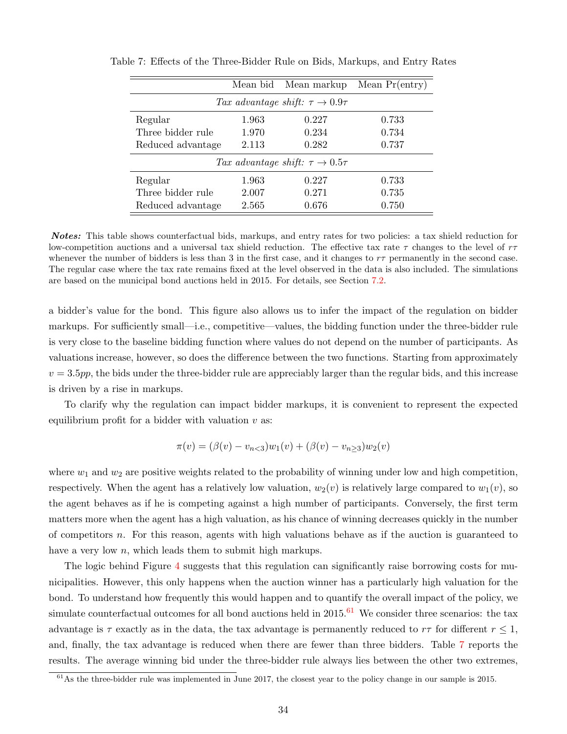Table 7: Effects of the Three-Bidder Rule on Bids, Markups, and Entry Rates

| | Mean bid | Mean markup | Mean Pr(entry) |
|---|---|---|---|
| *Tax advantage shift: $\tau \to 0.9\tau$* | | | |
| Regular | 1.963 | 0.227 | 0.733 |
| Three bidder rule | 1.970 | 0.234 | 0.734 |
| Reduced advantage | 2.113 | 0.282 | 0.737 |
| *Tax advantage shift: $\tau \to 0.5\tau$* | | | |
| Regular | 1.963 | 0.227 | 0.733 |
| Three bidder rule | 2.007 | 0.271 | 0.735 |
| Reduced advantage | 2.565 | 0.676 | 0.750 |

***Notes:*** This table shows counterfactual bids, markups, and entry rates for two policies: a tax shield reduction for low-competition auctions and a universal tax shield reduction. The effective tax rate $\tau$ changes to the level of $r\tau$ whenever the number of bidders is less than 3 in the first case, and it changes to $r\tau$ permanently in the second case. The regular case where the tax rate remains fixed at the level observed in the data is also included. The simulations are based on the municipal bond auctions held in 2015. For details, see Section 7.2.

a bidder's value for the bond. This figure also allows us to infer the impact of the regulation on bidder markups. For sufficiently small—i.e., competitive—values, the bidding function under the three-bidder rule is very close to the baseline bidding function where values do not depend on the number of participants. As valuations increase, however, so does the difference between the two functions. Starting from approximately $v = 3.5pp$, the bids under the three-bidder rule are appreciably larger than the regular bids, and this increase is driven by a rise in markups.

To clarify why the regulation can impact bidder markups, it is convenient to represent the expected equilibrium profit for a bidder with valuation $v$ as:

$$\pi(v) = (\beta(v) - v_{n<3})w_1(v) + (\beta(v) - v_{n\geq 3})w_2(v)$$

where $w_1$ and $w_2$ are positive weights related to the probability of winning under low and high competition, respectively. When the agent has a relatively low valuation, $w_2(v)$ is relatively large compared to $w_1(v)$, so the agent behaves as if he is competing against a high number of participants. Conversely, the first term matters more when the agent has a high valuation, as his chance of winning decreases quickly in the number of competitors $n$. For this reason, agents with high valuations behave as if the auction is guaranteed to have a very low $n$, which leads them to submit high markups.

The logic behind Figure 4 suggests that this regulation can significantly raise borrowing costs for municipalities. However, this only happens when the auction winner has a particularly high valuation for the bond. To understand how frequently this would happen and to quantify the overall impact of the policy, we simulate counterfactual outcomes for all bond auctions held in 2015.[61] We consider three scenarios: the tax advantage is $\tau$ exactly as in the data, the tax advantage is permanently reduced to $r\tau$ for different $r \leq 1$, and, finally, the tax advantage is reduced when there are fewer than three bidders. Table 7 reports the results. The average winning bid under the three-bidder rule always lies between the other two extremes,

[61] As the three-bidder rule was implemented in June 2017, the closest year to the policy change in our sample is 2015.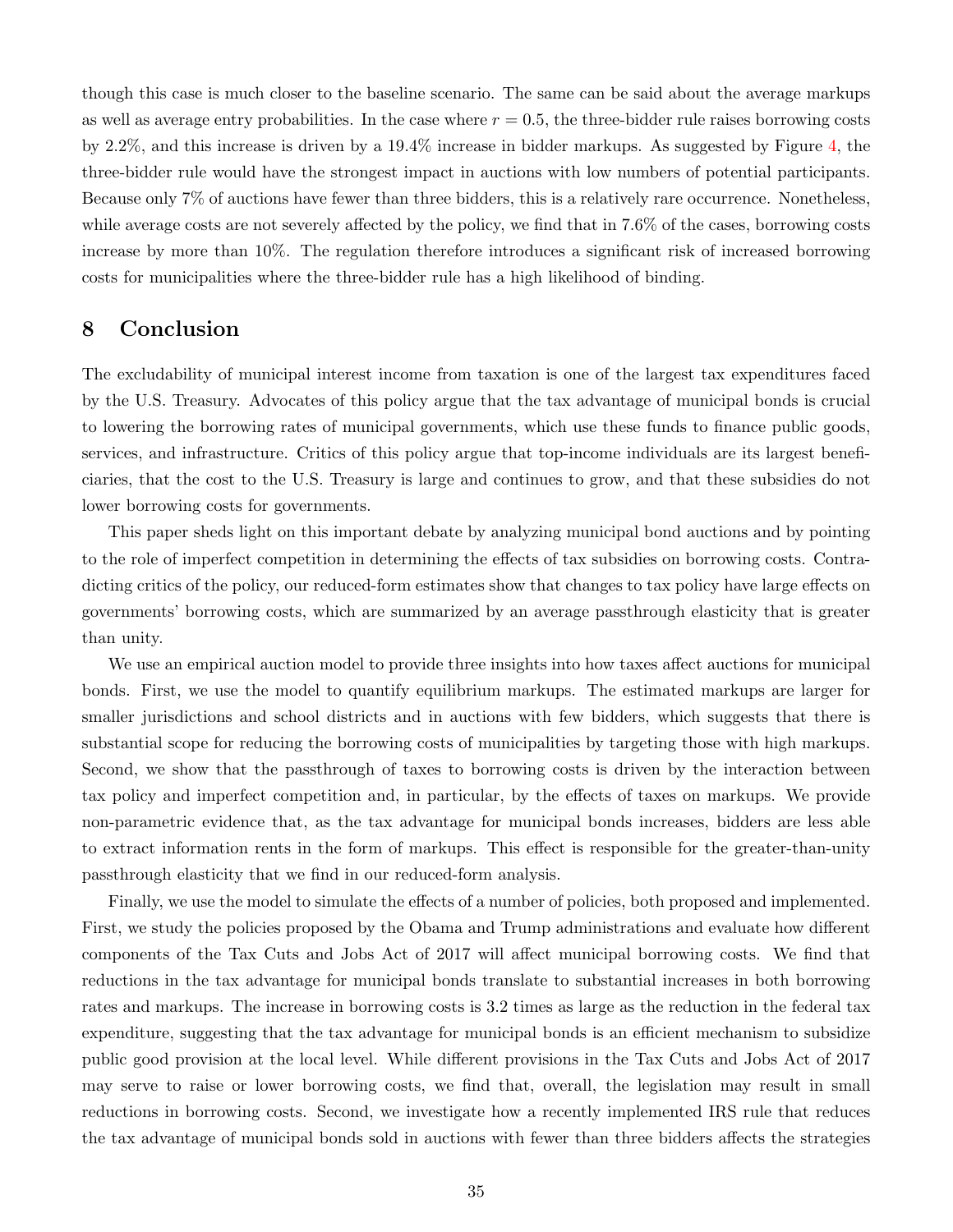though this case is much closer to the baseline scenario. The same can be said about the average markups as well as average entry probabilities. In the case where $r = 0.5$, the three-bidder rule raises borrowing costs by 2.2%, and this increase is driven by a 19.4% increase in bidder markups. As suggested by Figure 4, the three-bidder rule would have the strongest impact in auctions with low numbers of potential participants. Because only 7% of auctions have fewer than three bidders, this is a relatively rare occurrence. Nonetheless, while average costs are not severely affected by the policy, we find that in 7.6% of the cases, borrowing costs increase by more than 10%. The regulation therefore introduces a significant risk of increased borrowing costs for municipalities where the three-bidder rule has a high likelihood of binding.

# 8 Conclusion

The excludability of municipal interest income from taxation is one of the largest tax expenditures faced by the U.S. Treasury. Advocates of this policy argue that the tax advantage of municipal bonds is crucial to lowering the borrowing rates of municipal governments, which use these funds to finance public goods, services, and infrastructure. Critics of this policy argue that top-income individuals are its largest beneficiaries, that the cost to the U.S. Treasury is large and continues to grow, and that these subsidies do not lower borrowing costs for governments.

This paper sheds light on this important debate by analyzing municipal bond auctions and by pointing to the role of imperfect competition in determining the effects of tax subsidies on borrowing costs. Contradicting critics of the policy, our reduced-form estimates show that changes to tax policy have large effects on governments' borrowing costs, which are summarized by an average passthrough elasticity that is greater than unity.

We use an empirical auction model to provide three insights into how taxes affect auctions for municipal bonds. First, we use the model to quantify equilibrium markups. The estimated markups are larger for smaller jurisdictions and school districts and in auctions with few bidders, which suggests that there is substantial scope for reducing the borrowing costs of municipalities by targeting those with high markups. Second, we show that the passthrough of taxes to borrowing costs is driven by the interaction between tax policy and imperfect competition and, in particular, by the effects of taxes on markups. We provide non-parametric evidence that, as the tax advantage for municipal bonds increases, bidders are less able to extract information rents in the form of markups. This effect is responsible for the greater-than-unity passthrough elasticity that we find in our reduced-form analysis.

Finally, we use the model to simulate the effects of a number of policies, both proposed and implemented. First, we study the policies proposed by the Obama and Trump administrations and evaluate how different components of the Tax Cuts and Jobs Act of 2017 will affect municipal borrowing costs. We find that reductions in the tax advantage for municipal bonds translate to substantial increases in both borrowing rates and markups. The increase in borrowing costs is 3.2 times as large as the reduction in the federal tax expenditure, suggesting that the tax advantage for municipal bonds is an efficient mechanism to subsidize public good provision at the local level. While different provisions in the Tax Cuts and Jobs Act of 2017 may serve to raise or lower borrowing costs, we find that, overall, the legislation may result in small reductions in borrowing costs. Second, we investigate how a recently implemented IRS rule that reduces the tax advantage of municipal bonds sold in auctions with fewer than three bidders affects the strategies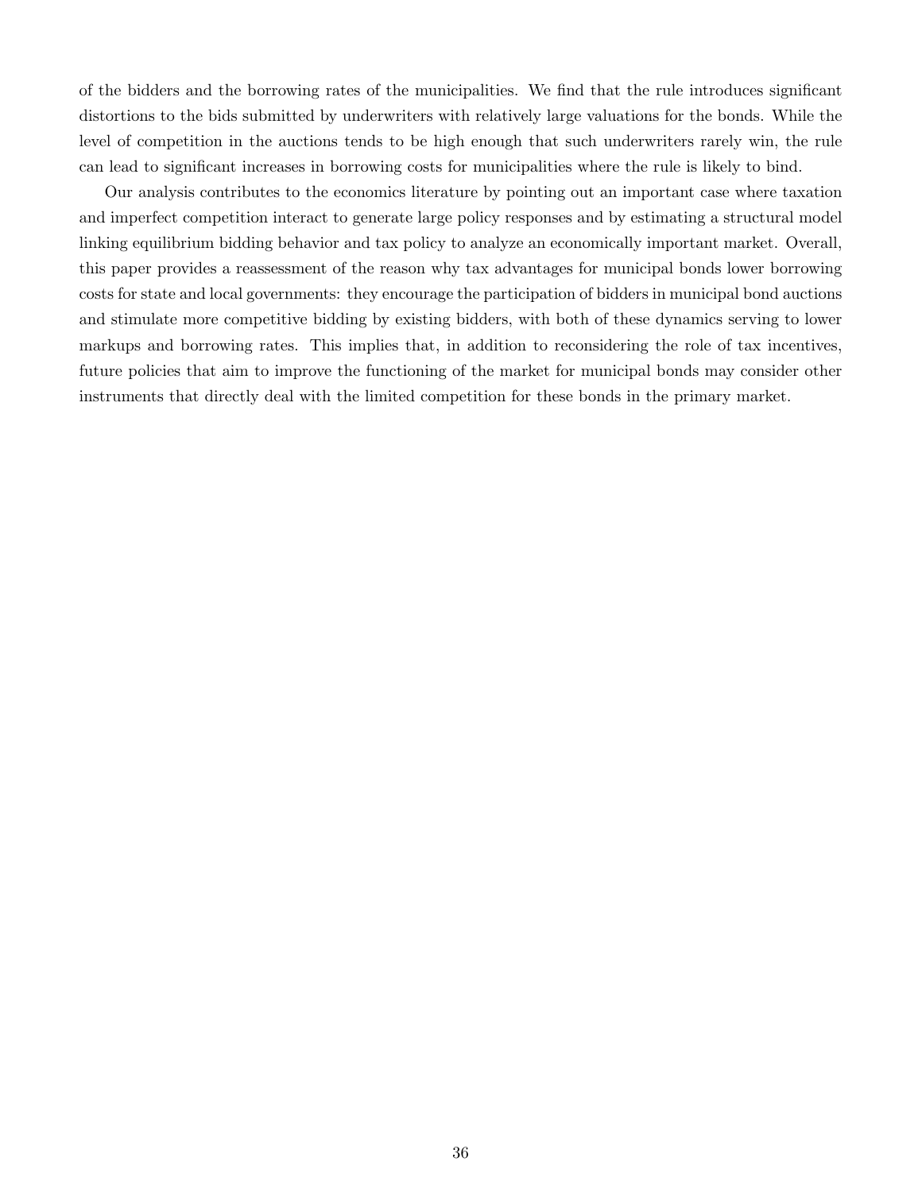of the bidders and the borrowing rates of the municipalities. We find that the rule introduces significant distortions to the bids submitted by underwriters with relatively large valuations for the bonds. While the level of competition in the auctions tends to be high enough that such underwriters rarely win, the rule can lead to significant increases in borrowing costs for municipalities where the rule is likely to bind.

Our analysis contributes to the economics literature by pointing out an important case where taxation and imperfect competition interact to generate large policy responses and by estimating a structural model linking equilibrium bidding behavior and tax policy to analyze an economically important market. Overall, this paper provides a reassessment of the reason why tax advantages for municipal bonds lower borrowing costs for state and local governments: they encourage the participation of bidders in municipal bond auctions and stimulate more competitive bidding by existing bidders, with both of these dynamics serving to lower markups and borrowing rates. This implies that, in addition to reconsidering the role of tax incentives, future policies that aim to improve the functioning of the market for municipal bonds may consider other instruments that directly deal with the limited competition for these bonds in the primary market.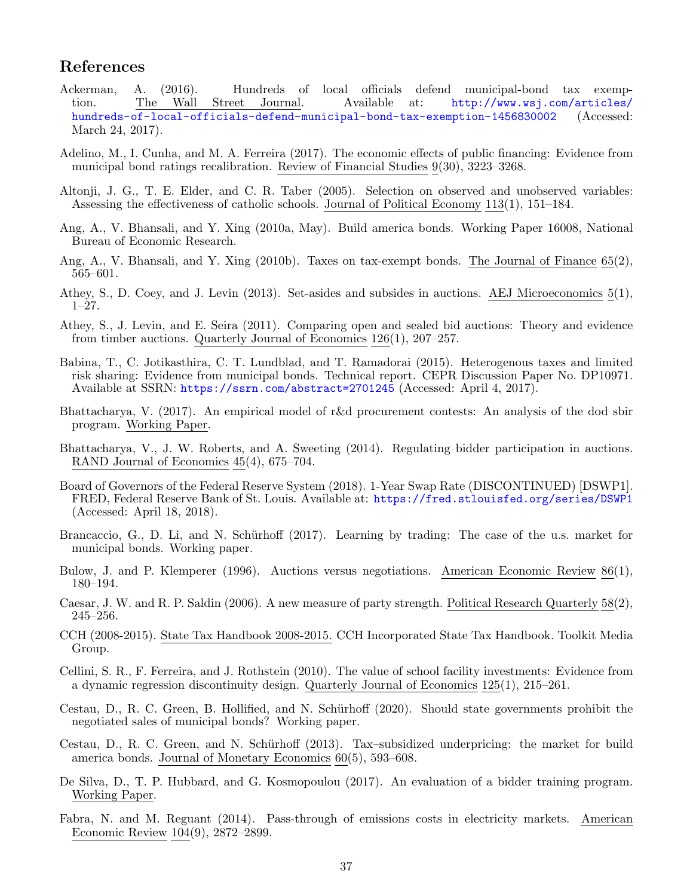## References

Ackerman, A. (2016). Hundreds of local officials defend municipal-bond tax exemption. The Wall Street Journal. Available at: http://www.wsj.com/articles/hundreds-of-local-officials-defend-municipal-bond-tax-exemption-1456830002 (Accessed: March 24, 2017).

Adelino, M., I. Cunha, and M. A. Ferreira (2017). The economic effects of public financing: Evidence from municipal bond ratings recalibration. Review of Financial Studies 9(30), 3223–3268.

Altonji, J. G., T. E. Elder, and C. R. Taber (2005). Selection on observed and unobserved variables: Assessing the effectiveness of catholic schools. Journal of Political Economy 113(1), 151–184.

Ang, A., V. Bhansali, and Y. Xing (2010a, May). Build america bonds. Working Paper 16008, National Bureau of Economic Research.

Ang, A., V. Bhansali, and Y. Xing (2010b). Taxes on tax-exempt bonds. The Journal of Finance 65(2), 565–601.

Athey, S., D. Coey, and J. Levin (2013). Set-asides and subsides in auctions. AEJ Microeconomics 5(1), 1–27.

Athey, S., J. Levin, and E. Seira (2011). Comparing open and sealed bid auctions: Theory and evidence from timber auctions. Quarterly Journal of Economics 126(1), 207–257.

Babina, T., C. Jotikasthira, C. T. Lundblad, and T. Ramadorai (2015). Heterogenous taxes and limited risk sharing: Evidence from municipal bonds. Technical report. CEPR Discussion Paper No. DP10971. Available at SSRN: https://ssrn.com/abstract=2701245 (Accessed: April 4, 2017).

Bhattacharya, V. (2017). An empirical model of r&d procurement contests: An analysis of the dod sbir program. Working Paper.

Bhattacharya, V., J. W. Roberts, and A. Sweeting (2014). Regulating bidder participation in auctions. RAND Journal of Economics 45(4), 675–704.

Board of Governors of the Federal Reserve System (2018). 1-Year Swap Rate (DISCONTINUED) [DSWP1]. FRED, Federal Reserve Bank of St. Louis. Available at: https://fred.stlouisfed.org/series/DSWP1 (Accessed: April 18, 2018).

Brancaccio, G., D. Li, and N. Schürhoff (2017). Learning by trading: The case of the u.s. market for municipal bonds. Working paper.

Bulow, J. and P. Klemperer (1996). Auctions versus negotiations. American Economic Review 86(1), 180–194.

Caesar, J. W. and R. P. Saldin (2006). A new measure of party strength. Political Research Quarterly 58(2), 245–256.

CCH (2008-2015). State Tax Handbook 2008-2015. CCH Incorporated State Tax Handbook. Toolkit Media Group.

Cellini, S. R., F. Ferreira, and J. Rothstein (2010). The value of school facility investments: Evidence from a dynamic regression discontinuity design. Quarterly Journal of Economics 125(1), 215–261.

Cestau, D., R. C. Green, B. Hollified, and N. Schürhoff (2020). Should state governments prohibit the negotiated sales of municipal bonds? Working paper.

Cestau, D., R. C. Green, and N. Schürhoff (2013). Tax–subsidized underpricing: the market for build america bonds. Journal of Monetary Economics 60(5), 593–608.

De Silva, D., T. P. Hubbard, and G. Kosmopoulou (2017). An evaluation of a bidder training program. Working Paper.

Fabra, N. and M. Reguant (2014). Pass-through of emissions costs in electricity markets. American Economic Review 104(9), 2872–2899.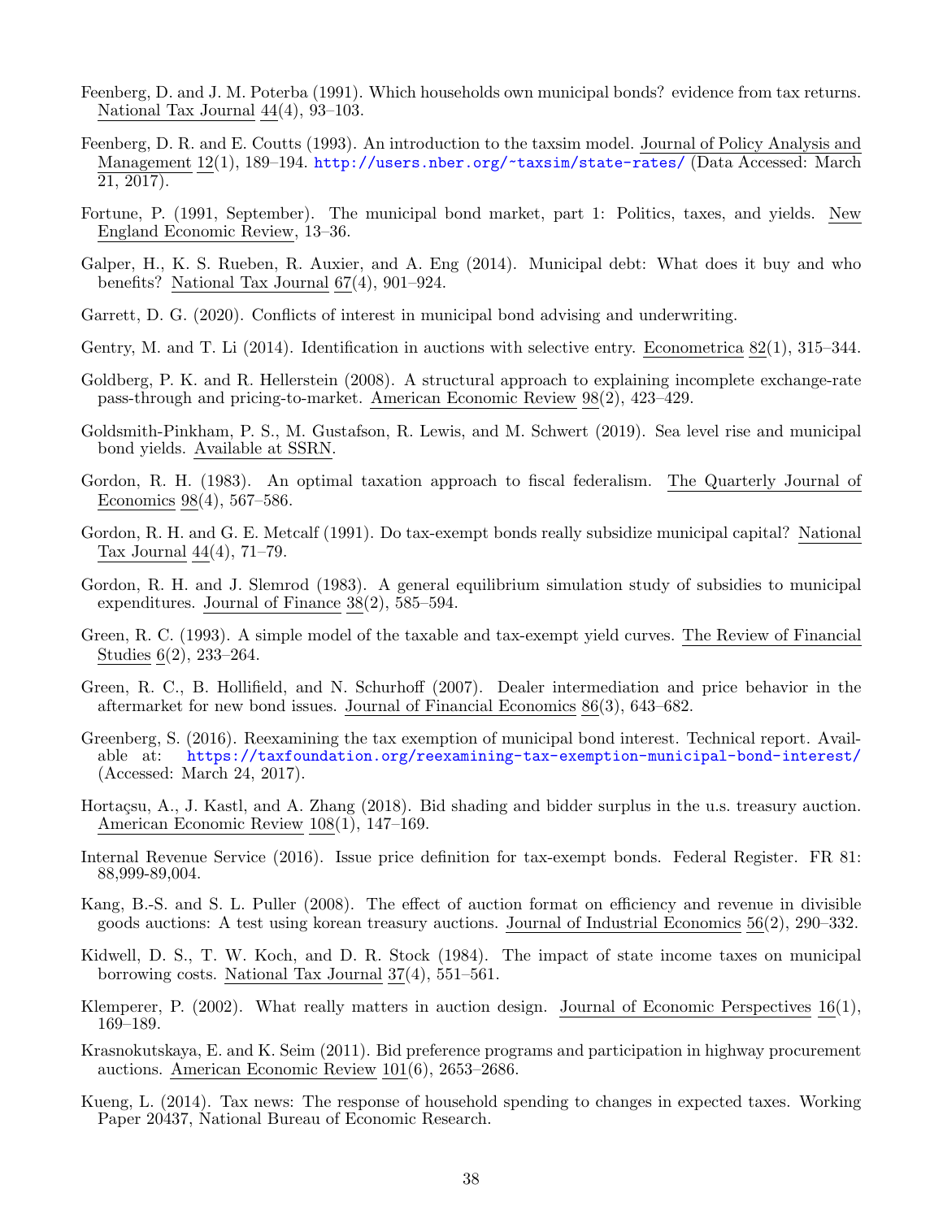Feenberg, D. and J. M. Poterba (1991). Which households own municipal bonds? evidence from tax returns. National Tax Journal 44(4), 93–103.

Feenberg, D. R. and E. Coutts (1993). An introduction to the taxsim model. Journal of Policy Analysis and Management 12(1), 189–194. http://users.nber.org/~taxsim/state-rates/ (Data Accessed: March 21, 2017).

Fortune, P. (1991, September). The municipal bond market, part 1: Politics, taxes, and yields. New England Economic Review, 13–36.

Galper, H., K. S. Rueben, R. Auxier, and A. Eng (2014). Municipal debt: What does it buy and who benefits? National Tax Journal 67(4), 901–924.

Garrett, D. G. (2020). Conflicts of interest in municipal bond advising and underwriting.

Gentry, M. and T. Li (2014). Identification in auctions with selective entry. Econometrica 82(1), 315–344.

Goldberg, P. K. and R. Hellerstein (2008). A structural approach to explaining incomplete exchange-rate pass-through and pricing-to-market. American Economic Review 98(2), 423–429.

Goldsmith-Pinkham, P. S., M. Gustafson, R. Lewis, and M. Schwert (2019). Sea level rise and municipal bond yields. Available at SSRN.

Gordon, R. H. (1983). An optimal taxation approach to fiscal federalism. The Quarterly Journal of Economics 98(4), 567–586.

Gordon, R. H. and G. E. Metcalf (1991). Do tax-exempt bonds really subsidize municipal capital? National Tax Journal 44(4), 71–79.

Gordon, R. H. and J. Slemrod (1983). A general equilibrium simulation study of subsidies to municipal expenditures. Journal of Finance 38(2), 585–594.

Green, R. C. (1993). A simple model of the taxable and tax-exempt yield curves. The Review of Financial Studies 6(2), 233–264.

Green, R. C., B. Hollifield, and N. Schurhoff (2007). Dealer intermediation and price behavior in the aftermarket for new bond issues. Journal of Financial Economics 86(3), 643–682.

Greenberg, S. (2016). Reexamining the tax exemption of municipal bond interest. Technical report. Available at: https://taxfoundation.org/reexamining-tax-exemption-municipal-bond-interest/ (Accessed: March 24, 2017).

Hortaçsu, A., J. Kastl, and A. Zhang (2018). Bid shading and bidder surplus in the u.s. treasury auction. American Economic Review 108(1), 147–169.

Internal Revenue Service (2016). Issue price definition for tax-exempt bonds. Federal Register. FR 81: 88,999-89,004.

Kang, B.-S. and S. L. Puller (2008). The effect of auction format on efficiency and revenue in divisible goods auctions: A test using korean treasury auctions. Journal of Industrial Economics 56(2), 290–332.

Kidwell, D. S., T. W. Koch, and D. R. Stock (1984). The impact of state income taxes on municipal borrowing costs. National Tax Journal 37(4), 551–561.

Klemperer, P. (2002). What really matters in auction design. Journal of Economic Perspectives 16(1), 169–189.

Krasnokutskaya, E. and K. Seim (2011). Bid preference programs and participation in highway procurement auctions. American Economic Review 101(6), 2653–2686.

Kueng, L. (2014). Tax news: The response of household spending to changes in expected taxes. Working Paper 20437, National Bureau of Economic Research.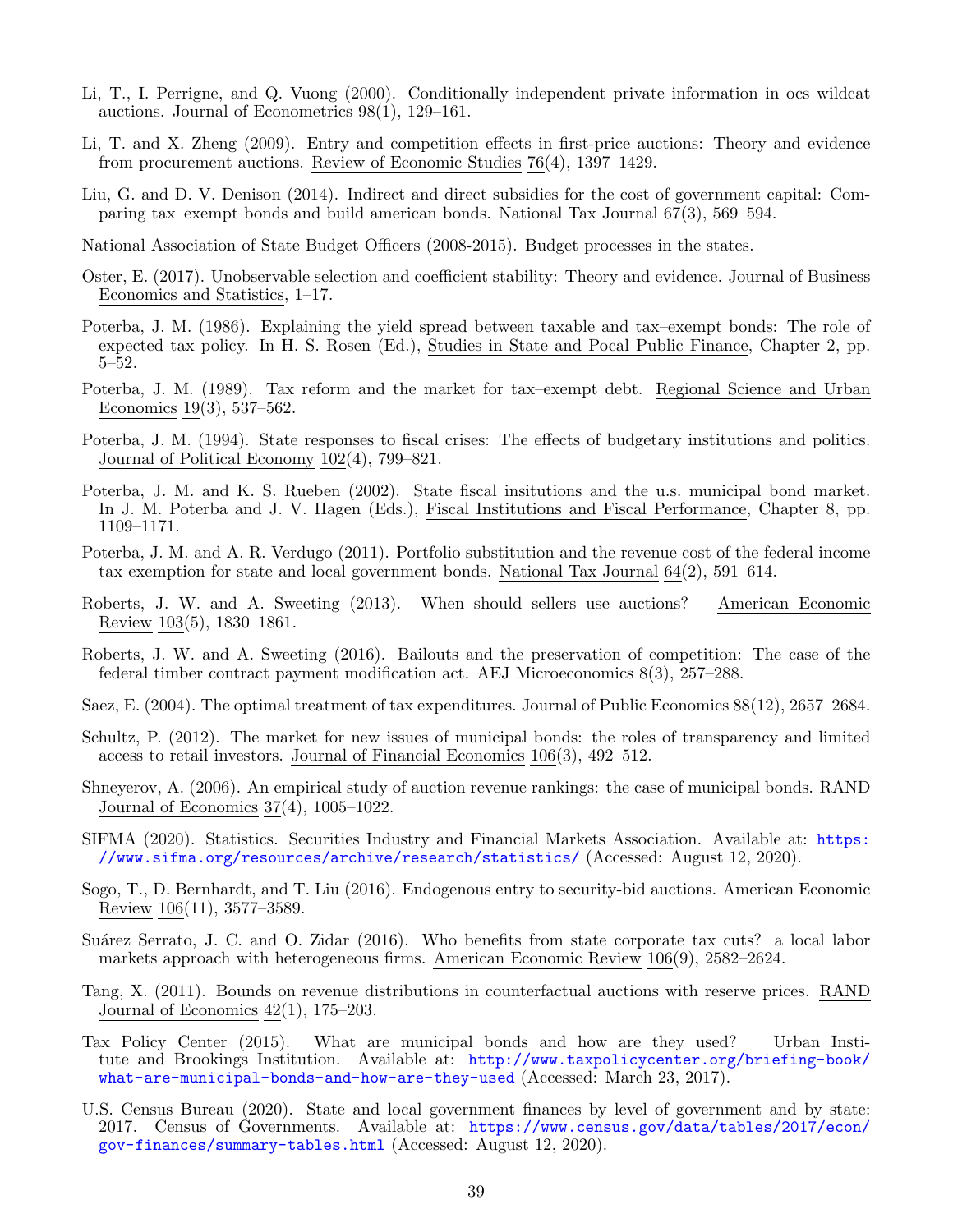Li, T., I. Perrigne, and Q. Vuong (2000). Conditionally independent private information in ocs wildcat auctions. Journal of Econometrics 98(1), 129–161.

Li, T. and X. Zheng (2009). Entry and competition effects in first-price auctions: Theory and evidence from procurement auctions. Review of Economic Studies 76(4), 1397–1429.

Liu, G. and D. V. Denison (2014). Indirect and direct subsidies for the cost of government capital: Comparing tax–exempt bonds and build american bonds. National Tax Journal 67(3), 569–594.

National Association of State Budget Officers (2008-2015). Budget processes in the states.

Oster, E. (2017). Unobservable selection and coefficient stability: Theory and evidence. Journal of Business Economics and Statistics, 1–17.

Poterba, J. M. (1986). Explaining the yield spread between taxable and tax–exempt bonds: The role of expected tax policy. In H. S. Rosen (Ed.), Studies in State and Pocal Public Finance, Chapter 2, pp. 5–52.

Poterba, J. M. (1989). Tax reform and the market for tax–exempt debt. Regional Science and Urban Economics 19(3), 537–562.

Poterba, J. M. (1994). State responses to fiscal crises: The effects of budgetary institutions and politics. Journal of Political Economy 102(4), 799–821.

Poterba, J. M. and K. S. Rueben (2002). State fiscal insitutions and the u.s. municipal bond market. In J. M. Poterba and J. V. Hagen (Eds.), Fiscal Institutions and Fiscal Performance, Chapter 8, pp. 1109–1171.

Poterba, J. M. and A. R. Verdugo (2011). Portfolio substitution and the revenue cost of the federal income tax exemption for state and local government bonds. National Tax Journal 64(2), 591–614.

Roberts, J. W. and A. Sweeting (2013). When should sellers use auctions? American Economic Review 103(5), 1830–1861.

Roberts, J. W. and A. Sweeting (2016). Bailouts and the preservation of competition: The case of the federal timber contract payment modification act. AEJ Microeconomics 8(3), 257–288.

Saez, E. (2004). The optimal treatment of tax expenditures. Journal of Public Economics 88(12), 2657–2684.

Schultz, P. (2012). The market for new issues of municipal bonds: the roles of transparency and limited access to retail investors. Journal of Financial Economics 106(3), 492–512.

Shneyerov, A. (2006). An empirical study of auction revenue rankings: the case of municipal bonds. RAND Journal of Economics 37(4), 1005–1022.

SIFMA (2020). Statistics. Securities Industry and Financial Markets Association. Available at: https://www.sifma.org/resources/archive/research/statistics/ (Accessed: August 12, 2020).

Sogo, T., D. Bernhardt, and T. Liu (2016). Endogenous entry to security-bid auctions. American Economic Review 106(11), 3577–3589.

Suárez Serrato, J. C. and O. Zidar (2016). Who benefits from state corporate tax cuts? a local labor markets approach with heterogeneous firms. American Economic Review 106(9), 2582–2624.

Tang, X. (2011). Bounds on revenue distributions in counterfactual auctions with reserve prices. RAND Journal of Economics 42(1), 175–203.

Tax Policy Center (2015). What are municipal bonds and how are they used? Urban Institute and Brookings Institution. Available at: http://www.taxpolicycenter.org/briefing-book/what-are-municipal-bonds-and-how-are-they-used (Accessed: March 23, 2017).

U.S. Census Bureau (2020). State and local government finances by level of government and by state: 2017. Census of Governments. Available at: https://www.census.gov/data/tables/2017/econ/gov-finances/summary-tables.html (Accessed: August 12, 2020).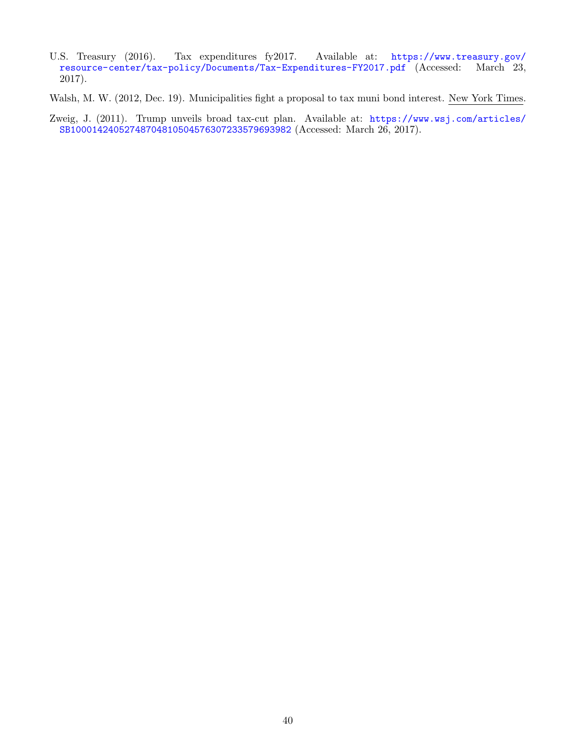U.S. Treasury (2016). Tax expenditures fy2017. Available at: https://www.treasury.gov/resource-center/tax-policy/Documents/Tax-Expenditures-FY2017.pdf (Accessed: March 23, 2017).

Walsh, M. W. (2012, Dec. 19). Municipalities fight a proposal to tax muni bond interest. New York Times.

Zweig, J. (2011). Trump unveils broad tax-cut plan. Available at: https://www.wsj.com/articles/SB10001424052748704810504576307233579693982 (Accessed: March 26, 2017).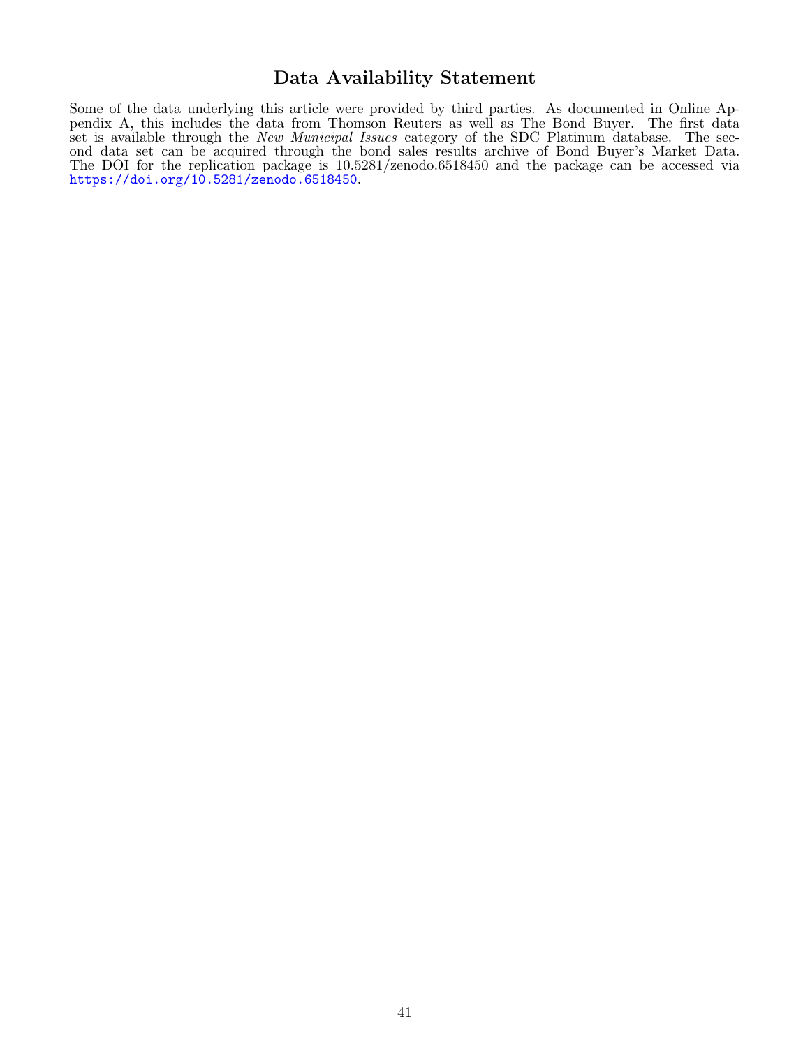# Data Availability Statement

Some of the data underlying this article were provided by third parties. As documented in Online Appendix A, this includes the data from Thomson Reuters as well as The Bond Buyer. The first data set is available through the *New Municipal Issues* category of the SDC Platinum database. The second data set can be acquired through the bond sales results archive of Bond Buyer's Market Data. The DOI for the replication package is 10.5281/zenodo.6518450 and the package can be accessed via https://doi.org/10.5281/zenodo.6518450.